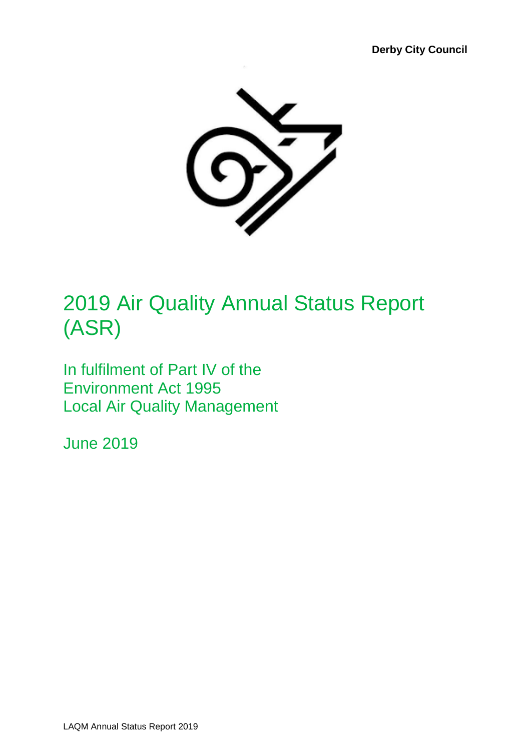**Derby City Council**

# 2019 Air Quality Annual Status Report (ASR)

In fulfilment of Part IV of the Environment Act 1995
Local Air Quality Management

June 2019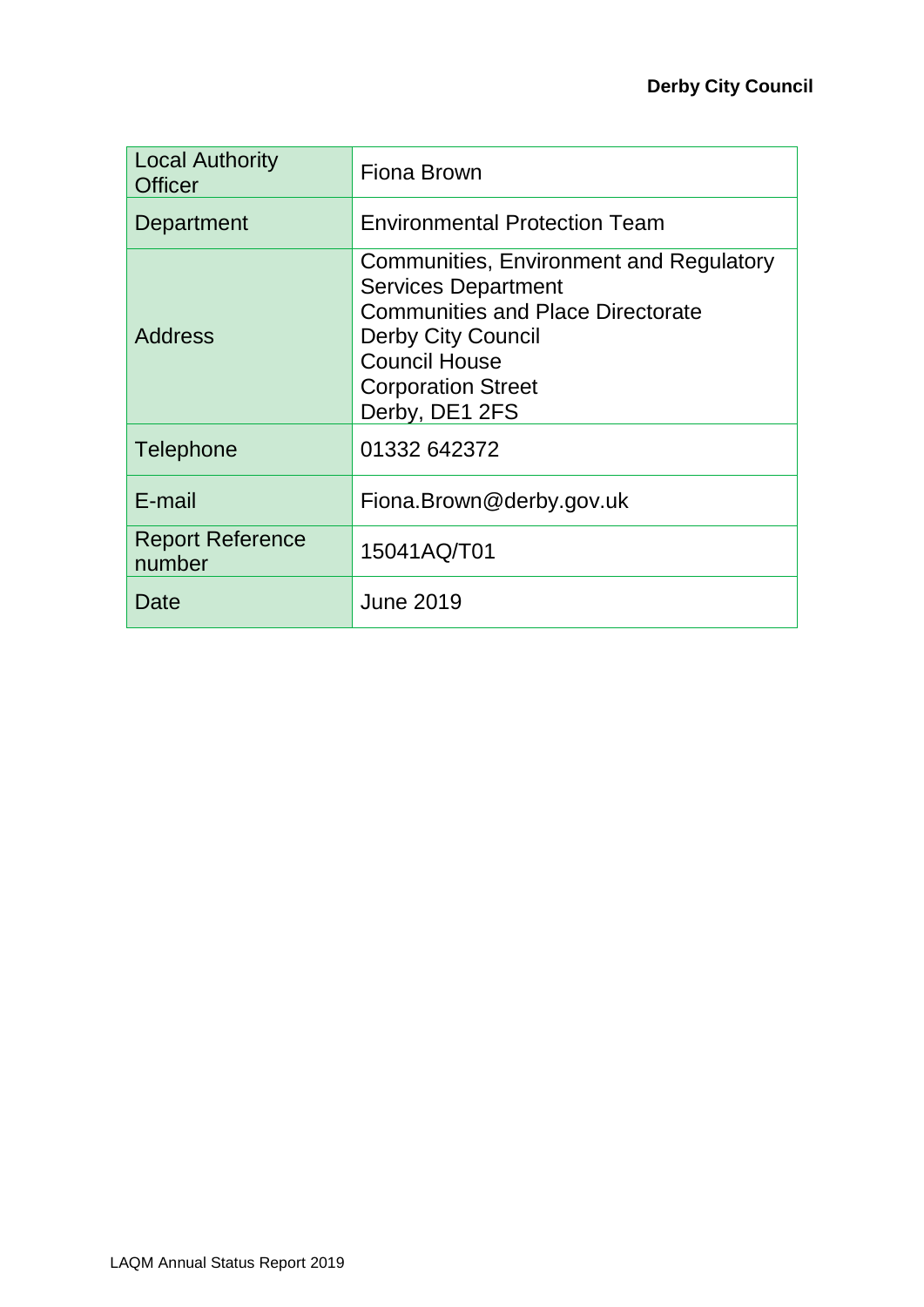| Local Authority Officer | Fiona Brown |
|---|---|
| Department | Environmental Protection Team |
| Address | Communities, Environment and Regulatory Services Department<br>Communities and Place Directorate<br>Derby City Council<br>Council House<br>Corporation Street<br>Derby, DE1 2FS |
| Telephone | 01332 642372 |
| E-mail | Fiona.Brown@derby.gov.uk |
| Report Reference number | 15041AQ/T01 |
| Date | June 2019 |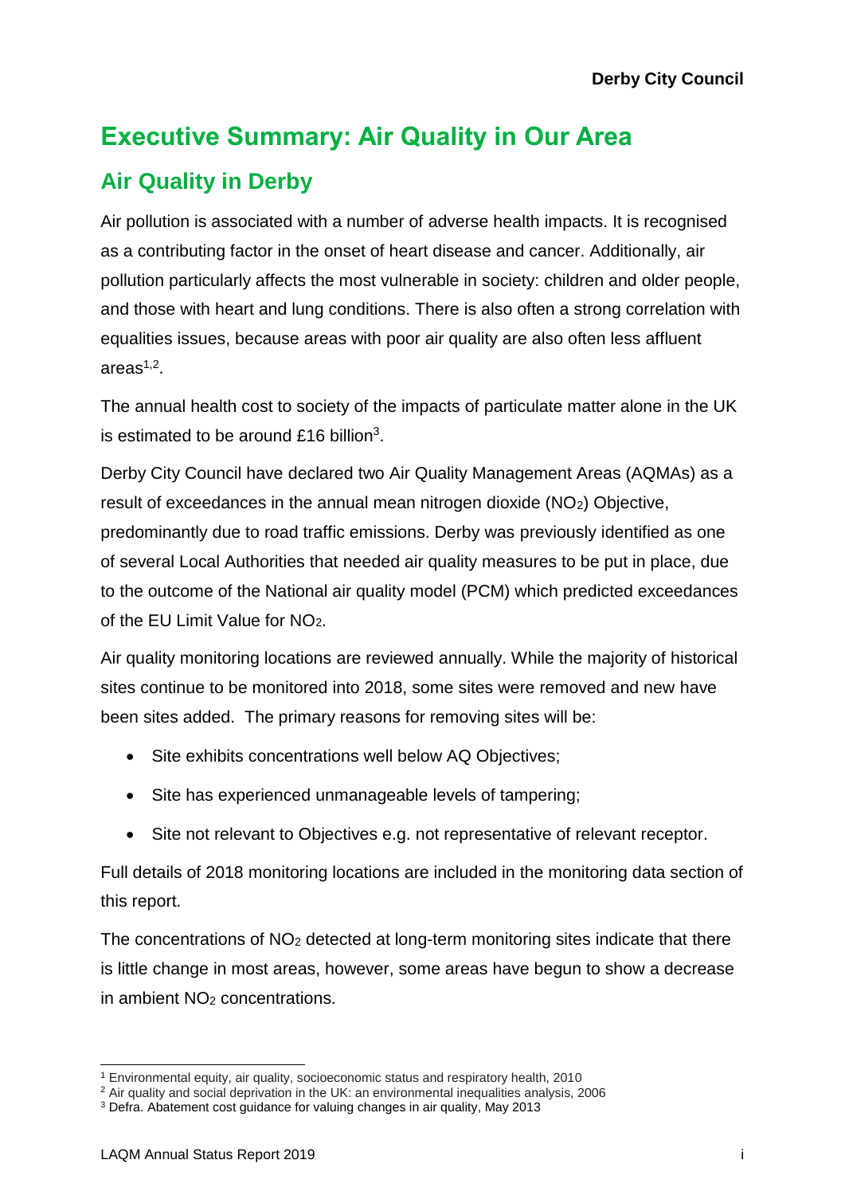# Executive Summary: Air Quality in Our Area

## Air Quality in Derby

Air pollution is associated with a number of adverse health impacts. It is recognised as a contributing factor in the onset of heart disease and cancer. Additionally, air pollution particularly affects the most vulnerable in society: children and older people, and those with heart and lung conditions. There is also often a strong correlation with equalities issues, because areas with poor air quality are also often less affluent areas[1,2].

The annual health cost to society of the impacts of particulate matter alone in the UK is estimated to be around £16 billion[3].

Derby City Council have declared two Air Quality Management Areas (AQMAs) as a result of exceedances in the annual mean nitrogen dioxide ($NO_2$) Objective, predominantly due to road traffic emissions. Derby was previously identified as one of several Local Authorities that needed air quality measures to be put in place, due to the outcome of the National air quality model (PCM) which predicted exceedances of the EU Limit Value for $NO_2$.

Air quality monitoring locations are reviewed annually. While the majority of historical sites continue to be monitored into 2018, some sites were removed and new have been sites added. The primary reasons for removing sites will be:

- Site exhibits concentrations well below AQ Objectives;
- Site has experienced unmanageable levels of tampering;
- Site not relevant to Objectives e.g. not representative of relevant receptor.

Full details of 2018 monitoring locations are included in the monitoring data section of this report.

The concentrations of $NO_2$ detected at long-term monitoring sites indicate that there is little change in most areas, however, some areas have begun to show a decrease in ambient $NO_2$ concentrations.

---

[1] Environmental equity, air quality, socioeconomic status and respiratory health, 2010

[2] Air quality and social deprivation in the UK: an environmental inequalities analysis, 2006

[3] Defra. Abatement cost guidance for valuing changes in air quality, May 2013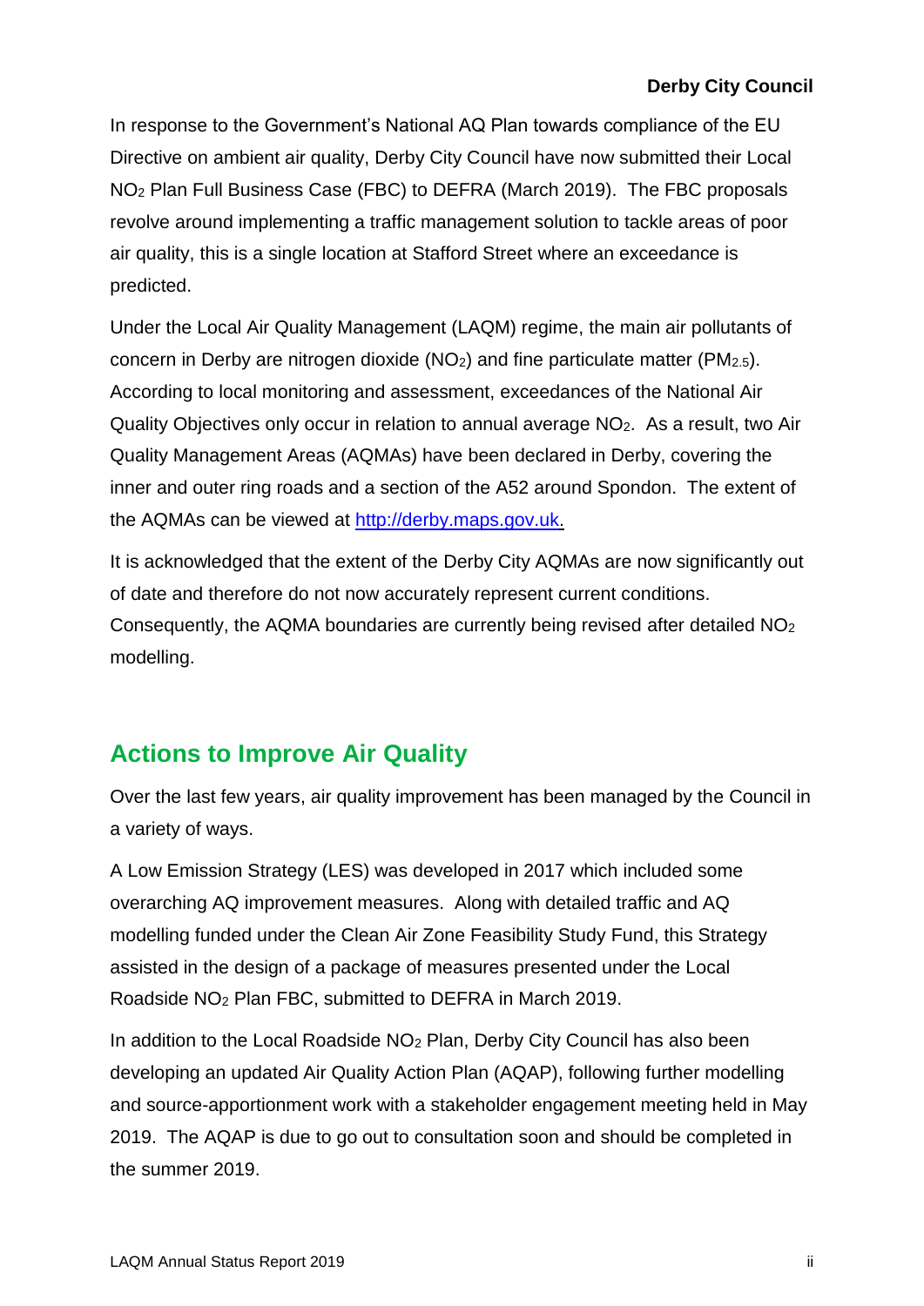In response to the Government's National AQ Plan towards compliance of the EU Directive on ambient air quality, Derby City Council have now submitted their Local $NO_2$ Plan Full Business Case (FBC) to DEFRA (March 2019). The FBC proposals revolve around implementing a traffic management solution to tackle areas of poor air quality, this is a single location at Stafford Street where an exceedance is predicted.

Under the Local Air Quality Management (LAQM) regime, the main air pollutants of concern in Derby are nitrogen dioxide ($NO_2$) and fine particulate matter ($PM_{2.5}$). According to local monitoring and assessment, exceedances of the National Air Quality Objectives only occur in relation to annual average $NO_2$. As a result, two Air Quality Management Areas (AQMAs) have been declared in Derby, covering the inner and outer ring roads and a section of the A52 around Spondon. The extent of the AQMAs can be viewed at [http://derby.maps.gov.uk](http://derby.maps.gov.uk).

It is acknowledged that the extent of the Derby City AQMAs are now significantly out of date and therefore do not now accurately represent current conditions. Consequently, the AQMA boundaries are currently being revised after detailed $NO_2$ modelling.

## Actions to Improve Air Quality

Over the last few years, air quality improvement has been managed by the Council in a variety of ways.

A Low Emission Strategy (LES) was developed in 2017 which included some overarching AQ improvement measures. Along with detailed traffic and AQ modelling funded under the Clean Air Zone Feasibility Study Fund, this Strategy assisted in the design of a package of measures presented under the Local Roadside $NO_2$ Plan FBC, submitted to DEFRA in March 2019.

In addition to the Local Roadside $NO_2$ Plan, Derby City Council has also been developing an updated Air Quality Action Plan (AQAP), following further modelling and source-apportionment work with a stakeholder engagement meeting held in May 2019. The AQAP is due to go out to consultation soon and should be completed in the summer 2019.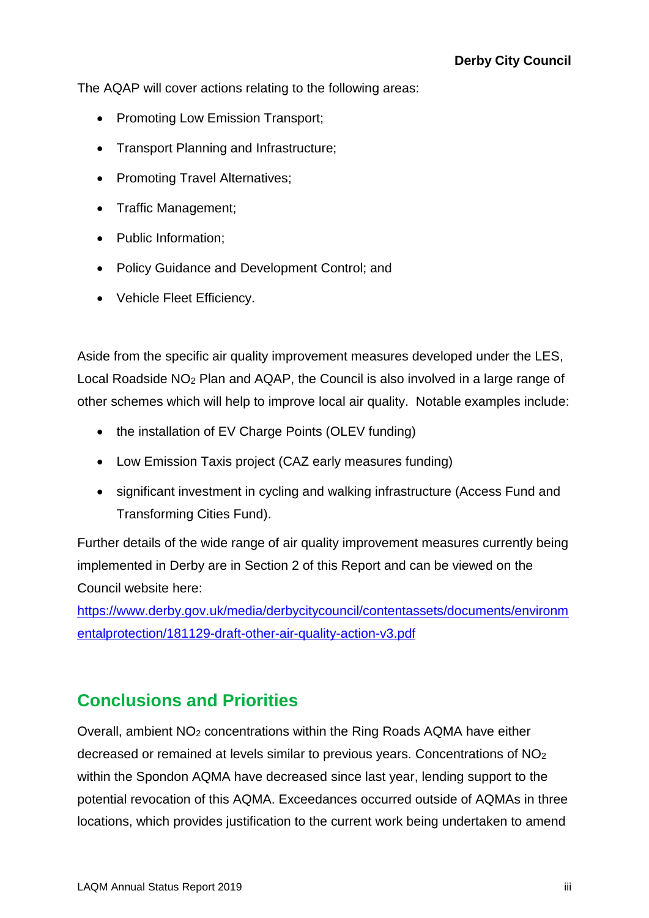The AQAP will cover actions relating to the following areas:

- Promoting Low Emission Transport;
- Transport Planning and Infrastructure;
- Promoting Travel Alternatives;
- Traffic Management;
- Public Information;
- Policy Guidance and Development Control; and
- Vehicle Fleet Efficiency.

Aside from the specific air quality improvement measures developed under the LES, Local Roadside $NO_2$ Plan and AQAP, the Council is also involved in a large range of other schemes which will help to improve local air quality. Notable examples include:

- the installation of EV Charge Points (OLEV funding)
- Low Emission Taxis project (CAZ early measures funding)
- significant investment in cycling and walking infrastructure (Access Fund and Transforming Cities Fund).

Further details of the wide range of air quality improvement measures currently being implemented in Derby are in Section 2 of this Report and can be viewed on the Council website here: [https://www.derby.gov.uk/media/derbycitycouncil/contentassets/documents/environmentalprotection/181129-draft-other-air-quality-action-v3.pdf](https://www.derby.gov.uk/media/derbycitycouncil/contentassets/documents/environmentalprotection/181129-draft-other-air-quality-action-v3.pdf)

## Conclusions and Priorities

Overall, ambient $NO_2$ concentrations within the Ring Roads AQMA have either decreased or remained at levels similar to previous years. Concentrations of $NO_2$ within the Spondon AQMA have decreased since last year, lending support to the potential revocation of this AQMA. Exceedances occurred outside of AQMAs in three locations, which provides justification to the current work being undertaken to amend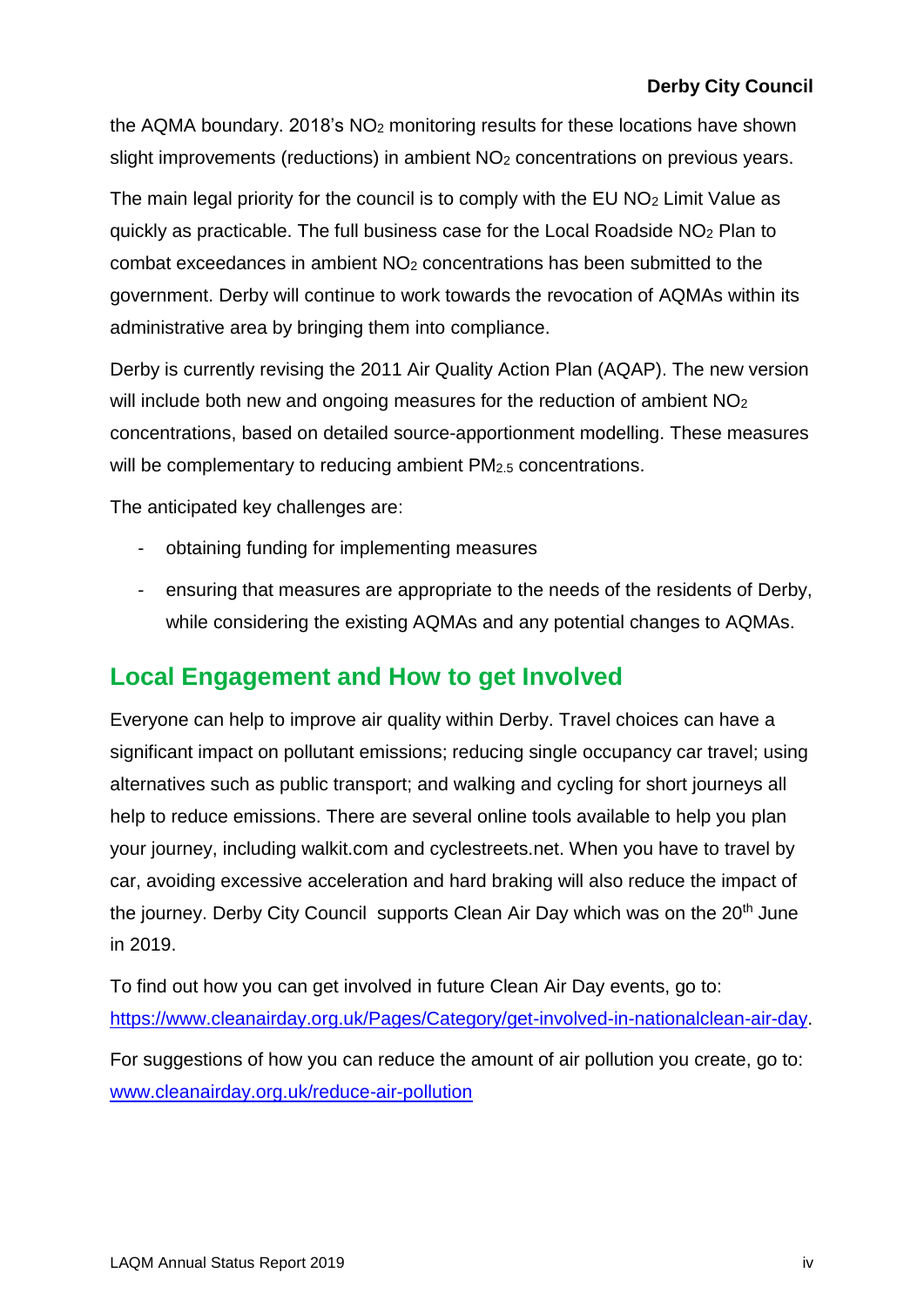the AQMA boundary. 2018's $NO_2$ monitoring results for these locations have shown slight improvements (reductions) in ambient $NO_2$ concentrations on previous years.

The main legal priority for the council is to comply with the EU $NO_2$ Limit Value as quickly as practicable. The full business case for the Local Roadside $NO_2$ Plan to combat exceedances in ambient $NO_2$ concentrations has been submitted to the government. Derby will continue to work towards the revocation of AQMAs within its administrative area by bringing them into compliance.

Derby is currently revising the 2011 Air Quality Action Plan (AQAP). The new version will include both new and ongoing measures for the reduction of ambient $NO_2$ concentrations, based on detailed source-apportionment modelling. These measures will be complementary to reducing ambient $PM_{2.5}$ concentrations.

The anticipated key challenges are:

- obtaining funding for implementing measures
- ensuring that measures are appropriate to the needs of the residents of Derby, while considering the existing AQMAs and any potential changes to AQMAs.

## Local Engagement and How to get Involved

Everyone can help to improve air quality within Derby. Travel choices can have a significant impact on pollutant emissions; reducing single occupancy car travel; using alternatives such as public transport; and walking and cycling for short journeys all help to reduce emissions. There are several online tools available to help you plan your journey, including walkit.com and cyclestreets.net. When you have to travel by car, avoiding excessive acceleration and hard braking will also reduce the impact of the journey. Derby City Council supports Clean Air Day which was on the 20th June in 2019.

To find out how you can get involved in future Clean Air Day events, go to: https://www.cleanairday.org.uk/Pages/Category/get-involved-in-nationalclean-air-day.

For suggestions of how you can reduce the amount of air pollution you create, go to: www.cleanairday.org.uk/reduce-air-pollution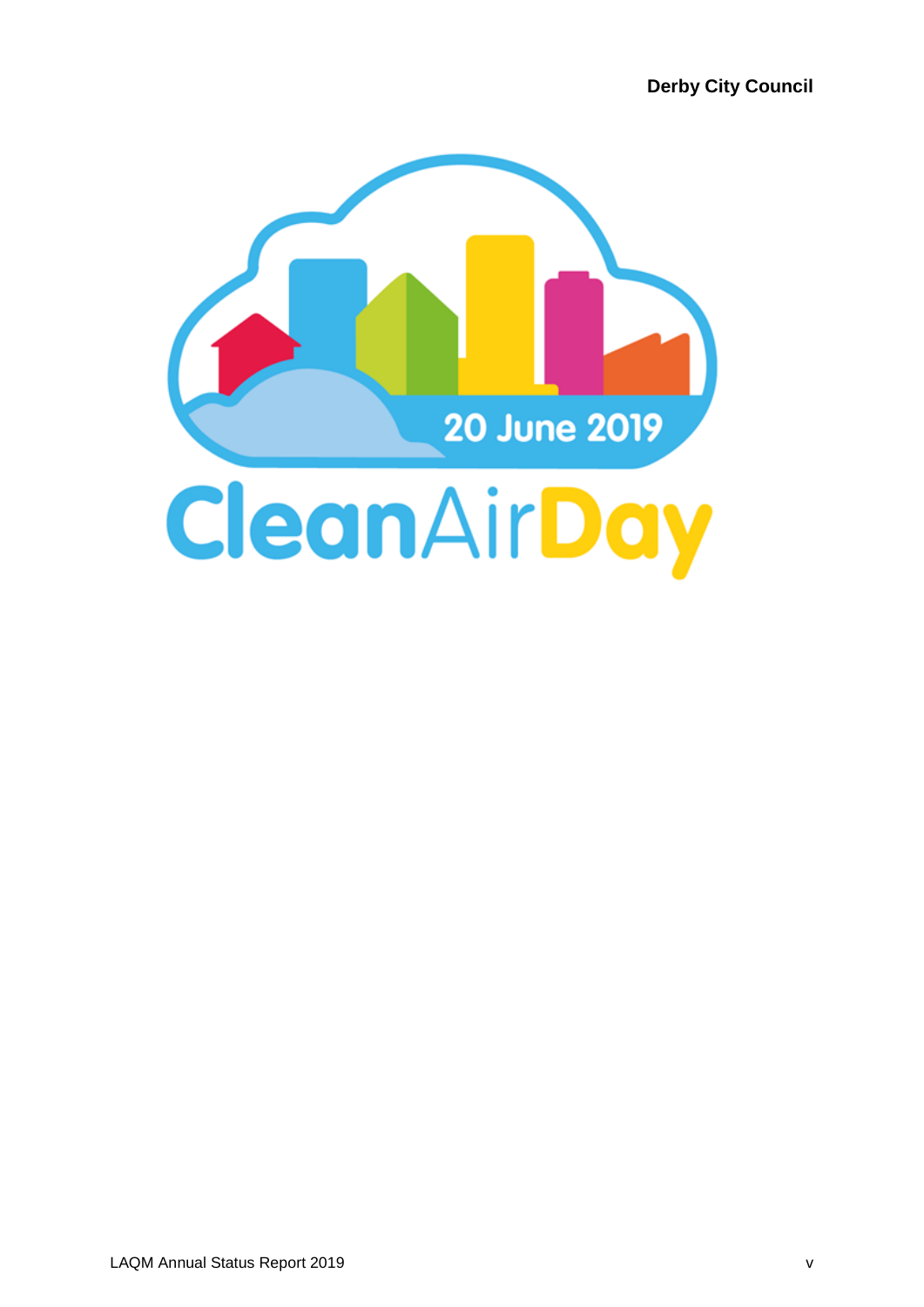20 June 2019

Clean Air Day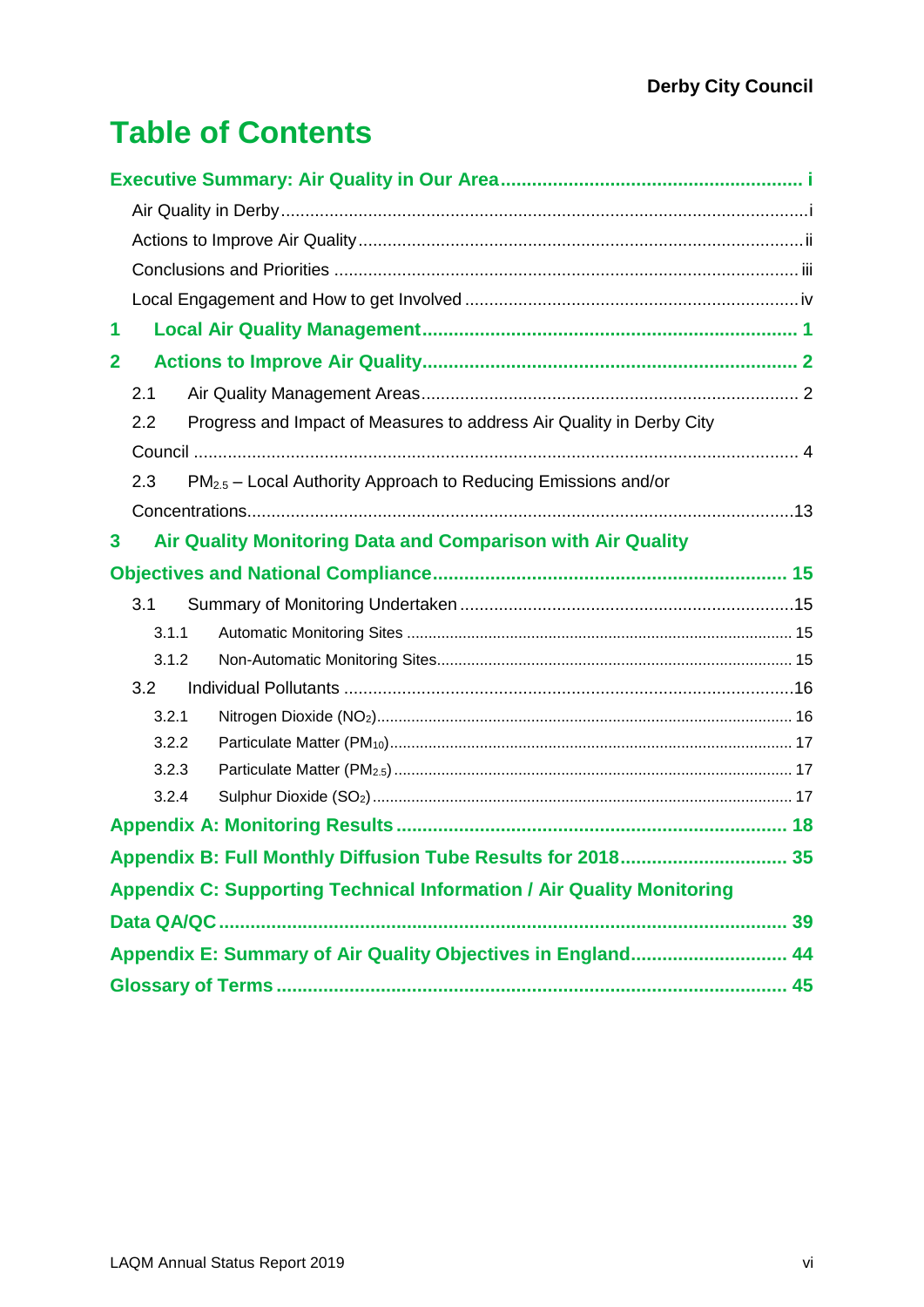# Table of Contents

**Executive Summary: Air Quality in Our Area ......................................................... i**

Air Quality in Derby .............................................................................................................i

Actions to Improve Air Quality ...........................................................................................ii

Conclusions and Priorities ................................................................................................ iii

Local Engagement and How to get Involved ....................................................................iv

**1 Local Air Quality Management ....................................................................... 1**

**2 Actions to Improve Air Quality ....................................................................... 2**

2.1 Air Quality Management Areas ............................................................................... 2

2.2 Progress and Impact of Measures to address Air Quality in Derby City Council ............................................................................................................................. 4

2.3 $PM_{2.5}$ – Local Authority Approach to Reducing Emissions and/or Concentrations.................................................................................................................13

**3 Air Quality Monitoring Data and Comparison with Air Quality Objectives and National Compliance .................................................................. 15**

3.1 Summary of Monitoring Undertaken .....................................................................15

3.1.1 Automatic Monitoring Sites ......................................................................................... 15

3.1.2 Non-Automatic Monitoring Sites.................................................................................. 15

3.2 Individual Pollutants .............................................................................................16

3.2.1 Nitrogen Dioxide ($NO_2$)................................................................................................ 16

3.2.2 Particulate Matter ($PM_{10}$)............................................................................................ 17

3.2.3 Particulate Matter ($PM_{2.5}$) ........................................................................................... 17

3.2.4 Sulphur Dioxide ($SO_2$) ................................................................................................. 17

**Appendix A: Monitoring Results .......................................................................... 18**

**Appendix B: Full Monthly Diffusion Tube Results for 2018................................ 35**

**Appendix C: Supporting Technical Information / Air Quality Monitoring Data QA/QC ............................................................................................................. 39**

**Appendix E: Summary of Air Quality Objectives in England.............................. 44**

**Glossary of Terms .................................................................................................. 45**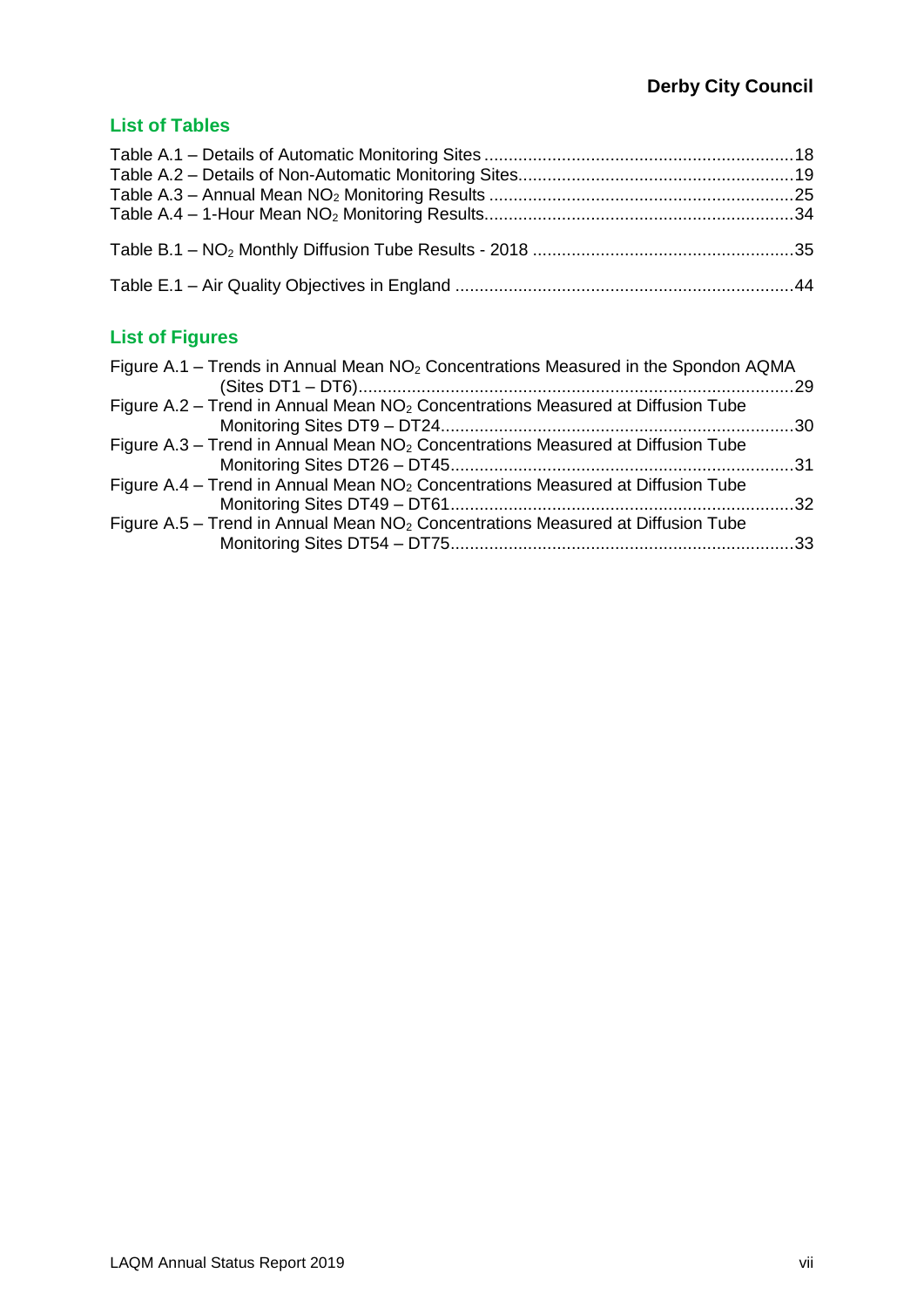## List of Tables

Table A.1 – Details of Automatic Monitoring Sites ................................................................18
Table A.2 – Details of Non-Automatic Monitoring Sites.........................................................19
Table A.3 – Annual Mean $NO_2$ Monitoring Results ...............................................................25
Table A.4 – 1-Hour Mean $NO_2$ Monitoring Results...............................................................34

Table B.1 – $NO_2$ Monthly Diffusion Tube Results - 2018 .....................................................35

Table E.1 – Air Quality Objectives in England .....................................................................44

## List of Figures

Figure A.1 – Trends in Annual Mean $NO_2$ Concentrations Measured in the Spondon AQMA (Sites DT1 – DT6).........................................................................................29
Figure A.2 – Trend in Annual Mean $NO_2$ Concentrations Measured at Diffusion Tube Monitoring Sites DT9 – DT24.........................................................................30
Figure A.3 – Trend in Annual Mean $NO_2$ Concentrations Measured at Diffusion Tube Monitoring Sites DT26 – DT45.......................................................................31
Figure A.4 – Trend in Annual Mean $NO_2$ Concentrations Measured at Diffusion Tube Monitoring Sites DT49 – DT61.......................................................................32
Figure A.5 – Trend in Annual Mean $NO_2$ Concentrations Measured at Diffusion Tube Monitoring Sites DT54 – DT75.......................................................................33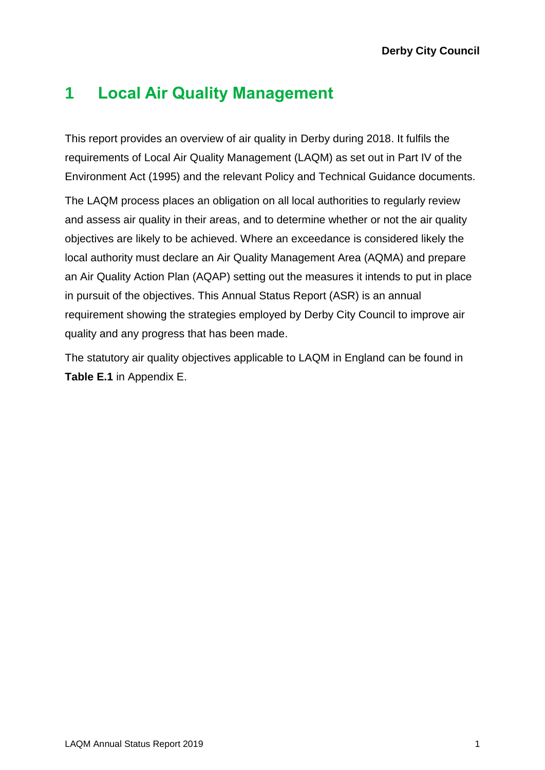# 1 Local Air Quality Management

This report provides an overview of air quality in Derby during 2018. It fulfils the requirements of Local Air Quality Management (LAQM) as set out in Part IV of the Environment Act (1995) and the relevant Policy and Technical Guidance documents.

The LAQM process places an obligation on all local authorities to regularly review and assess air quality in their areas, and to determine whether or not the air quality objectives are likely to be achieved. Where an exceedance is considered likely the local authority must declare an Air Quality Management Area (AQMA) and prepare an Air Quality Action Plan (AQAP) setting out the measures it intends to put in place in pursuit of the objectives. This Annual Status Report (ASR) is an annual requirement showing the strategies employed by Derby City Council to improve air quality and any progress that has been made.

The statutory air quality objectives applicable to LAQM in England can be found in **Table E.1** in Appendix E.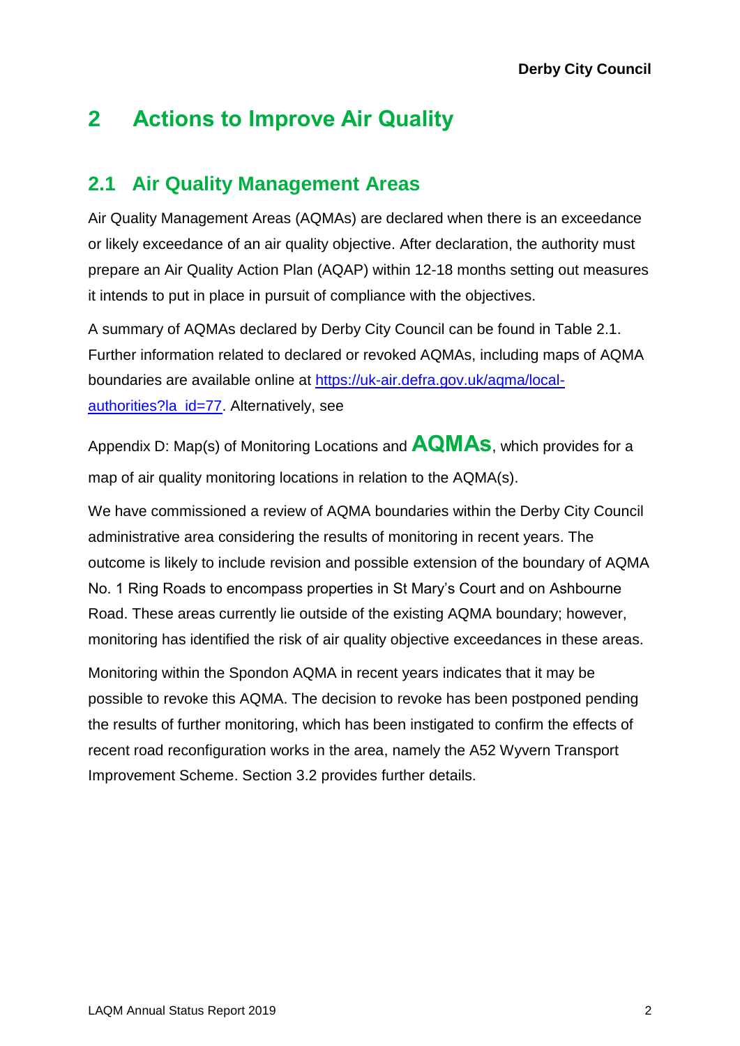# 2 Actions to Improve Air Quality

## 2.1 Air Quality Management Areas

Air Quality Management Areas (AQMAs) are declared when there is an exceedance or likely exceedance of an air quality objective. After declaration, the authority must prepare an Air Quality Action Plan (AQAP) within 12-18 months setting out measures it intends to put in place in pursuit of compliance with the objectives.

A summary of AQMAs declared by Derby City Council can be found in Table 2.1. Further information related to declared or revoked AQMAs, including maps of AQMA boundaries are available online at [https://uk-air.defra.gov.uk/aqma/local-authorities?la_id=77](https://uk-air.defra.gov.uk/aqma/local-authorities?la_id=77). Alternatively, see

Appendix D: Map(s) of Monitoring Locations and **AQMAs**, which provides for a map of air quality monitoring locations in relation to the AQMA(s).

We have commissioned a review of AQMA boundaries within the Derby City Council administrative area considering the results of monitoring in recent years. The outcome is likely to include revision and possible extension of the boundary of AQMA No. 1 Ring Roads to encompass properties in St Mary's Court and on Ashbourne Road. These areas currently lie outside of the existing AQMA boundary; however, monitoring has identified the risk of air quality objective exceedances in these areas.

Monitoring within the Spondon AQMA in recent years indicates that it may be possible to revoke this AQMA. The decision to revoke has been postponed pending the results of further monitoring, which has been instigated to confirm the effects of recent road reconfiguration works in the area, namely the A52 Wyvern Transport Improvement Scheme. Section 3.2 provides further details.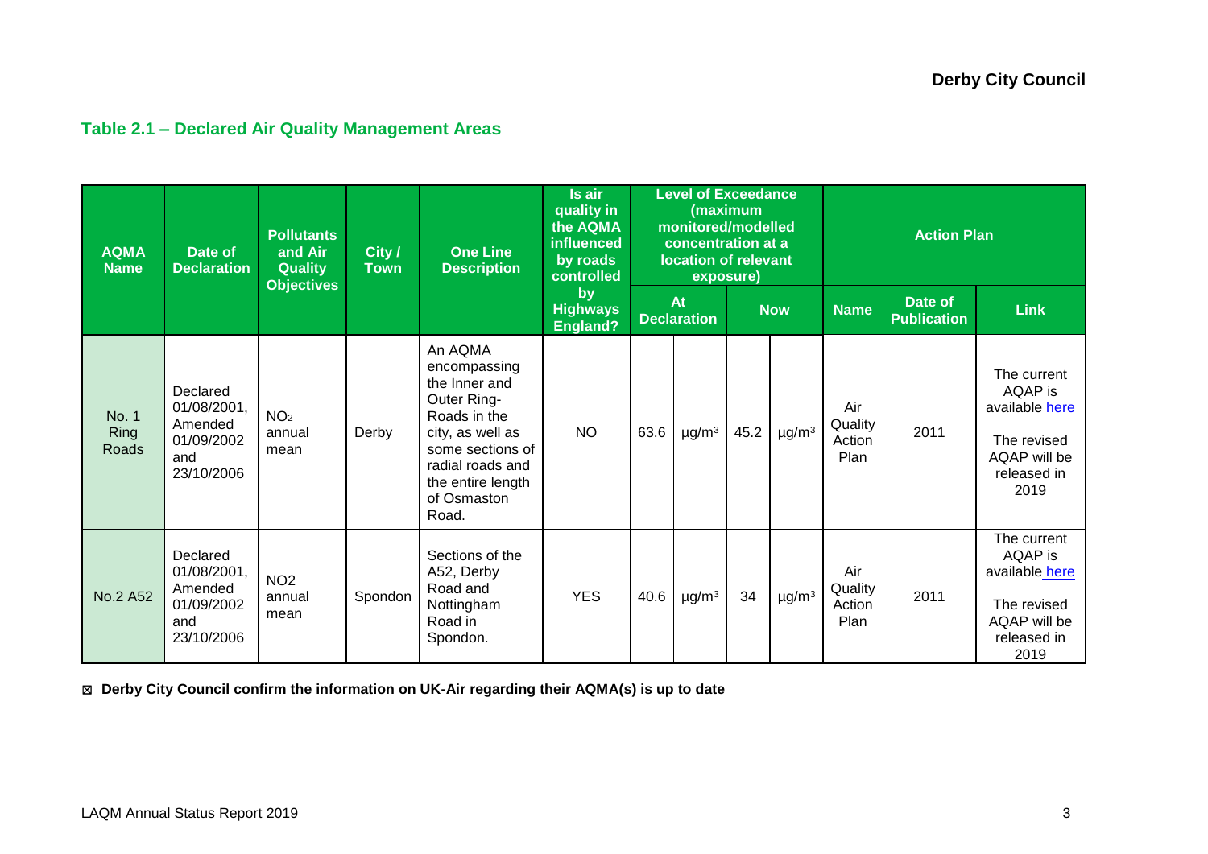### Table 2.1 – Declared Air Quality Management Areas

| AQMA Name | Date of Declaration | Pollutants and Air Quality Objectives | City / Town | One Line Description | Is air quality in the AQMA influenced by roads controlled by Highways England? | Level of Exceedance (maximum monitored/modelled concentration at a location of relevant exposure) | | | | Action Plan | | |
|---|---|---|---|---|---|---|---|---|---|---|---|---|
| | | | | | | At Declaration | | Now | | Name | Date of Publication | Link |
| No. 1 Ring Roads | Declared 01/08/2001, Amended 01/09/2002 and 23/10/2006 | $NO_2$ annual mean | Derby | An AQMA encompassing the Inner and Outer Ring-Roads in the city, as well as some sections of radial roads and the entire length of Osmaston Road. | NO | 63.6 | µg/m³ | 45.2 | µg/m³ | Air Quality Action Plan | 2011 | The current AQAP is available here. The revised AQAP will be released in 2019 |
| No.2 A52 | Declared 01/08/2001, Amended 01/09/2002 and 23/10/2006 | $NO_2$ annual mean | Spondon | Sections of the A52, Derby Road and Nottingham Road in Spondon. | YES | 40.6 | µg/m³ | 34 | µg/m³ | Air Quality Action Plan | 2011 | The current AQAP is available here. The revised AQAP will be released in 2019 |

☒ **Derby City Council confirm the information on UK-Air regarding their AQMA(s) is up to date**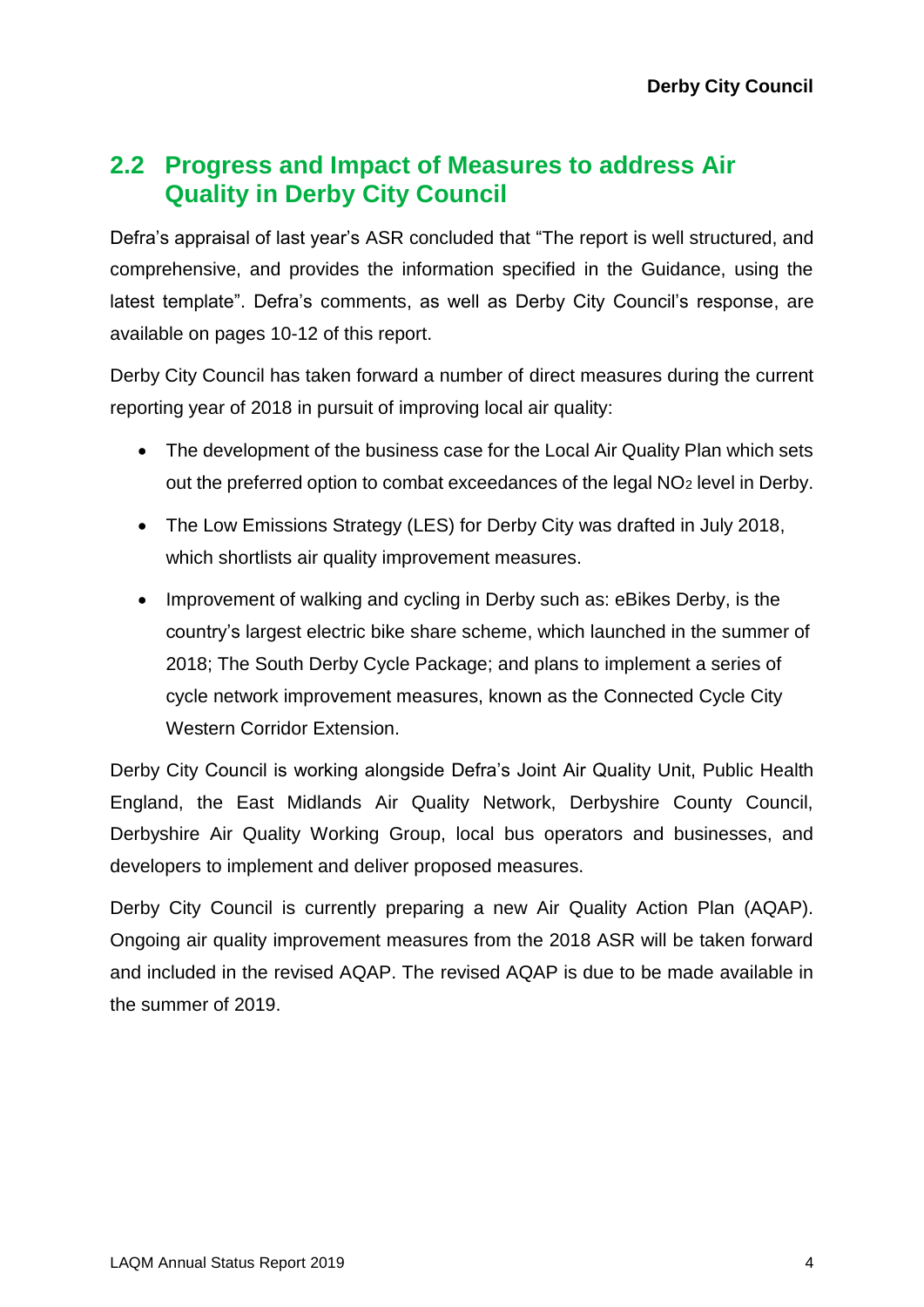## 2.2 Progress and Impact of Measures to address Air Quality in Derby City Council

Defra's appraisal of last year's ASR concluded that "The report is well structured, and comprehensive, and provides the information specified in the Guidance, using the latest template". Defra's comments, as well as Derby City Council's response, are available on pages 10-12 of this report.

Derby City Council has taken forward a number of direct measures during the current reporting year of 2018 in pursuit of improving local air quality:

- The development of the business case for the Local Air Quality Plan which sets out the preferred option to combat exceedances of the legal $NO_2$ level in Derby.
- The Low Emissions Strategy (LES) for Derby City was drafted in July 2018, which shortlists air quality improvement measures.
- Improvement of walking and cycling in Derby such as: eBikes Derby, is the country's largest electric bike share scheme, which launched in the summer of 2018; The South Derby Cycle Package; and plans to implement a series of cycle network improvement measures, known as the Connected Cycle City Western Corridor Extension.

Derby City Council is working alongside Defra's Joint Air Quality Unit, Public Health England, the East Midlands Air Quality Network, Derbyshire County Council, Derbyshire Air Quality Working Group, local bus operators and businesses, and developers to implement and deliver proposed measures.

Derby City Council is currently preparing a new Air Quality Action Plan (AQAP). Ongoing air quality improvement measures from the 2018 ASR will be taken forward and included in the revised AQAP. The revised AQAP is due to be made available in the summer of 2019.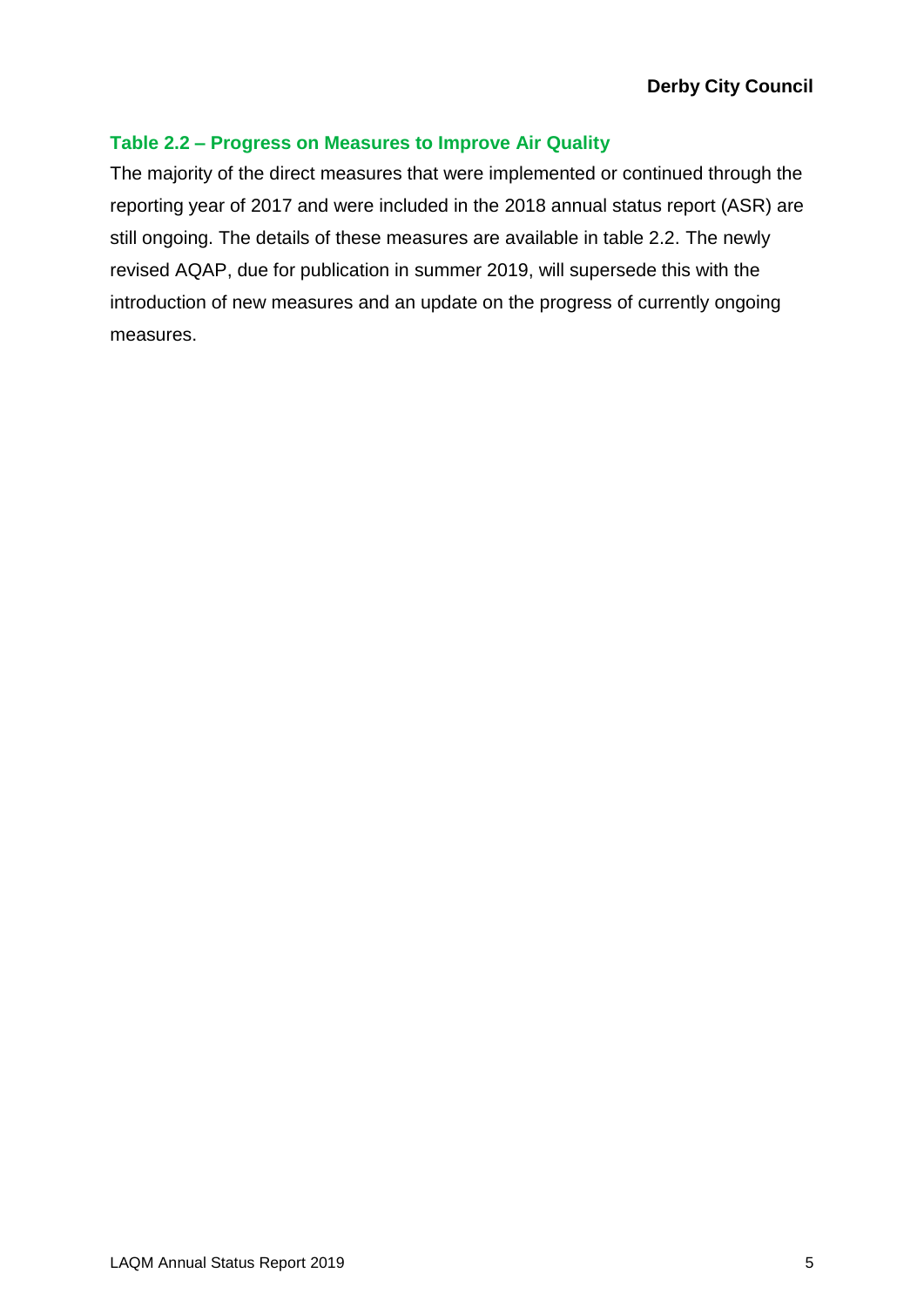### Table 2.2 – Progress on Measures to Improve Air Quality

The majority of the direct measures that were implemented or continued through the reporting year of 2017 and were included in the 2018 annual status report (ASR) are still ongoing. The details of these measures are available in table 2.2. The newly revised AQAP, due for publication in summer 2019, will supersede this with the introduction of new measures and an update on the progress of currently ongoing measures.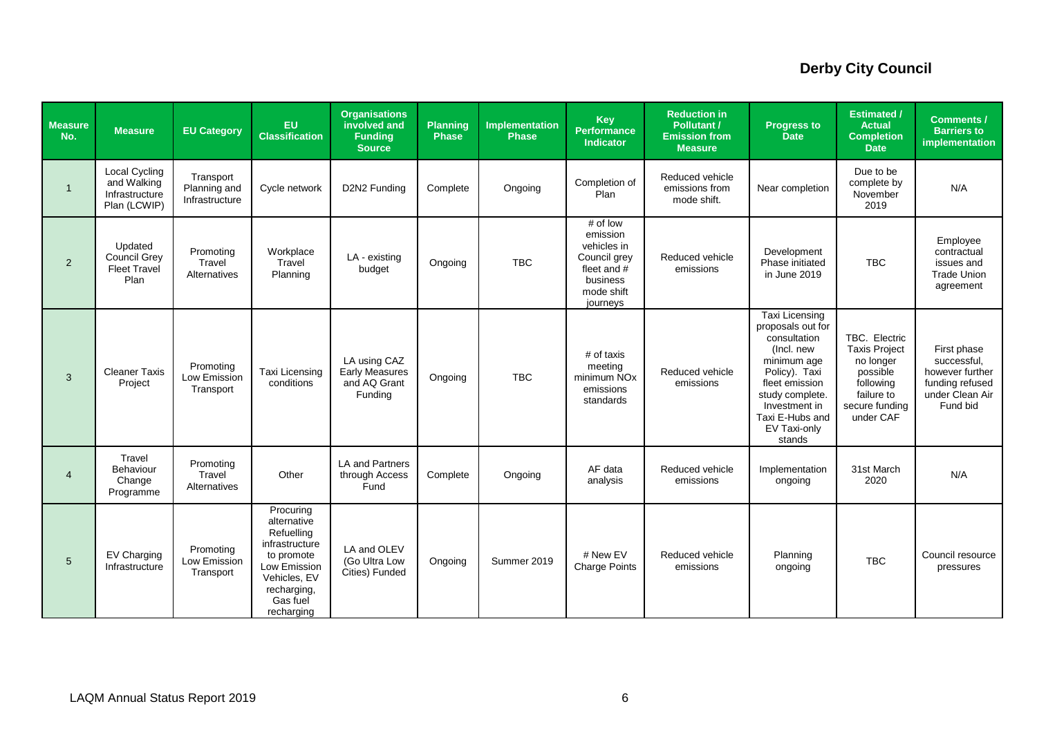**Derby City Council**

| Measure No. | Measure | EU Category | EU Classification | Organisations involved and Funding Source | Planning Phase | Implementation Phase | Key Performance Indicator | Reduction in Pollutant / Emission from Measure | Progress to Date | Estimated / Actual Completion Date | Comments / Barriers to implementation |
|---|---|---|---|---|---|---|---|---|---|---|---|
| 1 | Local Cycling and Walking Infrastructure Plan (LCWIP) | Transport Planning and Infrastructure | Cycle network | D2N2 Funding | Complete | Ongoing | Completion of Plan | Reduced vehicle emissions from mode shift. | Near completion | Due to be complete by November 2019 | N/A |
| 2 | Updated Council Grey Fleet Travel Plan | Promoting Travel Alternatives | Workplace Travel Planning | LA - existing budget | Ongoing | TBC | # of low emission vehicles in Council grey fleet and # business mode shift journeys | Reduced vehicle emissions | Development Phase initiated in June 2019 | TBC | Employee contractual issues and Trade Union agreement |
| 3 | Cleaner Taxis Project | Promoting Low Emission Transport | Taxi Licensing conditions | LA using CAZ Early Measures and AQ Grant Funding | Ongoing | TBC | # of taxis meeting minimum NOx emissions standards | Reduced vehicle emissions | Taxi Licensing proposals out for consultation (Incl. new minimum age Policy). Taxi fleet emission study complete. Investment in Taxi E-Hubs and EV Taxi-only stands | TBC. Electric Taxis Project no longer possible following failure to secure funding under CAF | First phase successful, however further funding refused under Clean Air Fund bid |
| 4 | Travel Behaviour Change Programme | Promoting Travel Alternatives | Other | LA and Partners through Access Fund | Complete | Ongoing | AF data analysis | Reduced vehicle emissions | Implementation ongoing | 31st March 2020 | N/A |
| 5 | EV Charging Infrastructure | Promoting Low Emission Transport | Procuring alternative Refuelling infrastructure to promote Low Emission Vehicles, EV recharging, Gas fuel recharging | LA and OLEV (Go Ultra Low Cities) Funded | Ongoing | Summer 2019 | # New EV Charge Points | Reduced vehicle emissions | Planning ongoing | TBC | Council resource pressures |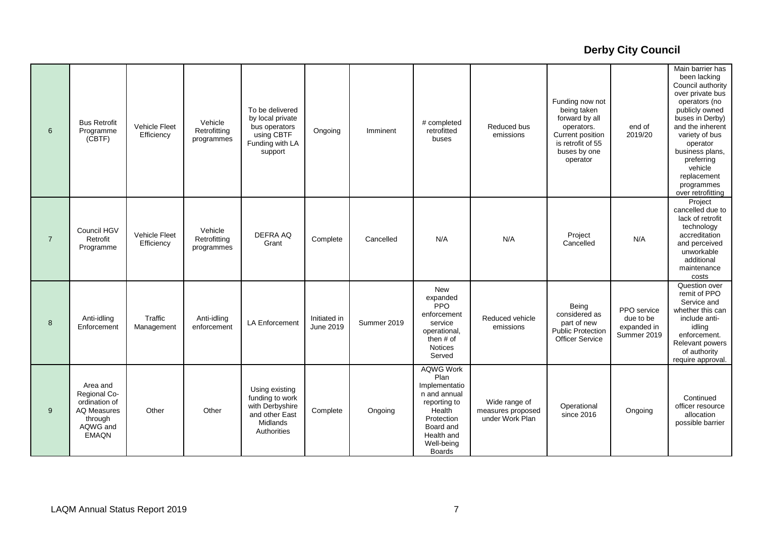| | | | | | | | | | | | |
|---|---|---|---|---|---|---|---|---|---|---|---|
| 6 | Bus Retrofit Programme (CBTF) | Vehicle Fleet Efficiency | Vehicle Retrofitting programmes | To be delivered by local private bus operators using CBTF Funding with LA support | Ongoing | Imminent | # completed retrofitted buses | Reduced bus emissions | Funding now not being taken forward by all operators. Current position is retrofit of 55 buses by one operator | end of 2019/20 | Main barrier has been lacking Council authority over private bus operators (no publicly owned buses in Derby) and the inherent variety of bus operator business plans, preferring vehicle replacement programmes over retrofitting |
| 7 | Council HGV Retrofit Programme | Vehicle Fleet Efficiency | Vehicle Retrofitting programmes | DEFRA AQ Grant | Complete | Cancelled | N/A | N/A | Project Cancelled | N/A | Project cancelled due to lack of retrofit technology accreditation and perceived unworkable additional maintenance costs |
| 8 | Anti-idling Enforcement | Traffic Management | Anti-idling enforcement | LA Enforcement | Initiated in June 2019 | Summer 2019 | New expanded PPO enforcement service operational, then # of Notices Served | Reduced vehicle emissions | Being considered as part of new Public Protection Officer Service | PPO service due to be expanded in Summer 2019 | Question over remit of PPO Service and whether this can include anti-idling enforcement. Relevant powers of authority require approval. |
| 9 | Area and Regional Co-ordination of AQ Measures through AQWG and EMAQN | Other | Other | Using existing funding to work with Derbyshire and other East Midlands Authorities | Complete | Ongoing | AQWG Work Plan Implementation and annual reporting to Health Protection Board and Health and Well-being Boards | Wide range of measures proposed under Work Plan | Operational since 2016 | Ongoing | Continued officer resource allocation possible barrier |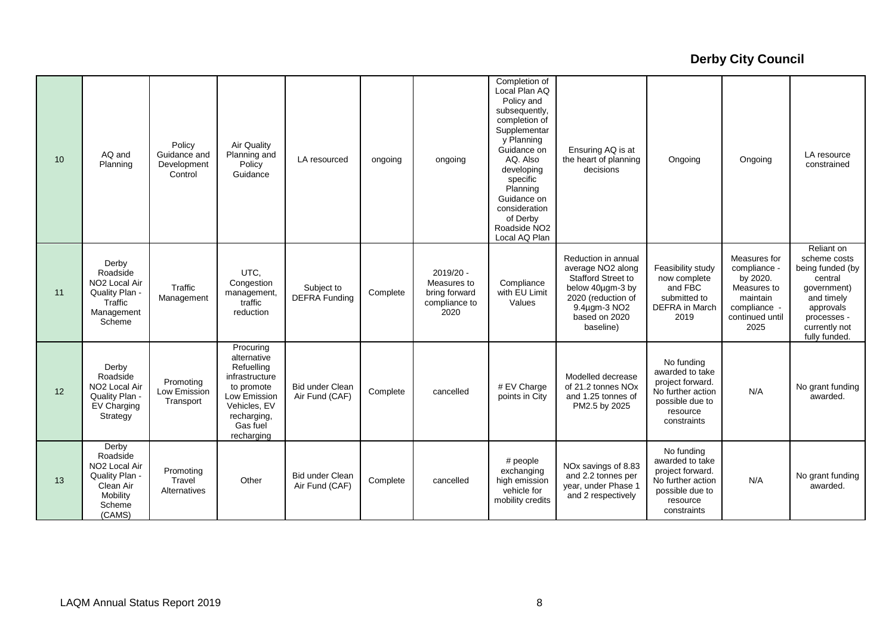| 10 | AQ and Planning | Policy Guidance and Development Control | Air Quality Planning and Policy Guidance | LA resourced | ongoing | ongoing | Completion of Local Plan AQ Policy and subsequently, completion of Supplementary Planning Guidance on AQ. Also developing specific Planning Guidance on consideration of Derby Roadside $NO_2$ Local AQ Plan | Ensuring AQ is at the heart of planning decisions | Ongoing | Ongoing | LA resource constrained |
|---|---|---|---|---|---|---|---|---|---|---|---|
| 11 | Derby Roadside $NO_2$ Local Air Quality Plan - Traffic Management Scheme | Traffic Management | UTC, Congestion management, traffic reduction | Subject to DEFRA Funding | Complete | 2019/20 - Measures to bring forward compliance to 2020 | Compliance with EU Limit Values | Reduction in annual average $NO_2$ along Stafford Street to below 40µgm-3 by 2020 (reduction of 9.4µgm-3 $NO_2$ based on 2020 baseline) | Feasibility study now complete and FBC submitted to DEFRA in March 2019 | Measures for compliance - by 2020. Measures to maintain compliance - continued until 2025 | Reliant on scheme costs being funded (by central government) and timely approvals processes - currently not fully funded. |
| 12 | Derby Roadside $NO_2$ Local Air Quality Plan - EV Charging Strategy | Promoting Low Emission Transport | Procuring alternative Refuelling infrastructure to promote Low Emission Vehicles, EV recharging, Gas fuel recharging | Bid under Clean Air Fund (CAF) | Complete | cancelled | # EV Charge points in City | Modelled decrease of 21.2 tonnes $NO_x$ and 1.25 tonnes of $PM_{2.5}$ by 2025 | No funding awarded to take project forward. No further action possible due to resource constraints | N/A | No grant funding awarded. |
| 13 | Derby Roadside $NO_2$ Local Air Quality Plan - Clean Air Mobility Scheme (CAMS) | Promoting Travel Alternatives | Other | Bid under Clean Air Fund (CAF) | Complete | cancelled | # people exchanging high emission vehicle for mobility credits | $NO_x$ savings of 8.83 and 2.2 tonnes per year, under Phase 1 and 2 respectively | No funding awarded to take project forward. No further action possible due to resource constraints | N/A | No grant funding awarded. |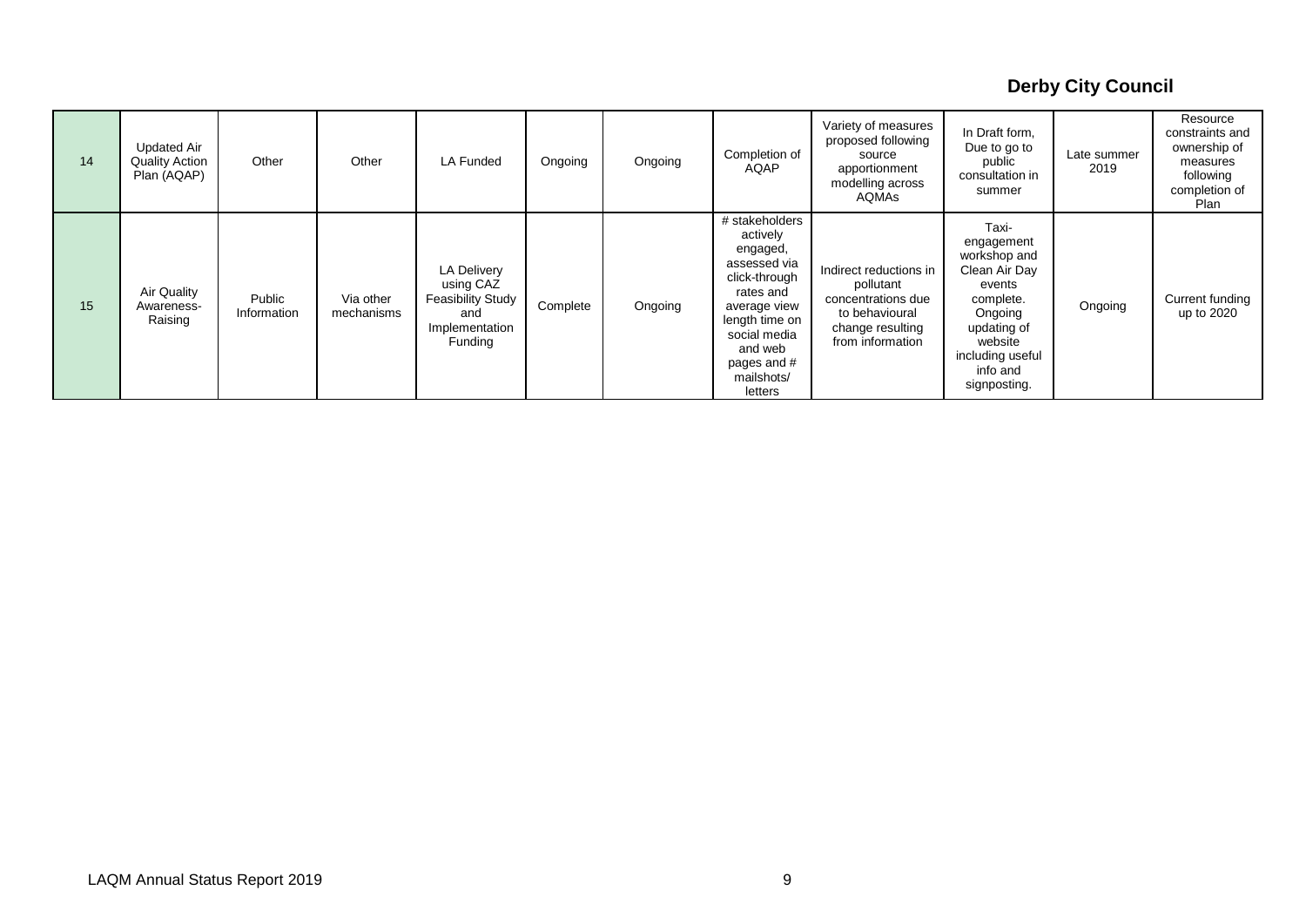| 14 | Updated Air Quality Action Plan (AQAP) | Other | Other | LA Funded | Ongoing | Ongoing | Completion of AQAP | Variety of measures proposed following source apportionment modelling across AQMAs | In Draft form, Due to go to public consultation in summer | Late summer 2019 | Resource constraints and ownership of measures following completion of Plan |
|---|---|---|---|---|---|---|---|---|---|---|---|
| 15 | Air Quality Awareness-Raising | Public Information | Via other mechanisms | LA Delivery using CAZ Feasibility Study and Implementation Funding | Complete | Ongoing | # stakeholders actively engaged, assessed via click-through rates and average view length time on social media and web pages and # mailshots/ letters | Indirect reductions in pollutant concentrations due to behavioural change resulting from information | Taxi-engagement workshop and Clean Air Day events complete. Ongoing updating of website including useful info and signposting. | Ongoing | Current funding up to 2020 |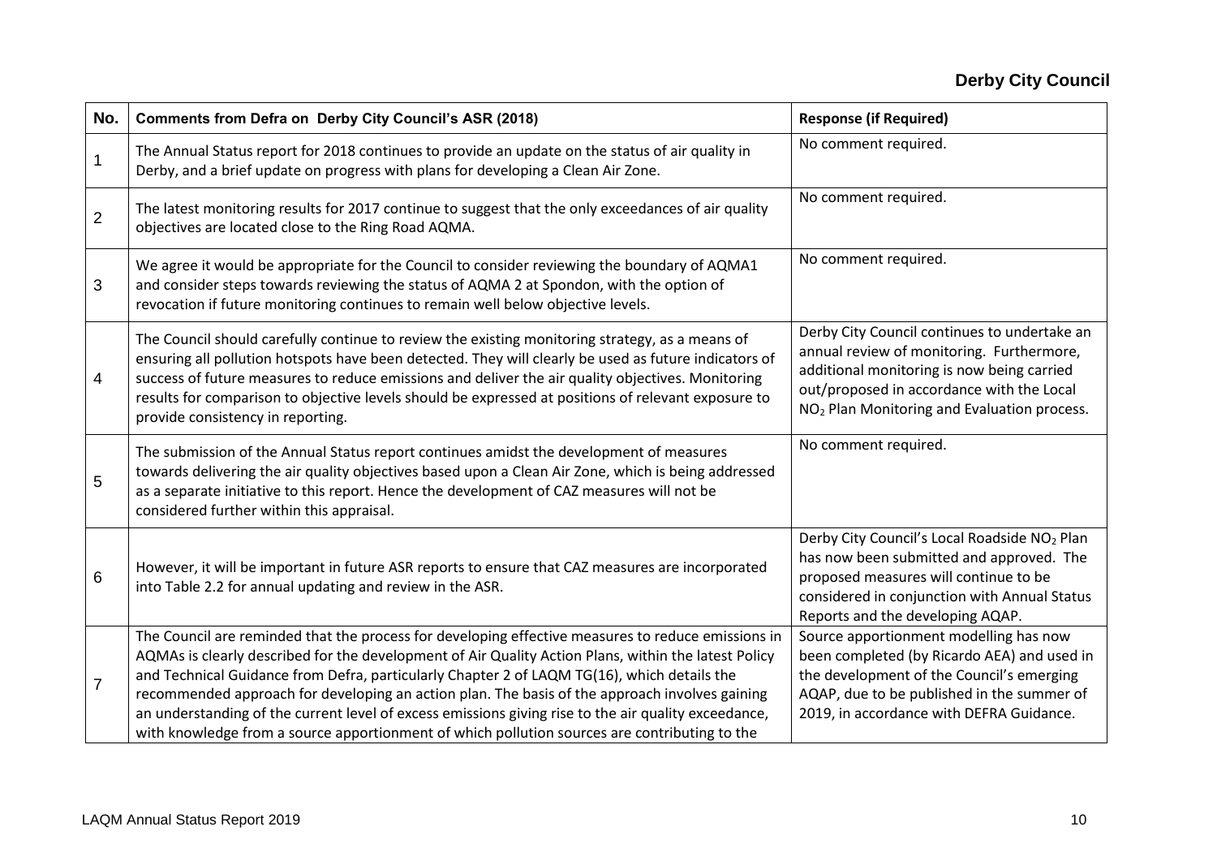| No. | Comments from Defra on Derby City Council's ASR (2018) | Response (if Required) |
|---|---|---|
| 1 | The Annual Status report for 2018 continues to provide an update on the status of air quality in Derby, and a brief update on progress with plans for developing a Clean Air Zone. | No comment required. |
| 2 | The latest monitoring results for 2017 continue to suggest that the only exceedances of air quality objectives are located close to the Ring Road AQMA. | No comment required. |
| 3 | We agree it would be appropriate for the Council to consider reviewing the boundary of AQMA1 and consider steps towards reviewing the status of AQMA 2 at Spondon, with the option of revocation if future monitoring continues to remain well below objective levels. | No comment required. |
| 4 | The Council should carefully continue to review the existing monitoring strategy, as a means of ensuring all pollution hotspots have been detected. They will clearly be used as future indicators of success of future measures to reduce emissions and deliver the air quality objectives. Monitoring results for comparison to objective levels should be expressed at positions of relevant exposure to provide consistency in reporting. | Derby City Council continues to undertake an annual review of monitoring. Furthermore, additional monitoring is now being carried out/proposed in accordance with the Local $NO_2$ Plan Monitoring and Evaluation process. |
| 5 | The submission of the Annual Status report continues amidst the development of measures towards delivering the air quality objectives based upon a Clean Air Zone, which is being addressed as a separate initiative to this report. Hence the development of CAZ measures will not be considered further within this appraisal. | No comment required. |
| 6 | However, it will be important in future ASR reports to ensure that CAZ measures are incorporated into Table 2.2 for annual updating and review in the ASR. | Derby City Council's Local Roadside $NO_2$ Plan has now been submitted and approved. The proposed measures will continue to be considered in conjunction with Annual Status Reports and the developing AQAP. |
| 7 | The Council are reminded that the process for developing effective measures to reduce emissions in AQMAs is clearly described for the development of Air Quality Action Plans, within the latest Policy and Technical Guidance from Defra, particularly Chapter 2 of LAQM TG(16), which details the recommended approach for developing an action plan. The basis of the approach involves gaining an understanding of the current level of excess emissions giving rise to the air quality exceedance, with knowledge from a source apportionment of which pollution sources are contributing to the | Source apportionment modelling has now been completed (by Ricardo AEA) and used in the development of the Council's emerging AQAP, due to be published in the summer of 2019, in accordance with DEFRA Guidance. |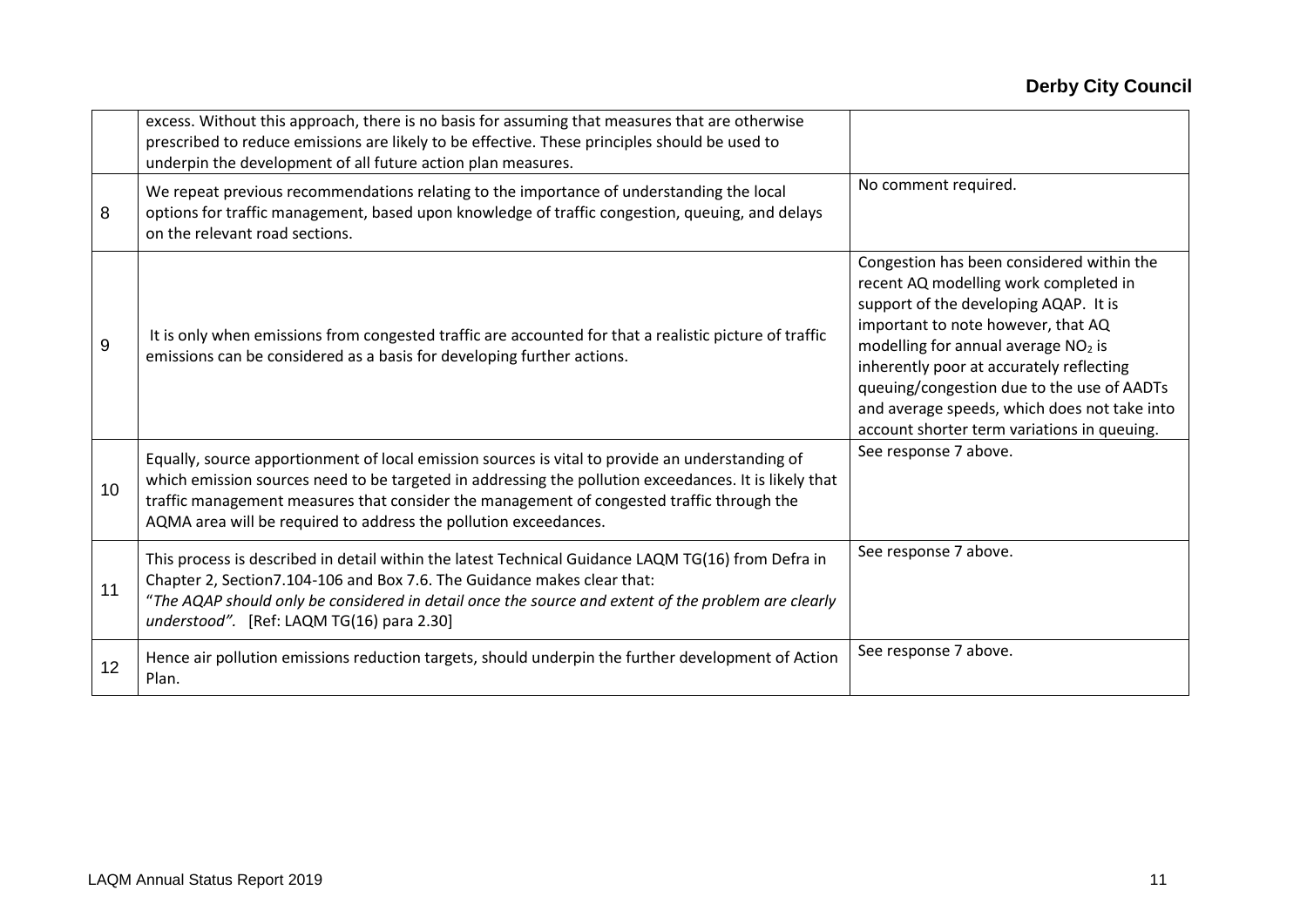| | | |
|---|---|---|
| | excess. Without this approach, there is no basis for assuming that measures that are otherwise prescribed to reduce emissions are likely to be effective. These principles should be used to underpin the development of all future action plan measures. | |
| 8 | We repeat previous recommendations relating to the importance of understanding the local options for traffic management, based upon knowledge of traffic congestion, queuing, and delays on the relevant road sections. | No comment required. |
| 9 | It is only when emissions from congested traffic are accounted for that a realistic picture of traffic emissions can be considered as a basis for developing further actions. | Congestion has been considered within the recent AQ modelling work completed in support of the developing AQAP. It is important to note however, that AQ modelling for annual average $NO_2$ is inherently poor at accurately reflecting queuing/congestion due to the use of AADTs and average speeds, which does not take into account shorter term variations in queuing. |
| 10 | Equally, source apportionment of local emission sources is vital to provide an understanding of which emission sources need to be targeted in addressing the pollution exceedances. It is likely that traffic management measures that consider the management of congested traffic through the AQMA area will be required to address the pollution exceedances. | See response 7 above. |
| 11 | This process is described in detail within the latest Technical Guidance LAQM TG(16) from Defra in Chapter 2, Section7.104-106 and Box 7.6. The Guidance makes clear that: "*The AQAP should only be considered in detail once the source and extent of the problem are clearly understood".* [Ref: LAQM TG(16) para 2.30] | See response 7 above. |
| 12 | Hence air pollution emissions reduction targets, should underpin the further development of Action Plan. | See response 7 above. |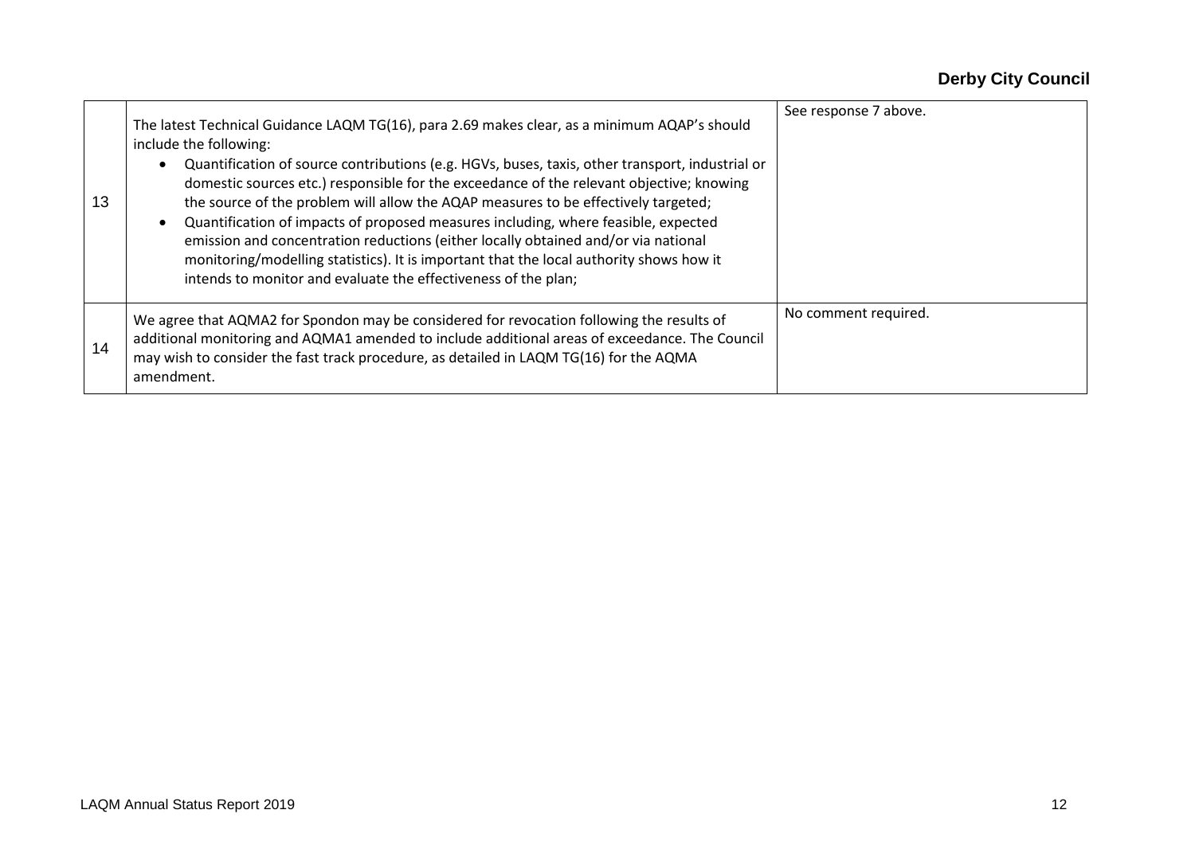| | | |
|---|---|---|
| 13 | The latest Technical Guidance LAQM TG(16), para 2.69 makes clear, as a minimum AQAP's should include the following:<br>• Quantification of source contributions (e.g. HGVs, buses, taxis, other transport, industrial or domestic sources etc.) responsible for the exceedance of the relevant objective; knowing the source of the problem will allow the AQAP measures to be effectively targeted;<br>• Quantification of impacts of proposed measures including, where feasible, expected emission and concentration reductions (either locally obtained and/or via national monitoring/modelling statistics). It is important that the local authority shows how it intends to monitor and evaluate the effectiveness of the plan; | See response 7 above. |
| 14 | We agree that AQMA2 for Spondon may be considered for revocation following the results of additional monitoring and AQMA1 amended to include additional areas of exceedance. The Council may wish to consider the fast track procedure, as detailed in LAQM TG(16) for the AQMA amendment. | No comment required. |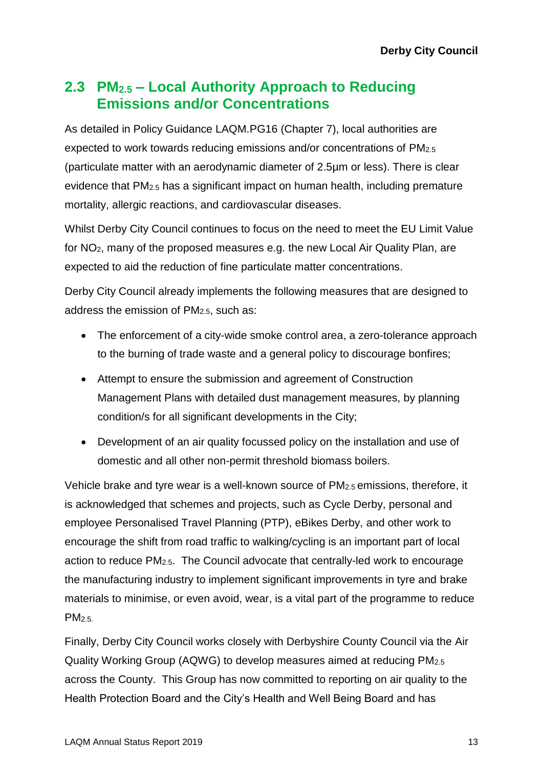## 2.3 $PM_{2.5}$ – Local Authority Approach to Reducing Emissions and/or Concentrations

As detailed in Policy Guidance LAQM.PG16 (Chapter 7), local authorities are expected to work towards reducing emissions and/or concentrations of $PM_{2.5}$ (particulate matter with an aerodynamic diameter of 2.5µm or less). There is clear evidence that $PM_{2.5}$ has a significant impact on human health, including premature mortality, allergic reactions, and cardiovascular diseases.

Whilst Derby City Council continues to focus on the need to meet the EU Limit Value for $NO_2$, many of the proposed measures e.g. the new Local Air Quality Plan, are expected to aid the reduction of fine particulate matter concentrations.

Derby City Council already implements the following measures that are designed to address the emission of $PM_{2.5}$, such as:

- The enforcement of a city-wide smoke control area, a zero-tolerance approach to the burning of trade waste and a general policy to discourage bonfires;
- Attempt to ensure the submission and agreement of Construction Management Plans with detailed dust management measures, by planning condition/s for all significant developments in the City;
- Development of an air quality focussed policy on the installation and use of domestic and all other non-permit threshold biomass boilers.

Vehicle brake and tyre wear is a well-known source of $PM_{2.5}$ emissions, therefore, it is acknowledged that schemes and projects, such as Cycle Derby, personal and employee Personalised Travel Planning (PTP), eBikes Derby, and other work to encourage the shift from road traffic to walking/cycling is an important part of local action to reduce $PM_{2.5}$. The Council advocate that centrally-led work to encourage the manufacturing industry to implement significant improvements in tyre and brake materials to minimise, or even avoid, wear, is a vital part of the programme to reduce $PM_{2.5}$.

Finally, Derby City Council works closely with Derbyshire County Council via the Air Quality Working Group (AQWG) to develop measures aimed at reducing $PM_{2.5}$ across the County. This Group has now committed to reporting on air quality to the Health Protection Board and the City's Health and Well Being Board and has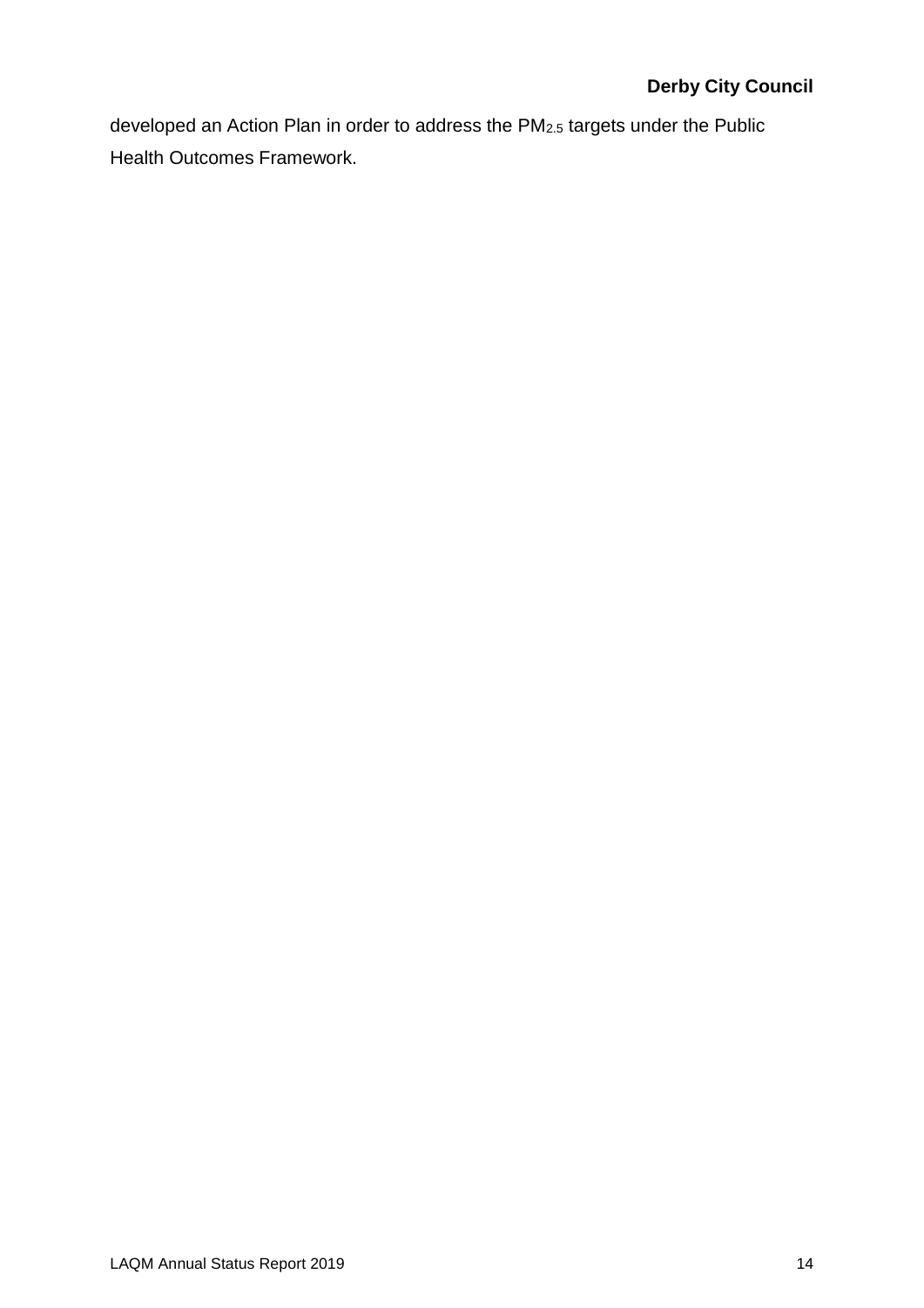developed an Action Plan in order to address the $PM_{2.5}$ targets under the Public Health Outcomes Framework.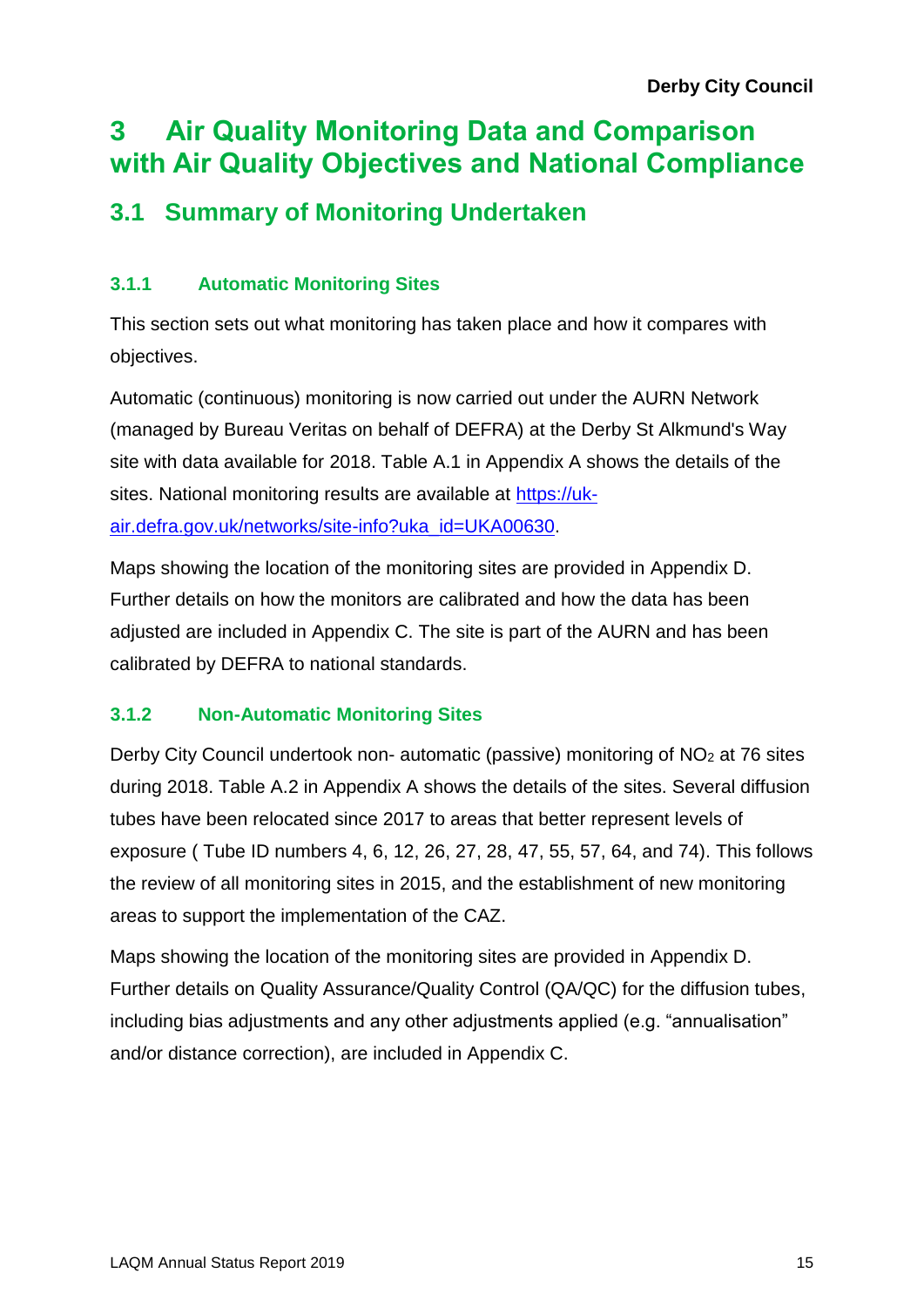# 3 Air Quality Monitoring Data and Comparison with Air Quality Objectives and National Compliance

## 3.1 Summary of Monitoring Undertaken

### 3.1.1 Automatic Monitoring Sites

This section sets out what monitoring has taken place and how it compares with objectives.

Automatic (continuous) monitoring is now carried out under the AURN Network (managed by Bureau Veritas on behalf of DEFRA) at the Derby St Alkmund's Way site with data available for 2018. Table A.1 in Appendix A shows the details of the sites. National monitoring results are available at [https://uk-air.defra.gov.uk/networks/site-info?uka_id=UKA00630](https://uk-air.defra.gov.uk/networks/site-info?uka_id=UKA00630).

Maps showing the location of the monitoring sites are provided in Appendix D. Further details on how the monitors are calibrated and how the data has been adjusted are included in Appendix C. The site is part of the AURN and has been calibrated by DEFRA to national standards.

### 3.1.2 Non-Automatic Monitoring Sites

Derby City Council undertook non- automatic (passive) monitoring of $NO_2$ at 76 sites during 2018. Table A.2 in Appendix A shows the details of the sites. Several diffusion tubes have been relocated since 2017 to areas that better represent levels of exposure ( Tube ID numbers 4, 6, 12, 26, 27, 28, 47, 55, 57, 64, and 74). This follows the review of all monitoring sites in 2015, and the establishment of new monitoring areas to support the implementation of the CAZ.

Maps showing the location of the monitoring sites are provided in Appendix D. Further details on Quality Assurance/Quality Control (QA/QC) for the diffusion tubes, including bias adjustments and any other adjustments applied (e.g. "annualisation" and/or distance correction), are included in Appendix C.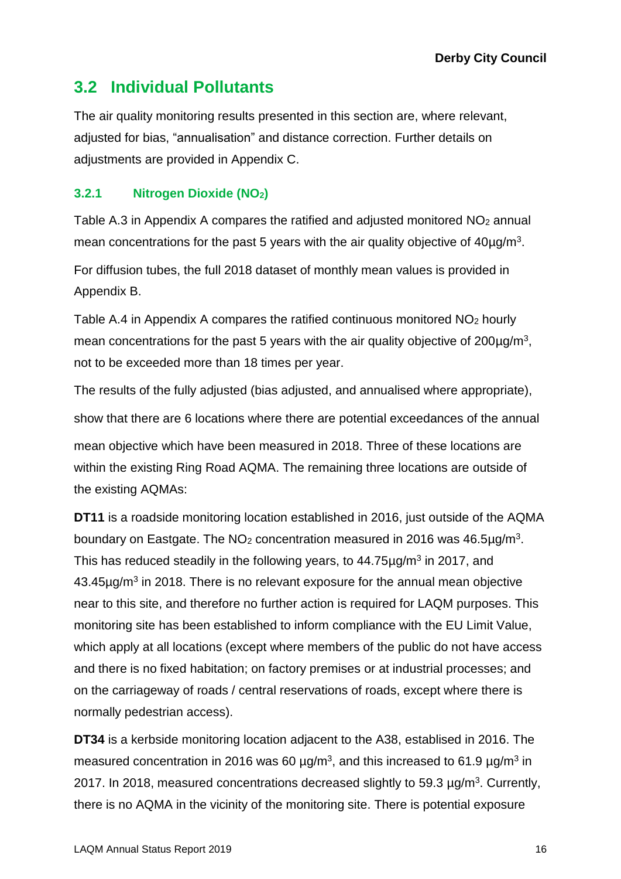## 3.2 Individual Pollutants

The air quality monitoring results presented in this section are, where relevant, adjusted for bias, "annualisation" and distance correction. Further details on adjustments are provided in Appendix C.

### 3.2.1 Nitrogen Dioxide ($NO_2$)

Table A.3 in Appendix A compares the ratified and adjusted monitored $NO_2$ annual mean concentrations for the past 5 years with the air quality objective of 40µg/m$^3$.

For diffusion tubes, the full 2018 dataset of monthly mean values is provided in Appendix B.

Table A.4 in Appendix A compares the ratified continuous monitored $NO_2$ hourly mean concentrations for the past 5 years with the air quality objective of 200µg/m$^3$, not to be exceeded more than 18 times per year.

The results of the fully adjusted (bias adjusted, and annualised where appropriate), show that there are 6 locations where there are potential exceedances of the annual mean objective which have been measured in 2018. Three of these locations are within the existing Ring Road AQMA. The remaining three locations are outside of the existing AQMAs:

**DT11** is a roadside monitoring location established in 2016, just outside of the AQMA boundary on Eastgate. The $NO_2$ concentration measured in 2016 was 46.5µg/m$^3$. This has reduced steadily in the following years, to 44.75µg/m$^3$ in 2017, and 43.45µg/m$^3$ in 2018. There is no relevant exposure for the annual mean objective near to this site, and therefore no further action is required for LAQM purposes. This monitoring site has been established to inform compliance with the EU Limit Value, which apply at all locations (except where members of the public do not have access and there is no fixed habitation; on factory premises or at industrial processes; and on the carriageway of roads / central reservations of roads, except where there is normally pedestrian access).

**DT34** is a kerbside monitoring location adjacent to the A38, establised in 2016. The measured concentration in 2016 was 60 µg/m$^3$, and this increased to 61.9 µg/m$^3$ in 2017. In 2018, measured concentrations decreased slightly to 59.3 µg/m$^3$. Currently, there is no AQMA in the vicinity of the monitoring site. There is potential exposure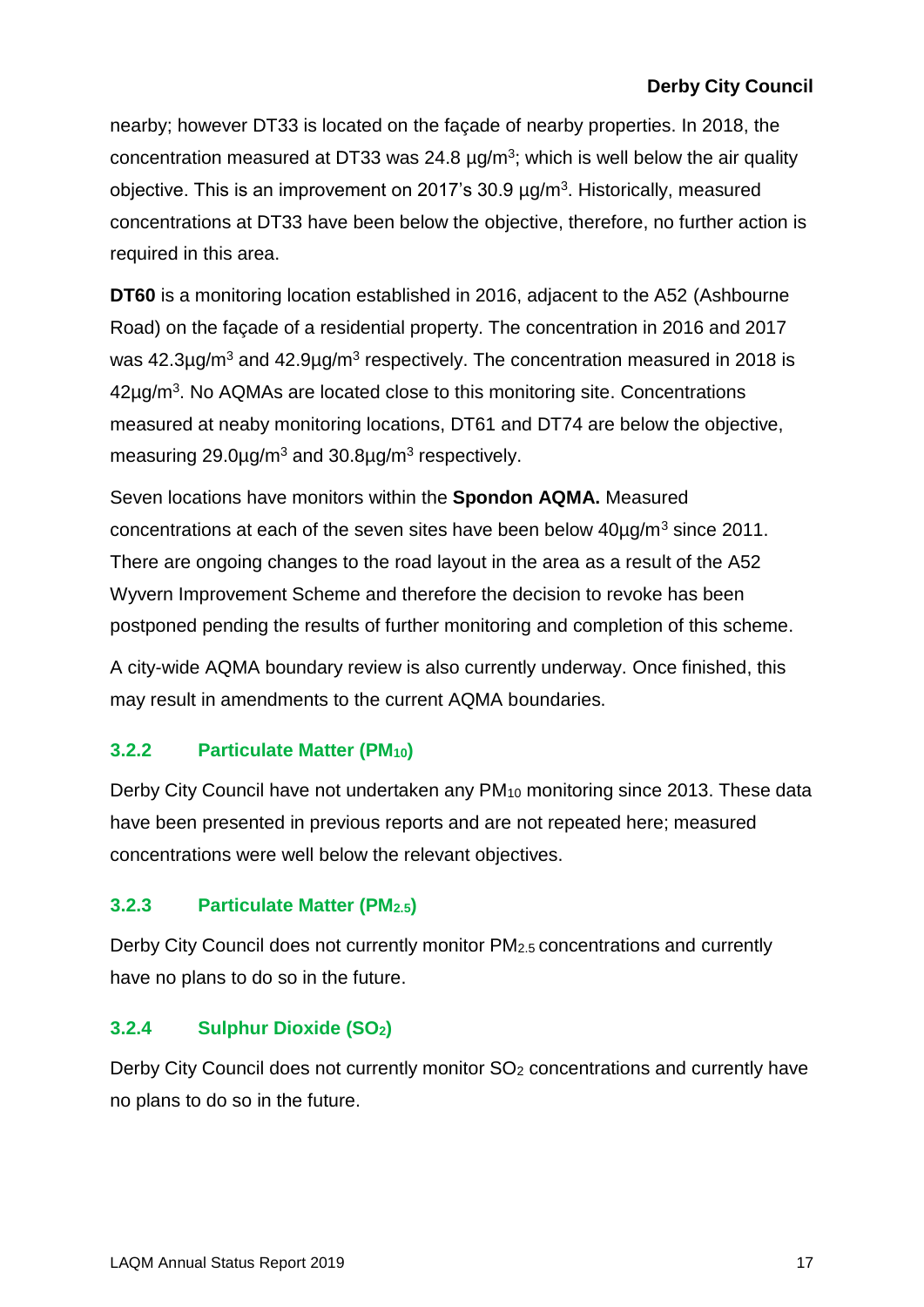nearby; however DT33 is located on the façade of nearby properties. In 2018, the concentration measured at DT33 was 24.8 µg/m$^3$; which is well below the air quality objective. This is an improvement on 2017's 30.9 µg/m$^3$. Historically, measured concentrations at DT33 have been below the objective, therefore, no further action is required in this area.

**DT60** is a monitoring location established in 2016, adjacent to the A52 (Ashbourne Road) on the façade of a residential property. The concentration in 2016 and 2017 was 42.3µg/m$^3$ and 42.9µg/m$^3$ respectively. The concentration measured in 2018 is 42µg/m$^3$. No AQMAs are located close to this monitoring site. Concentrations measured at neaby monitoring locations, DT61 and DT74 are below the objective, measuring 29.0µg/m$^3$ and 30.8µg/m$^3$ respectively.

Seven locations have monitors within the **Spondon AQMA.** Measured concentrations at each of the seven sites have been below 40µg/m$^3$ since 2011. There are ongoing changes to the road layout in the area as a result of the A52 Wyvern Improvement Scheme and therefore the decision to revoke has been postponed pending the results of further monitoring and completion of this scheme.

A city-wide AQMA boundary review is also currently underway. Once finished, this may result in amendments to the current AQMA boundaries.

### 3.2.2 Particulate Matter ($PM_{10}$)

Derby City Council have not undertaken any $PM_{10}$ monitoring since 2013. These data have been presented in previous reports and are not repeated here; measured concentrations were well below the relevant objectives.

### 3.2.3 Particulate Matter ($PM_{2.5}$)

Derby City Council does not currently monitor $PM_{2.5}$ concentrations and currently have no plans to do so in the future.

### 3.2.4 Sulphur Dioxide ($SO_2$)

Derby City Council does not currently monitor $SO_2$ concentrations and currently have no plans to do so in the future.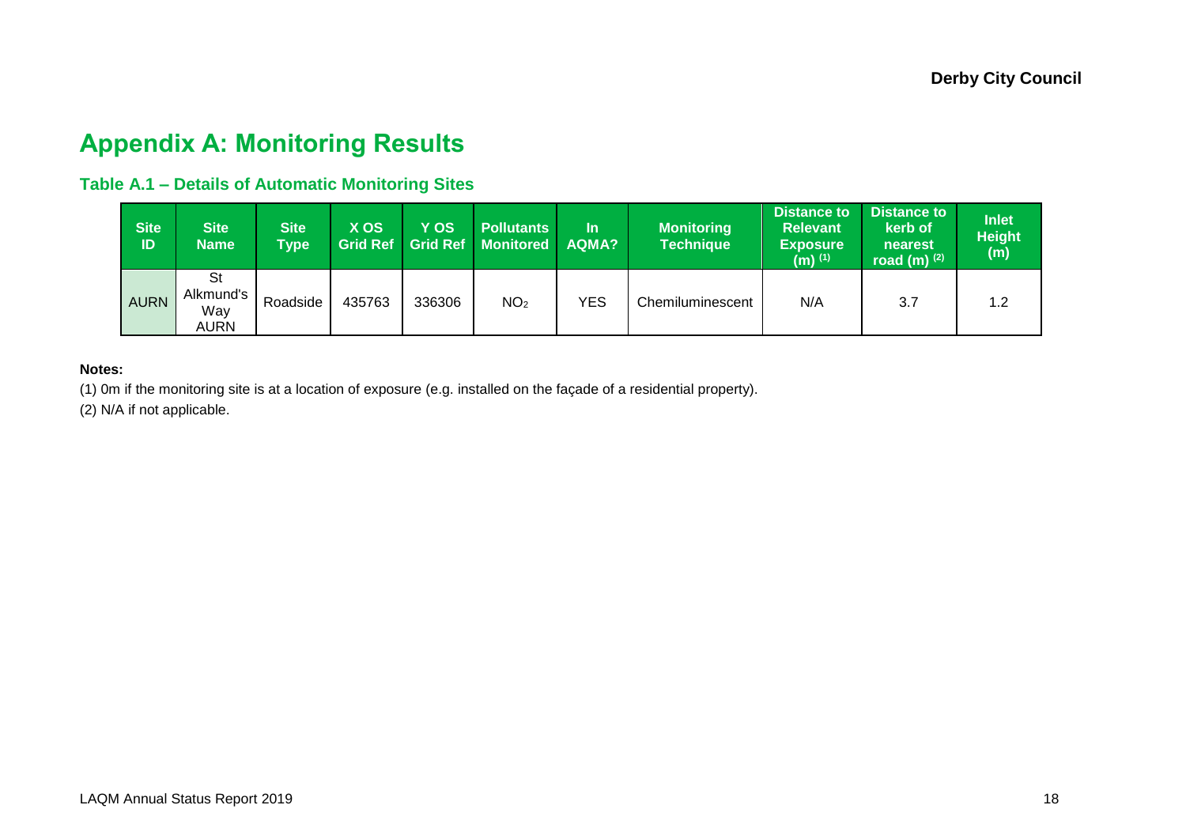# Appendix A: Monitoring Results

### Table A.1 – Details of Automatic Monitoring Sites

| Site ID | Site Name | Site Type | X OS Grid Ref | Y OS Grid Ref | Pollutants Monitored | In AQMA? | Monitoring Technique | Distance to Relevant Exposure (m) (1) | Distance to kerb of nearest road (m) (2) | Inlet Height (m) |
|---|---|---|---|---|---|---|---|---|---|---|
| AURN | St Alkmund's Way AURN | Roadside | 435763 | 336306 | $NO_2$ | YES | Chemiluminescent | N/A | 3.7 | 1.2 |

**Notes:**

(1) 0m if the monitoring site is at a location of exposure (e.g. installed on the façade of a residential property).

(2) N/A if not applicable.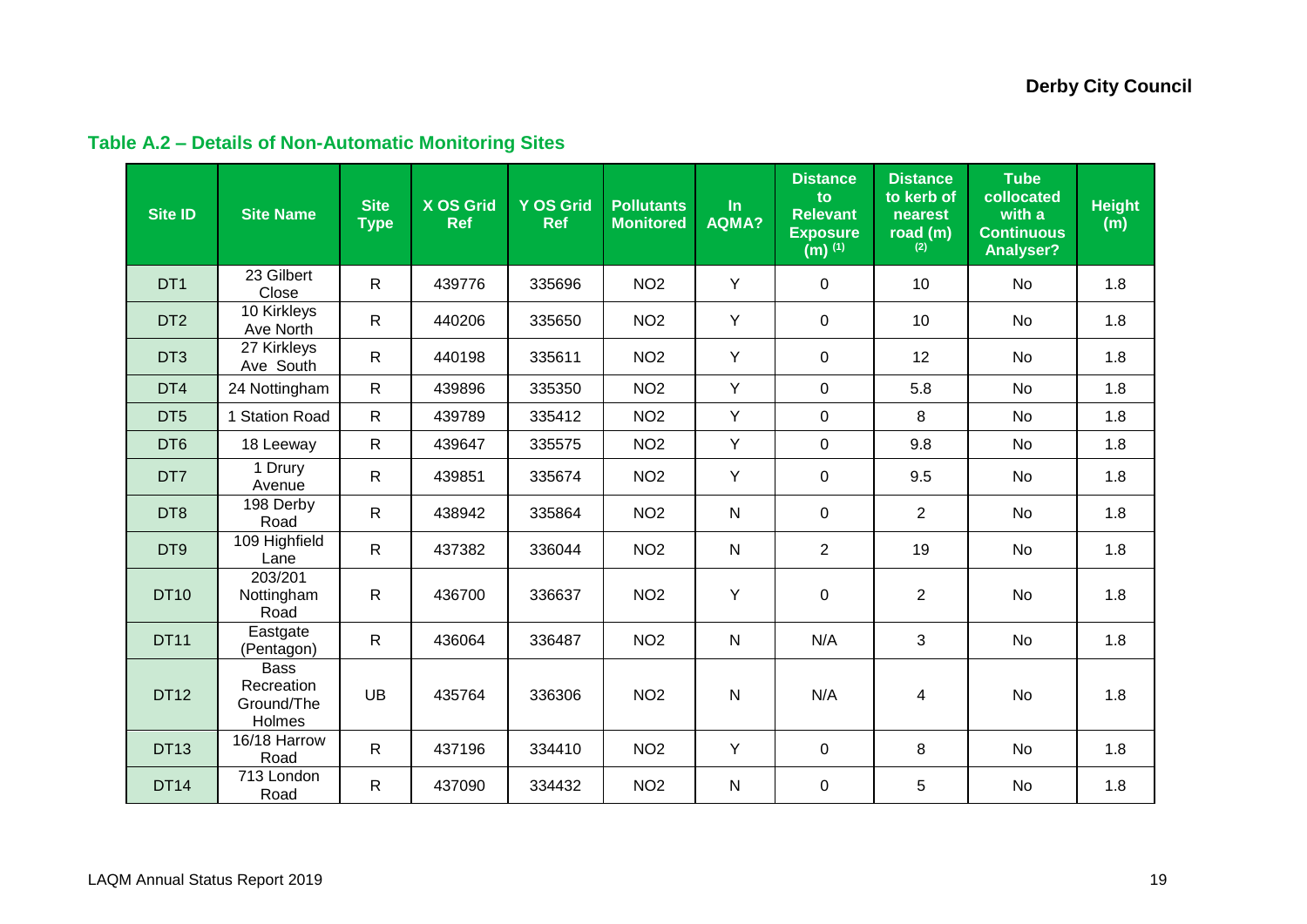## Table A.2 – Details of Non-Automatic Monitoring Sites

| Site ID | Site Name | Site Type | X OS Grid Ref | Y OS Grid Ref | Pollutants Monitored | In AQMA? | Distance to Relevant Exposure (m) (1) | Distance to kerb of nearest road (m) (2) | Tube collocated with a Continuous Analyser? | Height (m) |
|---|---|---|---|---|---|---|---|---|---|---|
| DT1 | 23 Gilbert Close | R | 439776 | 335696 | NO2 | Y | 0 | 10 | No | 1.8 |
| DT2 | 10 Kirkleys Ave North | R | 440206 | 335650 | NO2 | Y | 0 | 10 | No | 1.8 |
| DT3 | 27 Kirkleys Ave South | R | 440198 | 335611 | NO2 | Y | 0 | 12 | No | 1.8 |
| DT4 | 24 Nottingham | R | 439896 | 335350 | NO2 | Y | 0 | 5.8 | No | 1.8 |
| DT5 | 1 Station Road | R | 439789 | 335412 | NO2 | Y | 0 | 8 | No | 1.8 |
| DT6 | 18 Leeway | R | 439647 | 335575 | NO2 | Y | 0 | 9.8 | No | 1.8 |
| DT7 | 1 Drury Avenue | R | 439851 | 335674 | NO2 | Y | 0 | 9.5 | No | 1.8 |
| DT8 | 198 Derby Road | R | 438942 | 335864 | NO2 | N | 0 | 2 | No | 1.8 |
| DT9 | 109 Highfield Lane | R | 437382 | 336044 | NO2 | N | 2 | 19 | No | 1.8 |
| DT10 | 203/201 Nottingham Road | R | 436700 | 336637 | NO2 | Y | 0 | 2 | No | 1.8 |
| DT11 | Eastgate (Pentagon) | R | 436064 | 336487 | NO2 | N | N/A | 3 | No | 1.8 |
| DT12 | Bass Recreation Ground/The Holmes | UB | 435764 | 336306 | NO2 | N | N/A | 4 | No | 1.8 |
| DT13 | 16/18 Harrow Road | R | 437196 | 334410 | NO2 | Y | 0 | 8 | No | 1.8 |
| DT14 | 713 London Road | R | 437090 | 334432 | NO2 | N | 0 | 5 | No | 1.8 |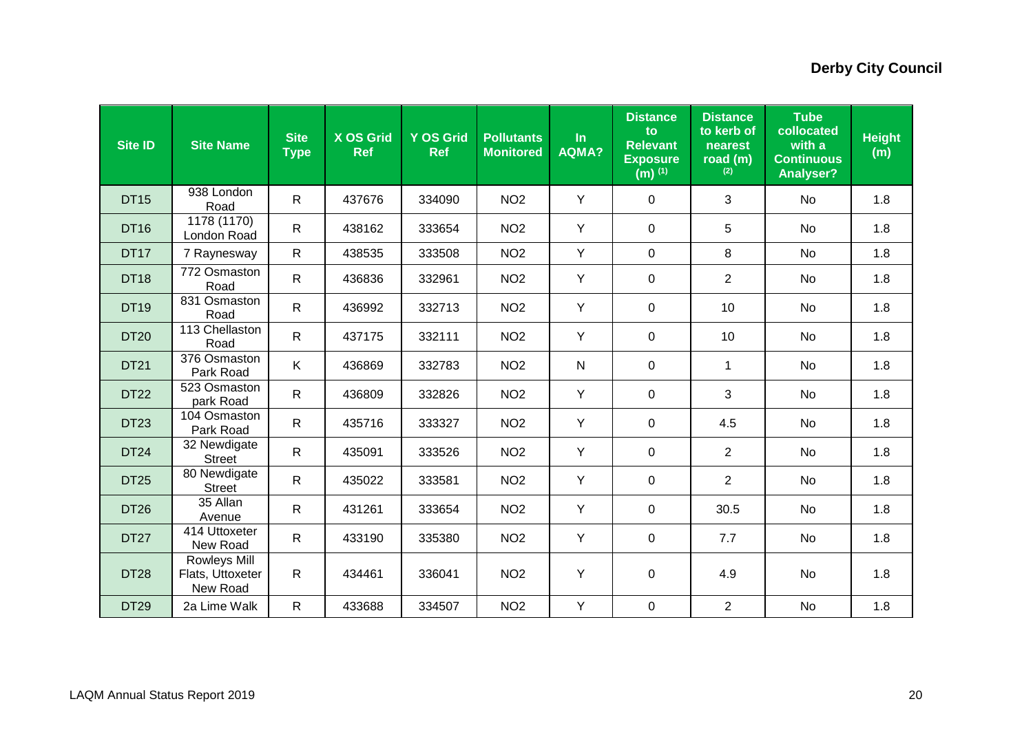| Site ID | Site Name | Site Type | X OS Grid Ref | Y OS Grid Ref | Pollutants Monitored | In AQMA? | Distance to Relevant Exposure (m) (1) | Distance to kerb of nearest road (m) (2) | Tube collocated with a Continuous Analyser? | Height (m) |
|---|---|---|---|---|---|---|---|---|---|---|
| DT15 | 938 London Road | R | 437676 | 334090 | NO2 | Y | 0 | 3 | No | 1.8 |
| DT16 | 1178 (1170) London Road | R | 438162 | 333654 | NO2 | Y | 0 | 5 | No | 1.8 |
| DT17 | 7 Raynesway | R | 438535 | 333508 | NO2 | Y | 0 | 8 | No | 1.8 |
| DT18 | 772 Osmaston Road | R | 436836 | 332961 | NO2 | Y | 0 | 2 | No | 1.8 |
| DT19 | 831 Osmaston Road | R | 436992 | 332713 | NO2 | Y | 0 | 10 | No | 1.8 |
| DT20 | 113 Chellaston Road | R | 437175 | 332111 | NO2 | Y | 0 | 10 | No | 1.8 |
| DT21 | 376 Osmaston Park Road | K | 436869 | 332783 | NO2 | N | 0 | 1 | No | 1.8 |
| DT22 | 523 Osmaston park Road | R | 436809 | 332826 | NO2 | Y | 0 | 3 | No | 1.8 |
| DT23 | 104 Osmaston Park Road | R | 435716 | 333327 | NO2 | Y | 0 | 4.5 | No | 1.8 |
| DT24 | 32 Newdigate Street | R | 435091 | 333526 | NO2 | Y | 0 | 2 | No | 1.8 |
| DT25 | 80 Newdigate Street | R | 435022 | 333581 | NO2 | Y | 0 | 2 | No | 1.8 |
| DT26 | 35 Allan Avenue | R | 431261 | 333654 | NO2 | Y | 0 | 30.5 | No | 1.8 |
| DT27 | 414 Uttoxeter New Road | R | 433190 | 335380 | NO2 | Y | 0 | 7.7 | No | 1.8 |
| DT28 | Rowleys Mill Flats, Uttoxeter New Road | R | 434461 | 336041 | NO2 | Y | 0 | 4.9 | No | 1.8 |
| DT29 | 2a Lime Walk | R | 433688 | 334507 | NO2 | Y | 0 | 2 | No | 1.8 |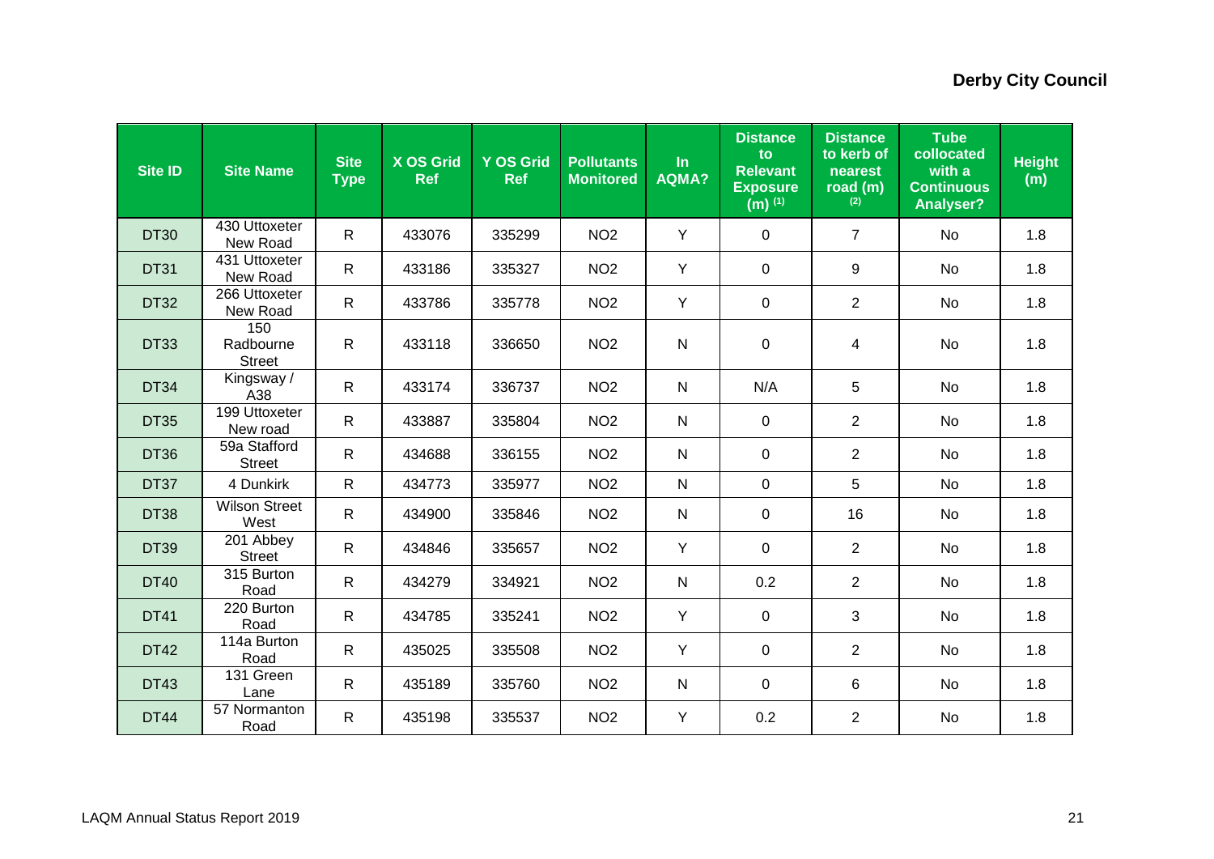| Site ID | Site Name | Site Type | X OS Grid Ref | Y OS Grid Ref | Pollutants Monitored | In AQMA? | Distance to Relevant Exposure (m) (1) | Distance to kerb of nearest road (m) (2) | Tube collocated with a Continuous Analyser? | Height (m) |
|---|---|---|---|---|---|---|---|---|---|---|
| DT30 | 430 Uttoxeter New Road | R | 433076 | 335299 | NO2 | Y | 0 | 7 | No | 1.8 |
| DT31 | 431 Uttoxeter New Road | R | 433186 | 335327 | NO2 | Y | 0 | 9 | No | 1.8 |
| DT32 | 266 Uttoxeter New Road | R | 433786 | 335778 | NO2 | Y | 0 | 2 | No | 1.8 |
| DT33 | 150 Radbourne Street | R | 433118 | 336650 | NO2 | N | 0 | 4 | No | 1.8 |
| DT34 | Kingsway / A38 | R | 433174 | 336737 | NO2 | N | N/A | 5 | No | 1.8 |
| DT35 | 199 Uttoxeter New road | R | 433887 | 335804 | NO2 | N | 0 | 2 | No | 1.8 |
| DT36 | 59a Stafford Street | R | 434688 | 336155 | NO2 | N | 0 | 2 | No | 1.8 |
| DT37 | 4 Dunkirk | R | 434773 | 335977 | NO2 | N | 0 | 5 | No | 1.8 |
| DT38 | Wilson Street West | R | 434900 | 335846 | NO2 | N | 0 | 16 | No | 1.8 |
| DT39 | 201 Abbey Street | R | 434846 | 335657 | NO2 | Y | 0 | 2 | No | 1.8 |
| DT40 | 315 Burton Road | R | 434279 | 334921 | NO2 | N | 0.2 | 2 | No | 1.8 |
| DT41 | 220 Burton Road | R | 434785 | 335241 | NO2 | Y | 0 | 3 | No | 1.8 |
| DT42 | 114a Burton Road | R | 435025 | 335508 | NO2 | Y | 0 | 2 | No | 1.8 |
| DT43 | 131 Green Lane | R | 435189 | 335760 | NO2 | N | 0 | 6 | No | 1.8 |
| DT44 | 57 Normanton Road | R | 435198 | 335537 | NO2 | Y | 0.2 | 2 | No | 1.8 |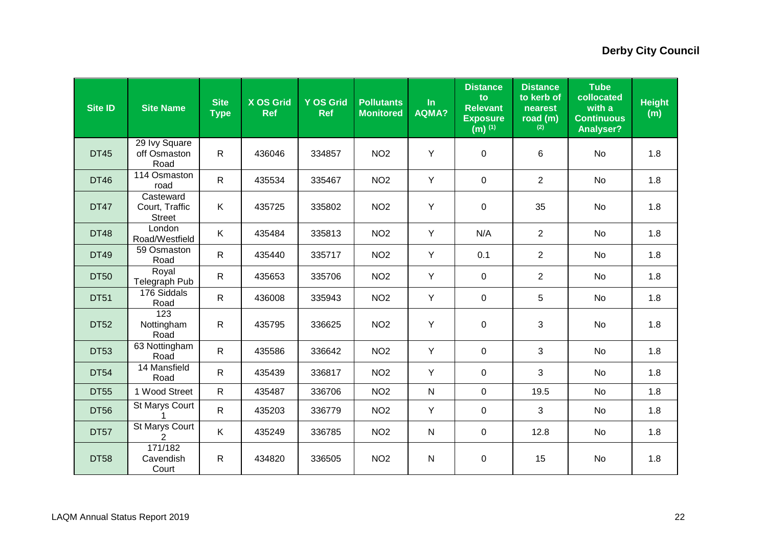| Site ID | Site Name | Site Type | X OS Grid Ref | Y OS Grid Ref | Pollutants Monitored | In AQMA? | Distance to Relevant Exposure (m) (1) | Distance to kerb of nearest road (m) (2) | Tube collocated with a Continuous Analyser? | Height (m) |
|---|---|---|---|---|---|---|---|---|---|---|
| DT45 | 29 Ivy Square off Osmaston Road | R | 436046 | 334857 | NO2 | Y | 0 | 6 | No | 1.8 |
| DT46 | 114 Osmaston road | R | 435534 | 335467 | NO2 | Y | 0 | 2 | No | 1.8 |
| DT47 | Casteward Court, Traffic Street | K | 435725 | 335802 | NO2 | Y | 0 | 35 | No | 1.8 |
| DT48 | London Road/Westfield | K | 435484 | 335813 | NO2 | Y | N/A | 2 | No | 1.8 |
| DT49 | 59 Osmaston Road | R | 435440 | 335717 | NO2 | Y | 0.1 | 2 | No | 1.8 |
| DT50 | Royal Telegraph Pub | R | 435653 | 335706 | NO2 | Y | 0 | 2 | No | 1.8 |
| DT51 | 176 Siddals Road | R | 436008 | 335943 | NO2 | Y | 0 | 5 | No | 1.8 |
| DT52 | 123 Nottingham Road | R | 435795 | 336625 | NO2 | Y | 0 | 3 | No | 1.8 |
| DT53 | 63 Nottingham Road | R | 435586 | 336642 | NO2 | Y | 0 | 3 | No | 1.8 |
| DT54 | 14 Mansfield Road | R | 435439 | 336817 | NO2 | Y | 0 | 3 | No | 1.8 |
| DT55 | 1 Wood Street | R | 435487 | 336706 | NO2 | N | 0 | 19.5 | No | 1.8 |
| DT56 | St Marys Court 1 | R | 435203 | 336779 | NO2 | Y | 0 | 3 | No | 1.8 |
| DT57 | St Marys Court 2 | K | 435249 | 336785 | NO2 | N | 0 | 12.8 | No | 1.8 |
| DT58 | 171/182 Cavendish Court | R | 434820 | 336505 | NO2 | N | 0 | 15 | No | 1.8 |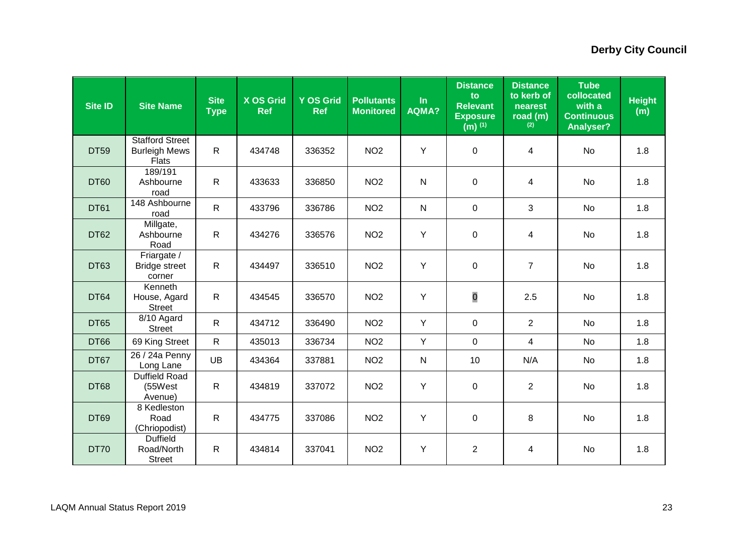| Site ID | Site Name | Site Type | X OS Grid Ref | Y OS Grid Ref | Pollutants Monitored | In AQMA? | Distance to Relevant Exposure (m) [1] | Distance to kerb of nearest road (m) [2] | Tube collocated with a Continuous Analyser? | Height (m) |
|---|---|---|---|---|---|---|---|---|---|---|
| DT59 | Stafford Street Burleigh Mews Flats | R | 434748 | 336352 | NO2 | Y | 0 | 4 | No | 1.8 |
| DT60 | 189/191 Ashbourne road | R | 433633 | 336850 | NO2 | N | 0 | 4 | No | 1.8 |
| DT61 | 148 Ashbourne road | R | 433796 | 336786 | NO2 | N | 0 | 3 | No | 1.8 |
| DT62 | Millgate, Ashbourne Road | R | 434276 | 336576 | NO2 | Y | 0 | 4 | No | 1.8 |
| DT63 | Friargate / Bridge street corner | R | 434497 | 336510 | NO2 | Y | 0 | 7 | No | 1.8 |
| DT64 | Kenneth House, Agard Street | R | 434545 | 336570 | NO2 | Y | 0 | 2.5 | No | 1.8 |
| DT65 | 8/10 Agard Street | R | 434712 | 336490 | NO2 | Y | 0 | 2 | No | 1.8 |
| DT66 | 69 King Street | R | 435013 | 336734 | NO2 | Y | 0 | 4 | No | 1.8 |
| DT67 | 26 / 24a Penny Long Lane | UB | 434364 | 337881 | NO2 | N | 10 | N/A | No | 1.8 |
| DT68 | Duffield Road (55West Avenue) | R | 434819 | 337072 | NO2 | Y | 0 | 2 | No | 1.8 |
| DT69 | 8 Kedleston Road (Chriopodist) | R | 434775 | 337086 | NO2 | Y | 0 | 8 | No | 1.8 |
| DT70 | Duffield Road/North Street | R | 434814 | 337041 | NO2 | Y | 2 | 4 | No | 1.8 |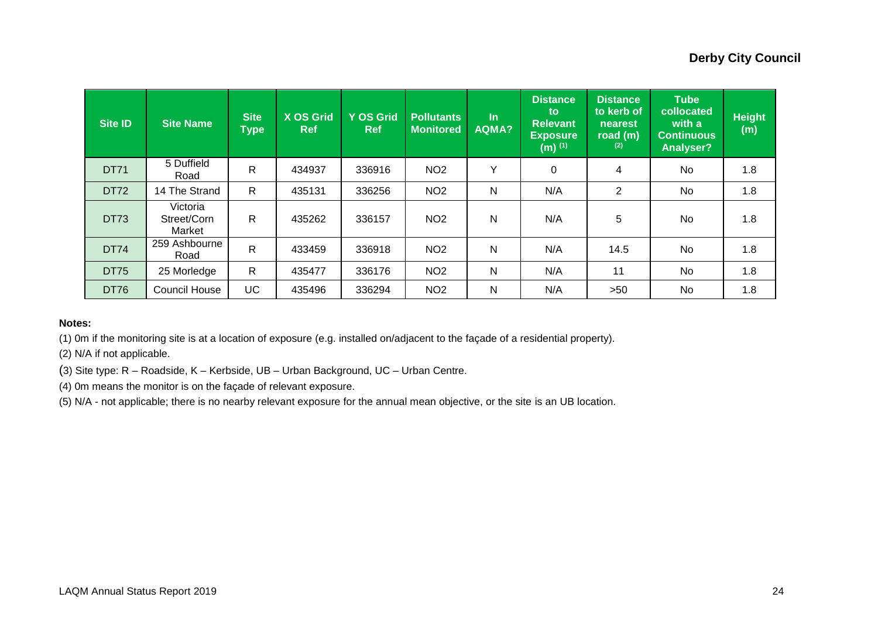| Site ID | Site Name | Site Type | X OS Grid Ref | Y OS Grid Ref | Pollutants Monitored | In AQMA? | Distance to Relevant Exposure (m) (1) | Distance to kerb of nearest road (m) (2) | Tube collocated with a Continuous Analyser? | Height (m) |
|---|---|---|---|---|---|---|---|---|---|---|
| DT71 | 5 Duffield Road | R | 434937 | 336916 | NO2 | Y | 0 | 4 | No | 1.8 |
| DT72 | 14 The Strand | R | 435131 | 336256 | NO2 | N | N/A | 2 | No | 1.8 |
| DT73 | Victoria Street/Corn Market | R | 435262 | 336157 | NO2 | N | N/A | 5 | No | 1.8 |
| DT74 | 259 Ashbourne Road | R | 433459 | 336918 | NO2 | N | N/A | 14.5 | No | 1.8 |
| DT75 | 25 Morledge | R | 435477 | 336176 | NO2 | N | N/A | 11 | No | 1.8 |
| DT76 | Council House | UC | 435496 | 336294 | NO2 | N | N/A | >50 | No | 1.8 |

**Notes:**

(1) 0m if the monitoring site is at a location of exposure (e.g. installed on/adjacent to the façade of a residential property).

(2) N/A if not applicable.

(3) Site type: R – Roadside, K – Kerbside, UB – Urban Background, UC – Urban Centre.

(4) 0m means the monitor is on the façade of relevant exposure.

(5) N/A - not applicable; there is no nearby relevant exposure for the annual mean objective, or the site is an UB location.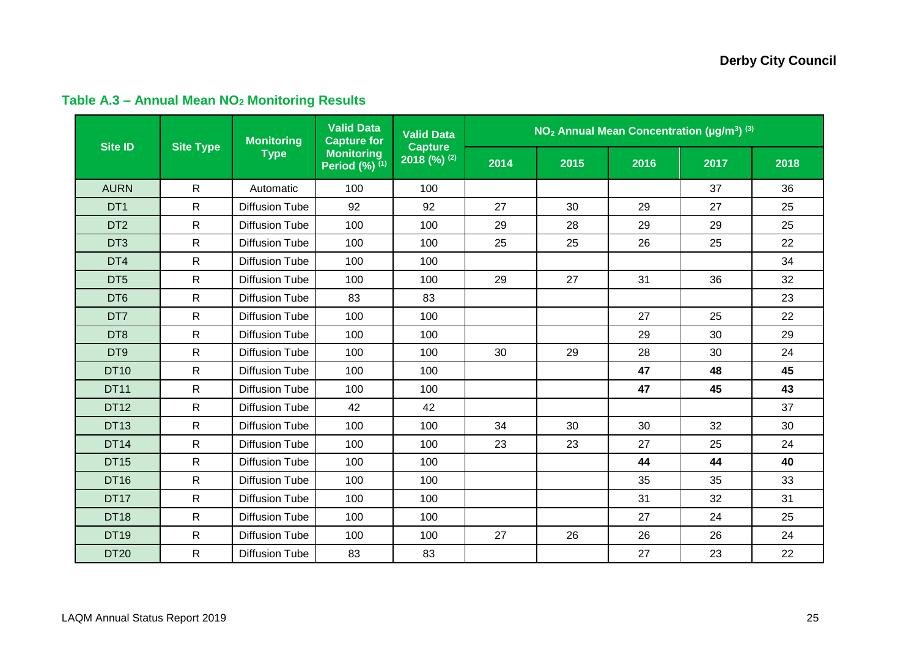### Table A.3 – Annual Mean $NO_2$ Monitoring Results

| Site ID | Site Type | Monitoring Type | Valid Data Capture for Monitoring Period (%) [(1)] | Valid Data Capture 2018 (%) [(2)] | $NO_2$ Annual Mean Concentration ($\mu g/m^3$) [(3)] | | | | |
|---|---|---|---|---|---|---|---|---|---|
| | | | | | 2014 | 2015 | 2016 | 2017 | 2018 |
| AURN | R | Automatic | 100 | 100 | | | | 37 | 36 |
| DT1 | R | Diffusion Tube | 92 | 92 | 27 | 30 | 29 | 27 | 25 |
| DT2 | R | Diffusion Tube | 100 | 100 | 29 | 28 | 29 | 29 | 25 |
| DT3 | R | Diffusion Tube | 100 | 100 | 25 | 25 | 26 | 25 | 22 |
| DT4 | R | Diffusion Tube | 100 | 100 | | | | | 34 |
| DT5 | R | Diffusion Tube | 100 | 100 | 29 | 27 | 31 | 36 | 32 |
| DT6 | R | Diffusion Tube | 83 | 83 | | | | | 23 |
| DT7 | R | Diffusion Tube | 100 | 100 | | | 27 | 25 | 22 |
| DT8 | R | Diffusion Tube | 100 | 100 | | | 29 | 30 | 29 |
| DT9 | R | Diffusion Tube | 100 | 100 | 30 | 29 | 28 | 30 | 24 |
| DT10 | R | Diffusion Tube | 100 | 100 | | | **47** | **48** | **45** |
| DT11 | R | Diffusion Tube | 100 | 100 | | | **47** | **45** | **43** |
| DT12 | R | Diffusion Tube | 42 | 42 | | | | | 37 |
| DT13 | R | Diffusion Tube | 100 | 100 | 34 | 30 | 30 | 32 | 30 |
| DT14 | R | Diffusion Tube | 100 | 100 | 23 | 23 | 27 | 25 | 24 |
| DT15 | R | Diffusion Tube | 100 | 100 | | | **44** | **44** | **40** |
| DT16 | R | Diffusion Tube | 100 | 100 | | | 35 | 35 | 33 |
| DT17 | R | Diffusion Tube | 100 | 100 | | | 31 | 32 | 31 |
| DT18 | R | Diffusion Tube | 100 | 100 | | | 27 | 24 | 25 |
| DT19 | R | Diffusion Tube | 100 | 100 | 27 | 26 | 26 | 26 | 24 |
| DT20 | R | Diffusion Tube | 83 | 83 | | | 27 | 23 | 22 |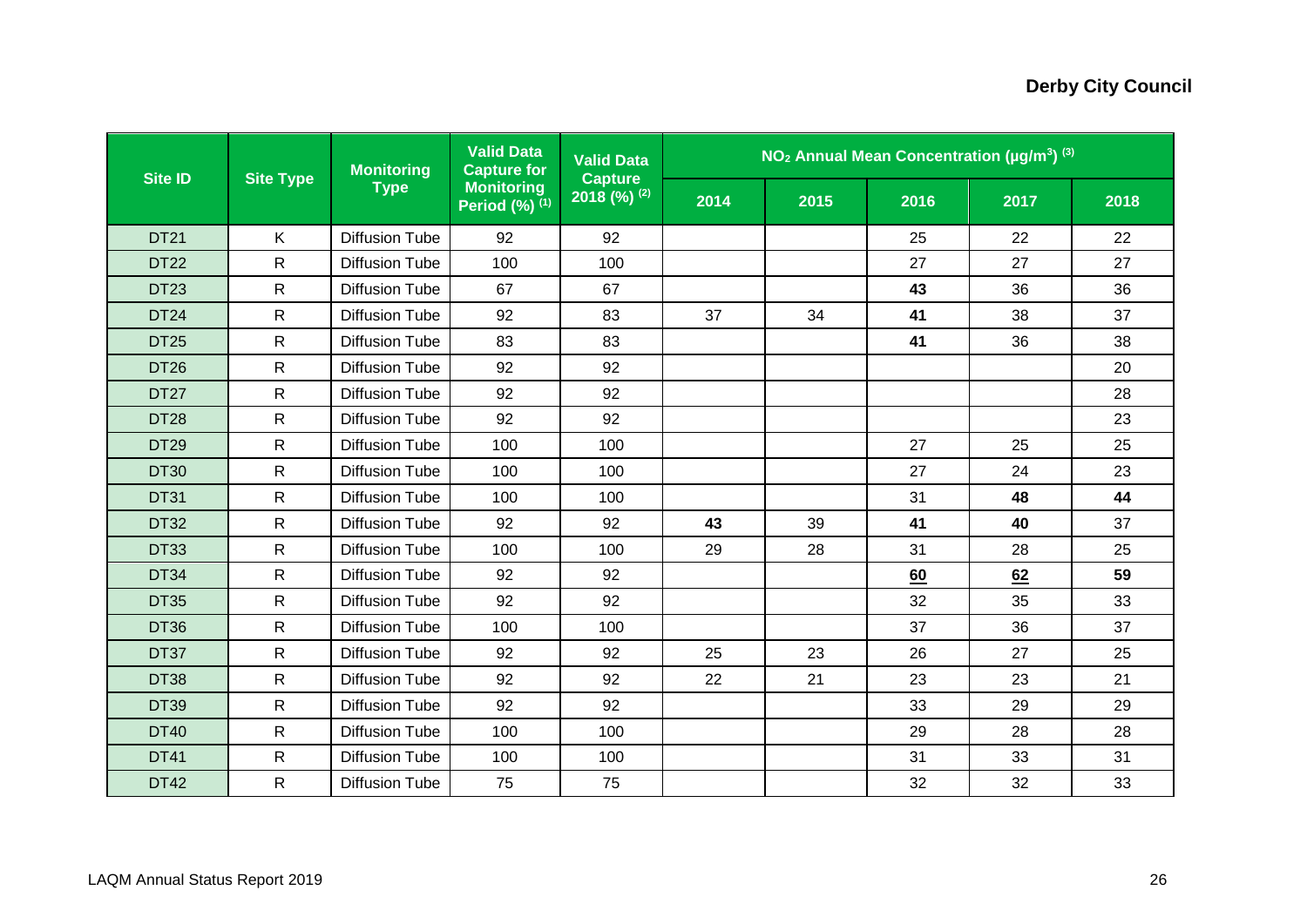| Site ID | Site Type | Monitoring Type | Valid Data Capture for Monitoring Period (%) (1) | Valid Data Capture 2018 (%) (2) | $NO_2$ Annual Mean Concentration ($\mu g/m^3$) (3) | | | | |
|---|---|---|---|---|---|---|---|---|---|
| | | | | | 2014 | 2015 | 2016 | 2017 | 2018 |
| DT21 | K | Diffusion Tube | 92 | 92 | | | 25 | 22 | 22 |
| DT22 | R | Diffusion Tube | 100 | 100 | | | 27 | 27 | 27 |
| DT23 | R | Diffusion Tube | 67 | 67 | | | **43** | 36 | 36 |
| DT24 | R | Diffusion Tube | 92 | 83 | 37 | 34 | **41** | 38 | 37 |
| DT25 | R | Diffusion Tube | 83 | 83 | | | **41** | 36 | 38 |
| DT26 | R | Diffusion Tube | 92 | 92 | | | | | 20 |
| DT27 | R | Diffusion Tube | 92 | 92 | | | | | 28 |
| DT28 | R | Diffusion Tube | 92 | 92 | | | | | 23 |
| DT29 | R | Diffusion Tube | 100 | 100 | | | 27 | 25 | 25 |
| DT30 | R | Diffusion Tube | 100 | 100 | | | 27 | 24 | 23 |
| DT31 | R | Diffusion Tube | 100 | 100 | | | 31 | **48** | **44** |
| DT32 | R | Diffusion Tube | 92 | 92 | **43** | 39 | **41** | **40** | 37 |
| DT33 | R | Diffusion Tube | 100 | 100 | 29 | 28 | 31 | 28 | 25 |
| DT34 | R | Diffusion Tube | 92 | 92 | | | <u>**60**</u> | <u>**62**</u> | **59** |
| DT35 | R | Diffusion Tube | 92 | 92 | | | 32 | 35 | 33 |
| DT36 | R | Diffusion Tube | 100 | 100 | | | 37 | 36 | 37 |
| DT37 | R | Diffusion Tube | 92 | 92 | 25 | 23 | 26 | 27 | 25 |
| DT38 | R | Diffusion Tube | 92 | 92 | 22 | 21 | 23 | 23 | 21 |
| DT39 | R | Diffusion Tube | 92 | 92 | | | 33 | 29 | 29 |
| DT40 | R | Diffusion Tube | 100 | 100 | | | 29 | 28 | 28 |
| DT41 | R | Diffusion Tube | 100 | 100 | | | 31 | 33 | 31 |
| DT42 | R | Diffusion Tube | 75 | 75 | | | 32 | 32 | 33 |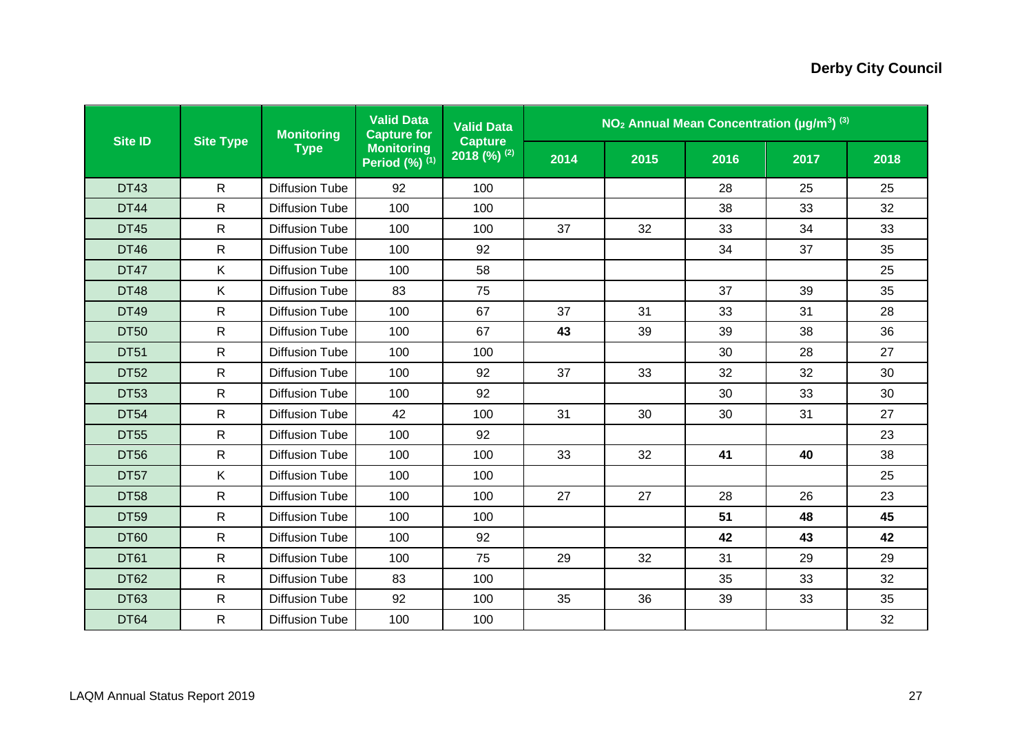| Site ID | Site Type | Monitoring Type | Valid Data Capture for Monitoring Period (%) [(1)] | Valid Data Capture 2018 (%) [(2)] | $NO_2$ Annual Mean Concentration ($\mu g/m^3$) [(3)] | | | | |
|---|---|---|---|---|---|---|---|---|---|
| | | | | | 2014 | 2015 | 2016 | 2017 | 2018 |
| DT43 | R | Diffusion Tube | 92 | 100 | | | 28 | 25 | 25 |
| DT44 | R | Diffusion Tube | 100 | 100 | | | 38 | 33 | 32 |
| DT45 | R | Diffusion Tube | 100 | 100 | 37 | 32 | 33 | 34 | 33 |
| DT46 | R | Diffusion Tube | 100 | 92 | | | 34 | 37 | 35 |
| DT47 | K | Diffusion Tube | 100 | 58 | | | | | 25 |
| DT48 | K | Diffusion Tube | 83 | 75 | | | 37 | 39 | 35 |
| DT49 | R | Diffusion Tube | 100 | 67 | 37 | 31 | 33 | 31 | 28 |
| DT50 | R | Diffusion Tube | 100 | 67 | **43** | 39 | 39 | 38 | 36 |
| DT51 | R | Diffusion Tube | 100 | 100 | | | 30 | 28 | 27 |
| DT52 | R | Diffusion Tube | 100 | 92 | 37 | 33 | 32 | 32 | 30 |
| DT53 | R | Diffusion Tube | 100 | 92 | | | 30 | 33 | 30 |
| DT54 | R | Diffusion Tube | 42 | 100 | 31 | 30 | 30 | 31 | 27 |
| DT55 | R | Diffusion Tube | 100 | 92 | | | | | 23 |
| DT56 | R | Diffusion Tube | 100 | 100 | 33 | 32 | **41** | **40** | 38 |
| DT57 | K | Diffusion Tube | 100 | 100 | | | | | 25 |
| DT58 | R | Diffusion Tube | 100 | 100 | 27 | 27 | 28 | 26 | 23 |
| DT59 | R | Diffusion Tube | 100 | 100 | | | **51** | **48** | **45** |
| DT60 | R | Diffusion Tube | 100 | 92 | | | **42** | **43** | **42** |
| DT61 | R | Diffusion Tube | 100 | 75 | 29 | 32 | 31 | 29 | 29 |
| DT62 | R | Diffusion Tube | 83 | 100 | | | 35 | 33 | 32 |
| DT63 | R | Diffusion Tube | 92 | 100 | 35 | 36 | 39 | 33 | 35 |
| DT64 | R | Diffusion Tube | 100 | 100 | | | | | 32 |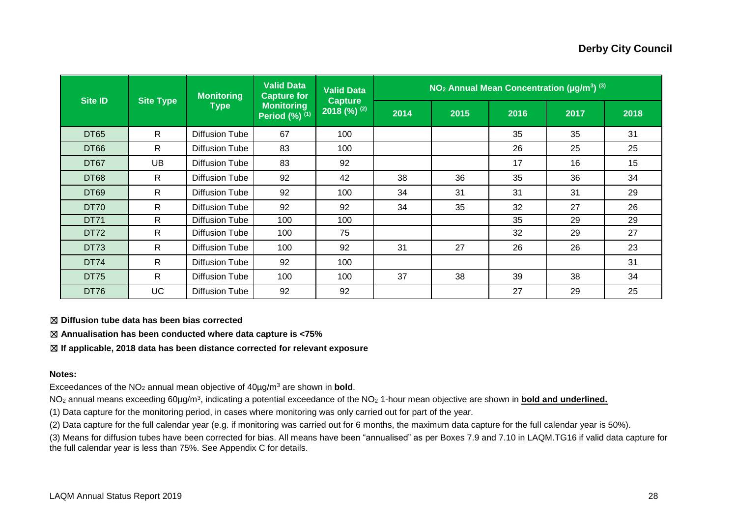| Site ID | Site Type | Monitoring Type | Valid Data Capture for Monitoring Period (%) (1) | Valid Data Capture 2018 (%) (2) | $NO_2$ Annual Mean Concentration ($\mu g/m^3$) (3) | | | | |
|---|---|---|---|---|---|---|---|---|---|
| | | | | | 2014 | 2015 | 2016 | 2017 | 2018 |
| DT65 | R | Diffusion Tube | 67 | 100 | | | 35 | 35 | 31 |
| DT66 | R | Diffusion Tube | 83 | 100 | | | 26 | 25 | 25 |
| DT67 | UB | Diffusion Tube | 83 | 92 | | | 17 | 16 | 15 |
| DT68 | R | Diffusion Tube | 92 | 42 | 38 | 36 | 35 | 36 | 34 |
| DT69 | R | Diffusion Tube | 92 | 100 | 34 | 31 | 31 | 31 | 29 |
| DT70 | R | Diffusion Tube | 92 | 92 | 34 | 35 | 32 | 27 | 26 |
| DT71 | R | Diffusion Tube | 100 | 100 | | | 35 | 29 | 29 |
| DT72 | R | Diffusion Tube | 100 | 75 | | | 32 | 29 | 27 |
| DT73 | R | Diffusion Tube | 100 | 92 | 31 | 27 | 26 | 26 | 23 |
| DT74 | R | Diffusion Tube | 92 | 100 | | | | | 31 |
| DT75 | R | Diffusion Tube | 100 | 100 | 37 | 38 | 39 | 38 | 34 |
| DT76 | UC | Diffusion Tube | 92 | 92 | | | 27 | 29 | 25 |

☒ **Diffusion tube data has been bias corrected**

☒ **Annualisation has been conducted where data capture is <75%**

☒ **If applicable, 2018 data has been distance corrected for relevant exposure**

**Notes:**

Exceedances of the $NO_2$ annual mean objective of 40µg/m$^3$ are shown in **bold**.

$NO_2$ annual means exceeding 60µg/m$^3$, indicating a potential exceedance of the $NO_2$ 1-hour mean objective are shown in **bold and underlined.**

(1) Data capture for the monitoring period, in cases where monitoring was only carried out for part of the year.

(2) Data capture for the full calendar year (e.g. if monitoring was carried out for 6 months, the maximum data capture for the full calendar year is 50%).

(3) Means for diffusion tubes have been corrected for bias. All means have been "annualised" as per Boxes 7.9 and 7.10 in LAQM.TG16 if valid data capture for the full calendar year is less than 75%. See Appendix C for details.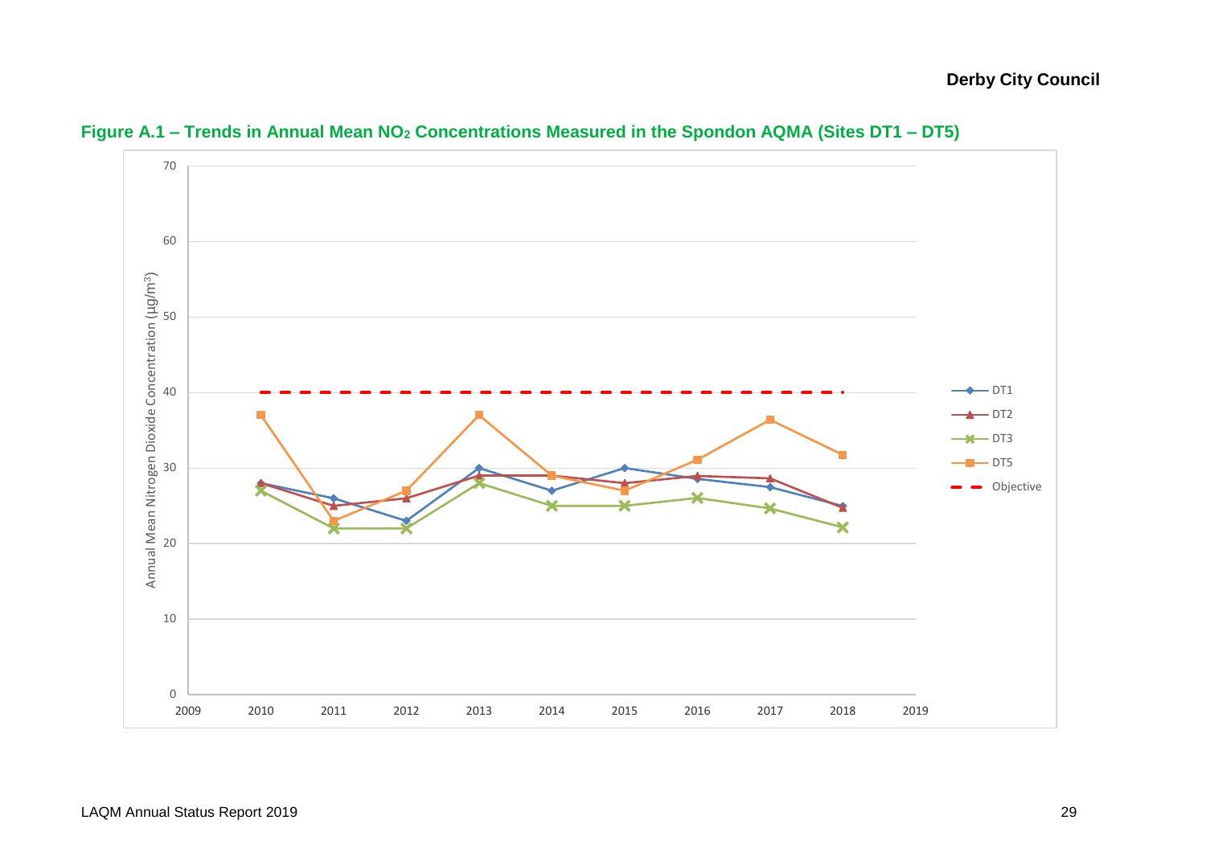**Figure A.1 – Trends in Annual Mean $NO_2$ Concentrations Measured in the Spondon AQMA (Sites DT1 – DT5)**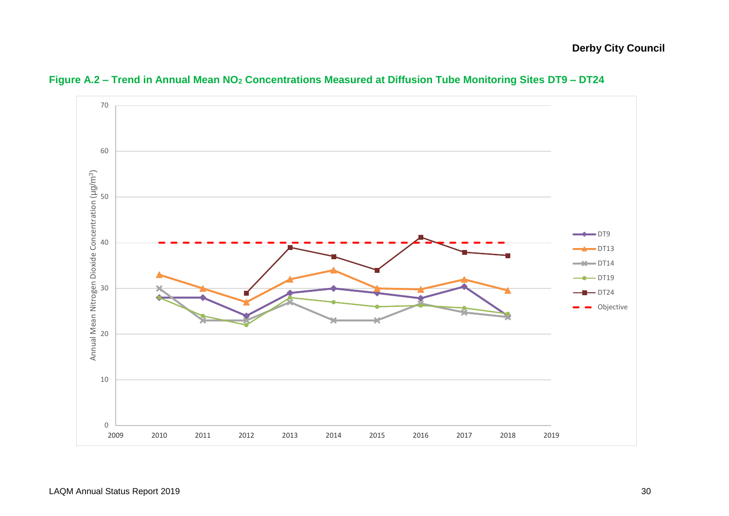**Figure A.2 – Trend in Annual Mean $NO_2$ Concentrations Measured at Diffusion Tube Monitoring Sites DT9 – DT24**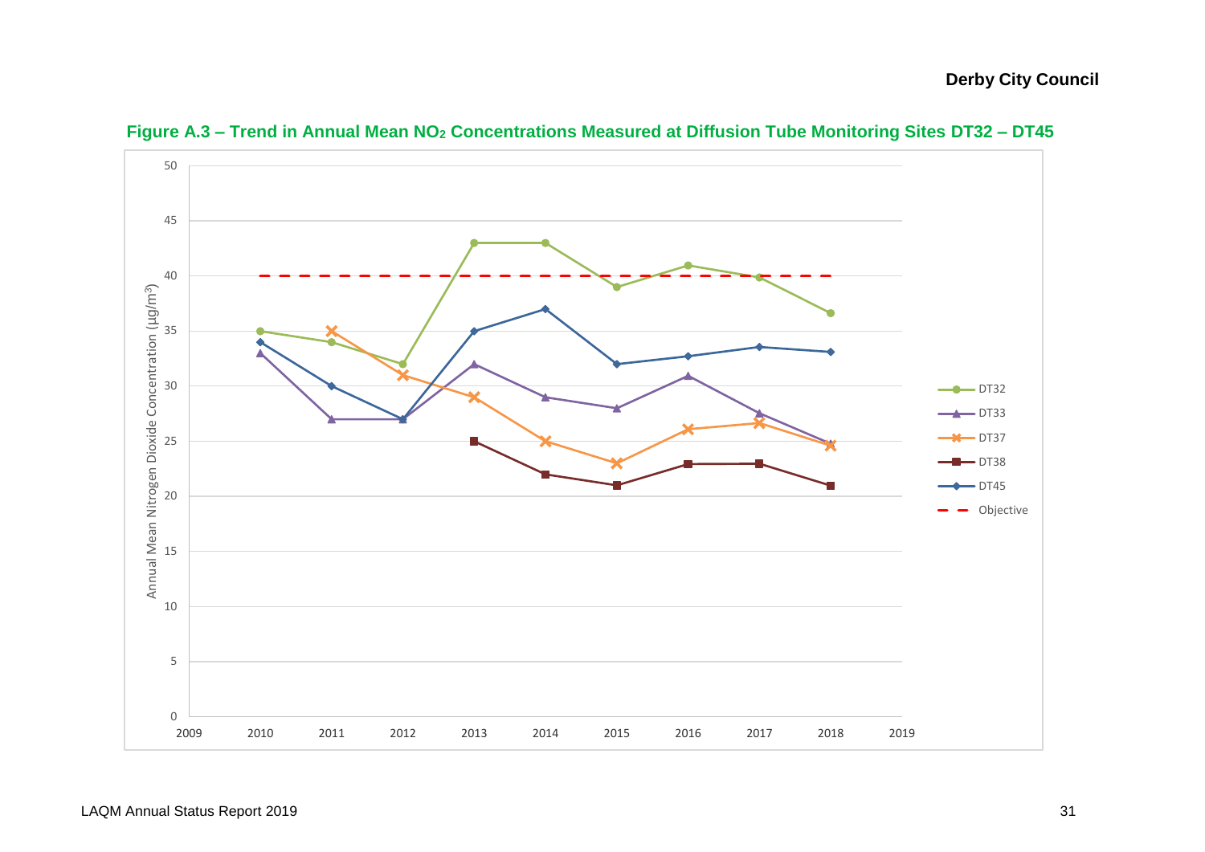**Figure A.3 – Trend in Annual Mean $NO_2$ Concentrations Measured at Diffusion Tube Monitoring Sites DT32 – DT45**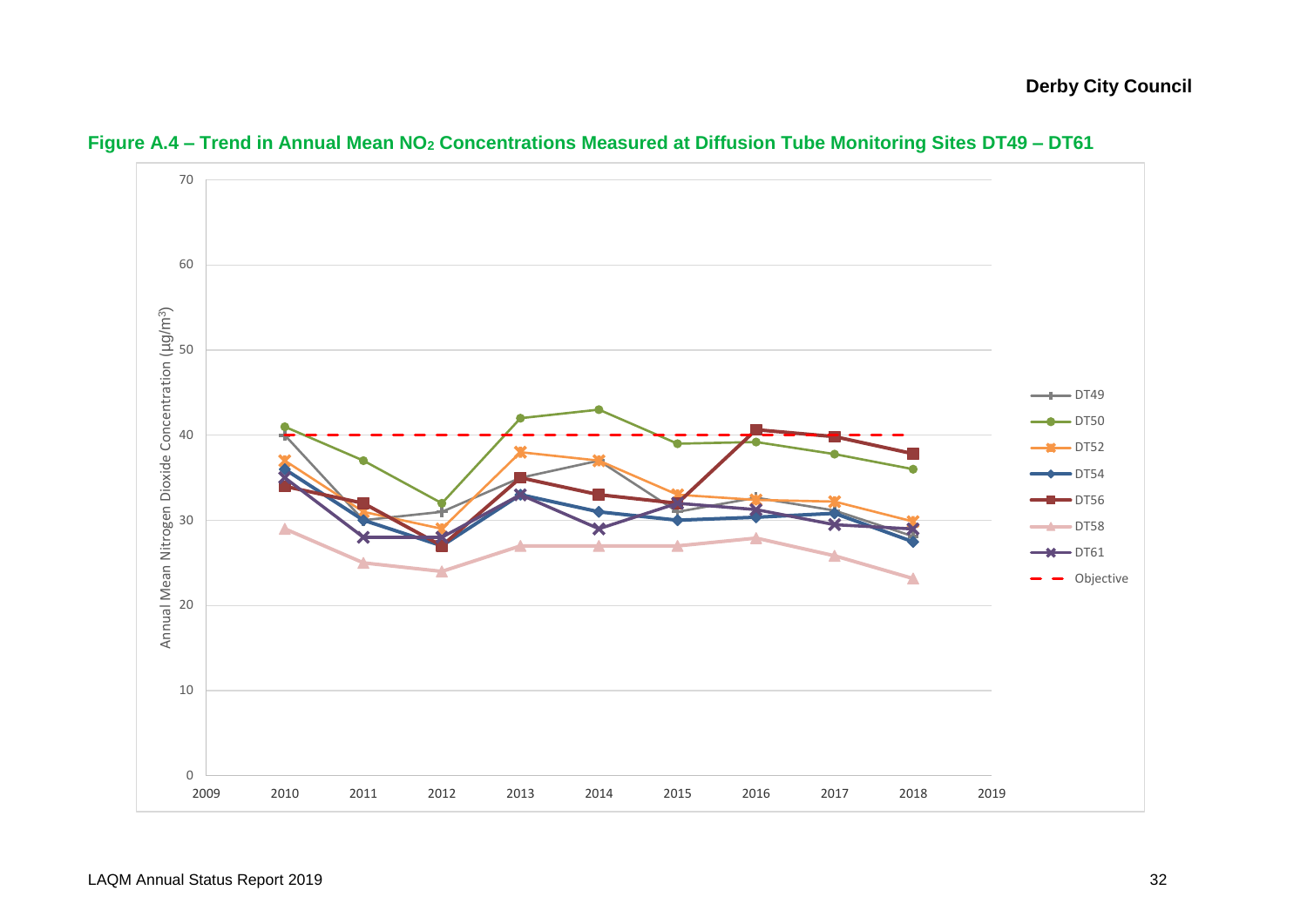**Figure A.4 – Trend in Annual Mean $NO_2$ Concentrations Measured at Diffusion Tube Monitoring Sites DT49 – DT61**

Annual Mean Nitrogen Dioxide Concentration (µg/m³)

Legend: DT49, DT50, DT52, DT54, DT56, DT58, DT61, Objective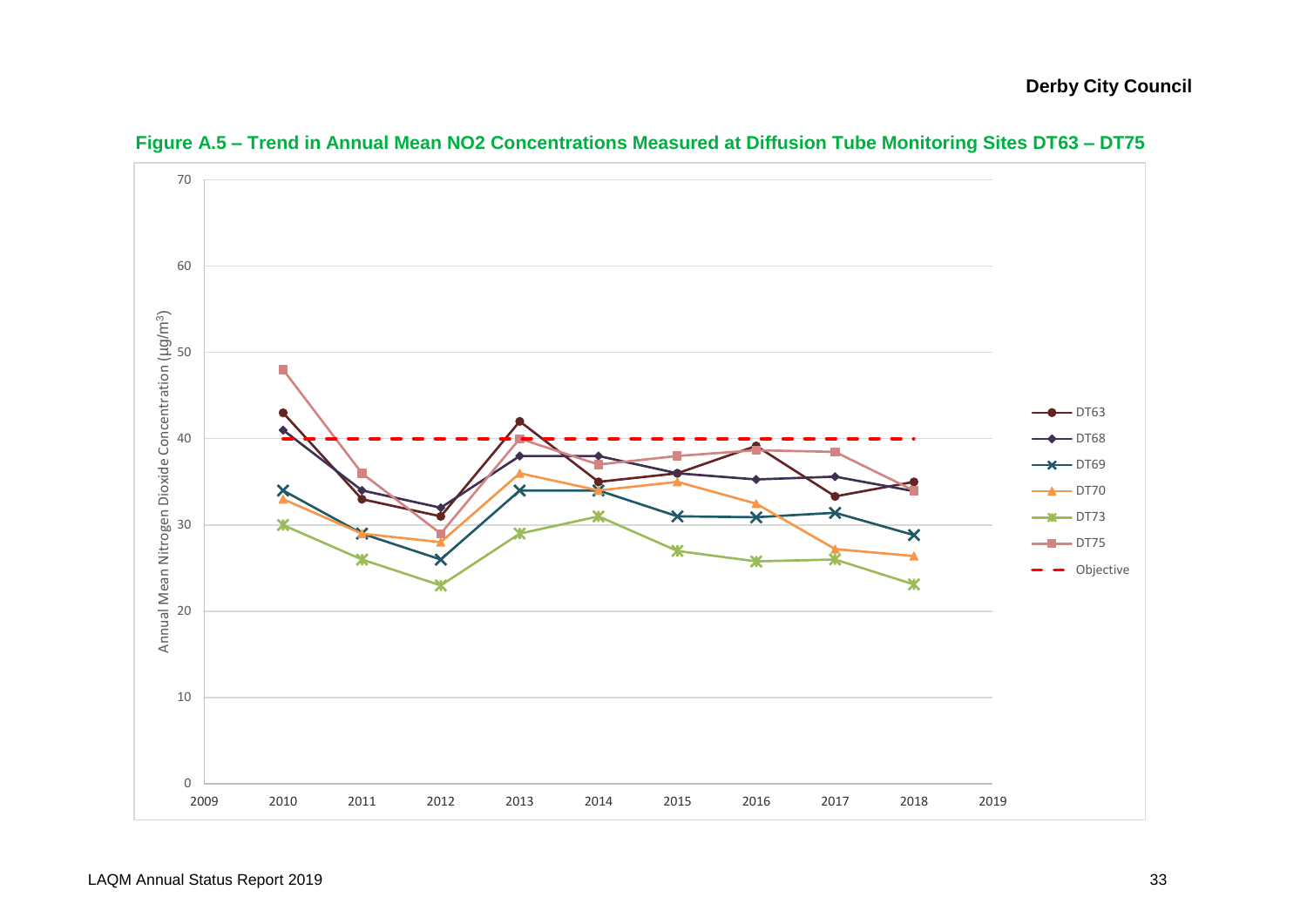**Figure A.5 – Trend in Annual Mean NO2 Concentrations Measured at Diffusion Tube Monitoring Sites DT63 – DT75**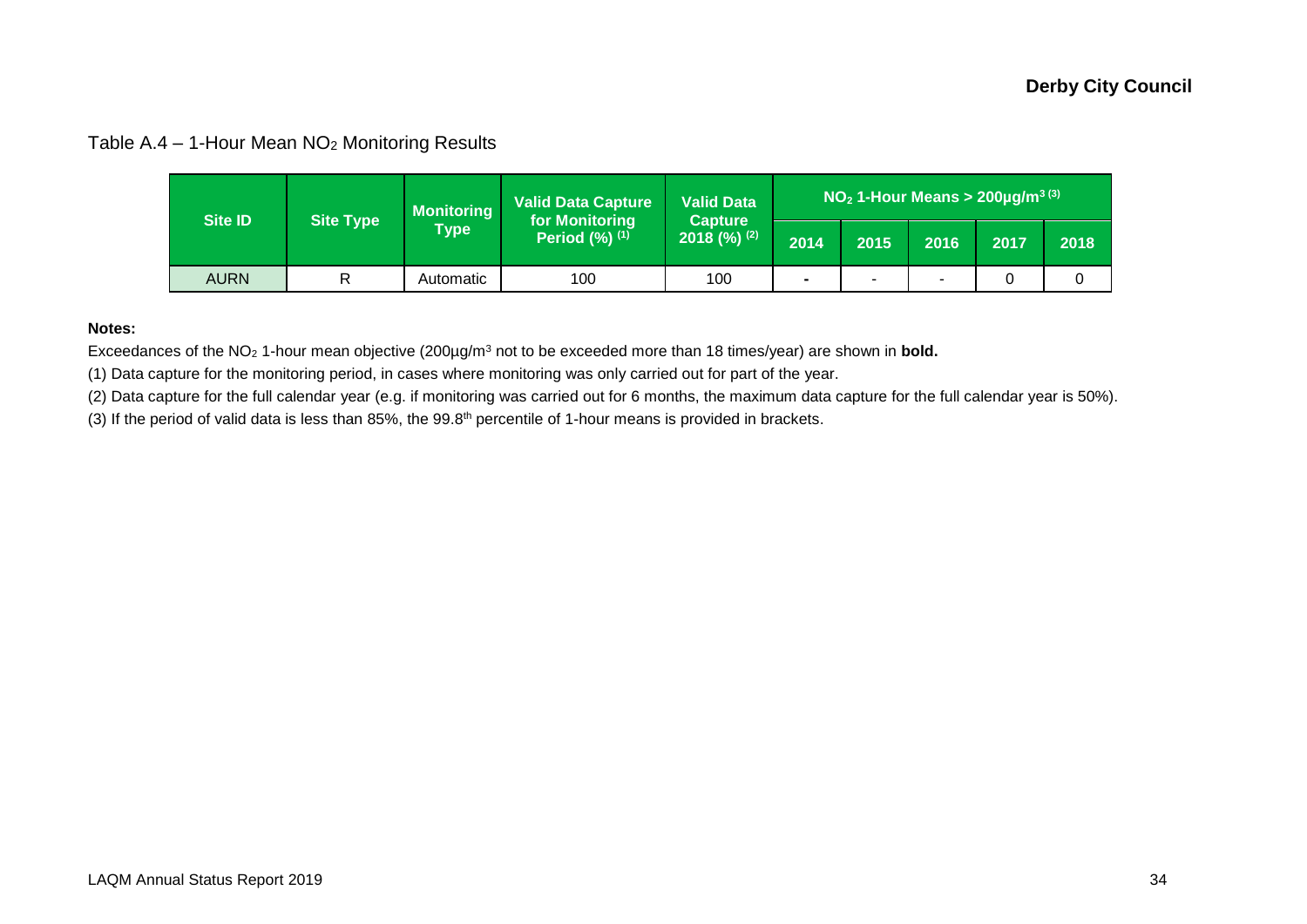Table A.4 – 1-Hour Mean $NO_2$ Monitoring Results

| Site ID | Site Type | Monitoring Type | Valid Data Capture for Monitoring Period (%) [(1)] | Valid Data Capture 2018 (%) [(2)] | $NO_2$ 1-Hour Means > 200µg/m³ [(3)] | | | | |
|---|---|---|---|---|---|---|---|---|---|
| | | | | | 2014 | 2015 | 2016 | 2017 | 2018 |
| AURN | R | Automatic | 100 | 100 | - | - | - | 0 | 0 |

**Notes:**

Exceedances of the $NO_2$ 1-hour mean objective (200µg/m³ not to be exceeded more than 18 times/year) are shown in **bold.**

(1) Data capture for the monitoring period, in cases where monitoring was only carried out for part of the year.

(2) Data capture for the full calendar year (e.g. if monitoring was carried out for 6 months, the maximum data capture for the full calendar year is 50%).

(3) If the period of valid data is less than 85%, the 99.8th percentile of 1-hour means is provided in brackets.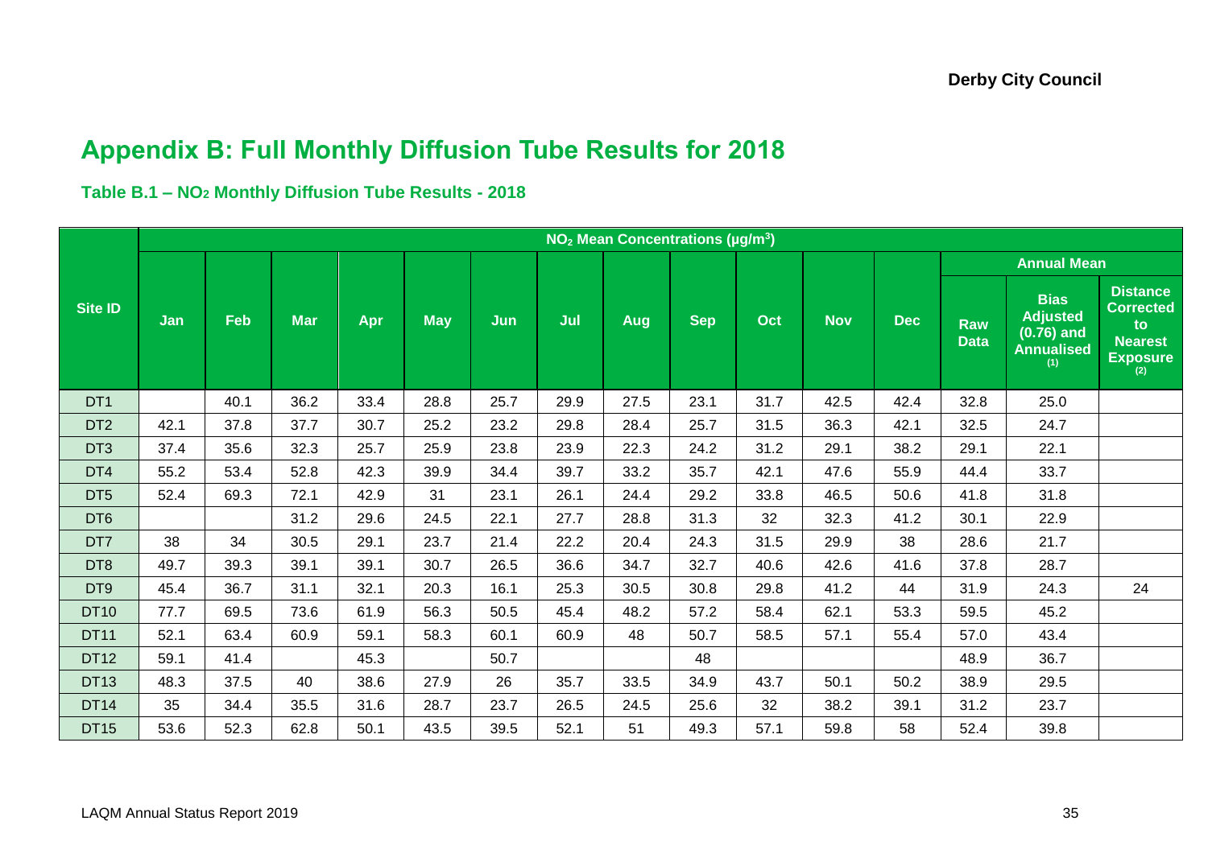# Appendix B: Full Monthly Diffusion Tube Results for 2018

### Table B.1 – $NO_2$ Monthly Diffusion Tube Results - 2018

| Site ID | $NO_2$ Mean Concentrations (µg/m$^3$) | | | | | | | | | | | | | | |
|---|---|---|---|---|---|---|---|---|---|---|---|---|---|---|---|
| | Jan | Feb | Mar | Apr | May | Jun | Jul | Aug | Sep | Oct | Nov | Dec | Annual Mean | | |
| | | | | | | | | | | | | | Raw Data | Bias Adjusted (0.76) and Annualised (1) | Distance Corrected to Nearest Exposure (2) |
| DT1 | | 40.1 | 36.2 | 33.4 | 28.8 | 25.7 | 29.9 | 27.5 | 23.1 | 31.7 | 42.5 | 42.4 | 32.8 | 25.0 | |
| DT2 | 42.1 | 37.8 | 37.7 | 30.7 | 25.2 | 23.2 | 29.8 | 28.4 | 25.7 | 31.5 | 36.3 | 42.1 | 32.5 | 24.7 | |
| DT3 | 37.4 | 35.6 | 32.3 | 25.7 | 25.9 | 23.8 | 23.9 | 22.3 | 24.2 | 31.2 | 29.1 | 38.2 | 29.1 | 22.1 | |
| DT4 | 55.2 | 53.4 | 52.8 | 42.3 | 39.9 | 34.4 | 39.7 | 33.2 | 35.7 | 42.1 | 47.6 | 55.9 | 44.4 | 33.7 | |
| DT5 | 52.4 | 69.3 | 72.1 | 42.9 | 31 | 23.1 | 26.1 | 24.4 | 29.2 | 33.8 | 46.5 | 50.6 | 41.8 | 31.8 | |
| DT6 | | | 31.2 | 29.6 | 24.5 | 22.1 | 27.7 | 28.8 | 31.3 | 32 | 32.3 | 41.2 | 30.1 | 22.9 | |
| DT7 | 38 | 34 | 30.5 | 29.1 | 23.7 | 21.4 | 22.2 | 20.4 | 24.3 | 31.5 | 29.9 | 38 | 28.6 | 21.7 | |
| DT8 | 49.7 | 39.3 | 39.1 | 39.1 | 30.7 | 26.5 | 36.6 | 34.7 | 32.7 | 40.6 | 42.6 | 41.6 | 37.8 | 28.7 | |
| DT9 | 45.4 | 36.7 | 31.1 | 32.1 | 20.3 | 16.1 | 25.3 | 30.5 | 30.8 | 29.8 | 41.2 | 44 | 31.9 | 24.3 | 24 |
| DT10 | 77.7 | 69.5 | 73.6 | 61.9 | 56.3 | 50.5 | 45.4 | 48.2 | 57.2 | 58.4 | 62.1 | 53.3 | 59.5 | 45.2 | |
| DT11 | 52.1 | 63.4 | 60.9 | 59.1 | 58.3 | 60.1 | 60.9 | 48 | 50.7 | 58.5 | 57.1 | 55.4 | 57.0 | 43.4 | |
| DT12 | 59.1 | 41.4 | | 45.3 | | 50.7 | | | 48 | | | | 48.9 | 36.7 | |
| DT13 | 48.3 | 37.5 | 40 | 38.6 | 27.9 | 26 | 35.7 | 33.5 | 34.9 | 43.7 | 50.1 | 50.2 | 38.9 | 29.5 | |
| DT14 | 35 | 34.4 | 35.5 | 31.6 | 28.7 | 23.7 | 26.5 | 24.5 | 25.6 | 32 | 38.2 | 39.1 | 31.2 | 23.7 | |
| DT15 | 53.6 | 52.3 | 62.8 | 50.1 | 43.5 | 39.5 | 52.1 | 51 | 49.3 | 57.1 | 59.8 | 58 | 52.4 | 39.8 | |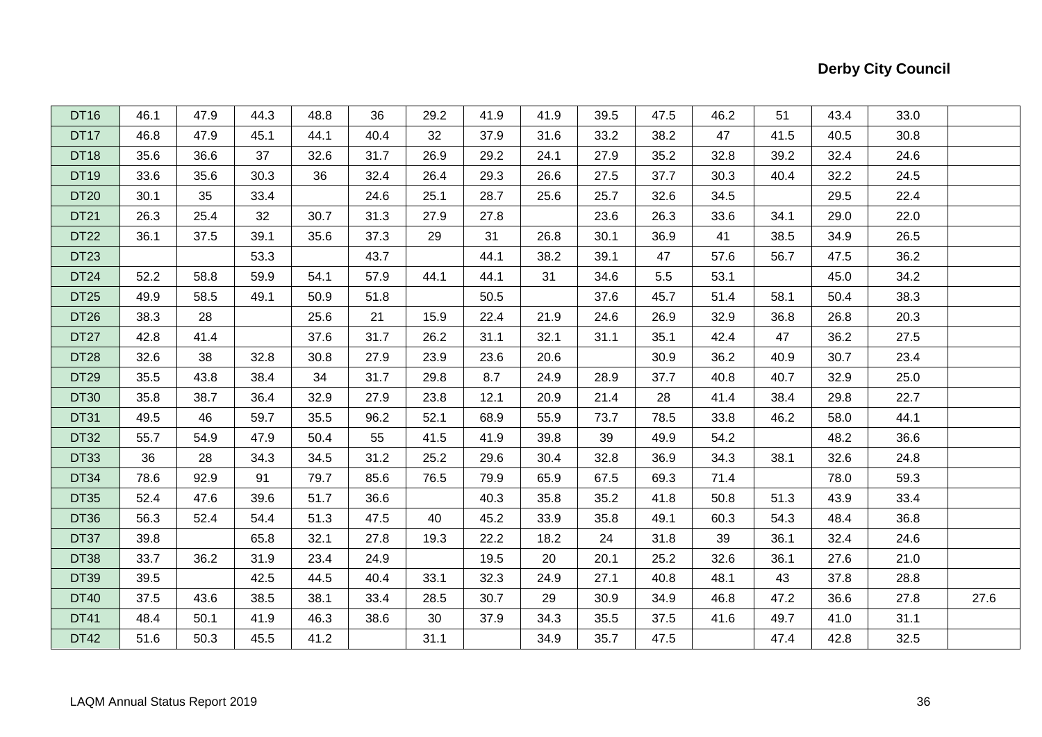| | | | | | | | | | | | | | | | |
|---|---|---|---|---|---|---|---|---|---|---|---|---|---|---|---|
| DT16 | 46.1 | 47.9 | 44.3 | 48.8 | 36 | 29.2 | 41.9 | 41.9 | 39.5 | 47.5 | 46.2 | 51 | 43.4 | 33.0 | |
| DT17 | 46.8 | 47.9 | 45.1 | 44.1 | 40.4 | 32 | 37.9 | 31.6 | 33.2 | 38.2 | 47 | 41.5 | 40.5 | 30.8 | |
| DT18 | 35.6 | 36.6 | 37 | 32.6 | 31.7 | 26.9 | 29.2 | 24.1 | 27.9 | 35.2 | 32.8 | 39.2 | 32.4 | 24.6 | |
| DT19 | 33.6 | 35.6 | 30.3 | 36 | 32.4 | 26.4 | 29.3 | 26.6 | 27.5 | 37.7 | 30.3 | 40.4 | 32.2 | 24.5 | |
| DT20 | 30.1 | 35 | 33.4 | | 24.6 | 25.1 | 28.7 | 25.6 | 25.7 | 32.6 | 34.5 | | 29.5 | 22.4 | |
| DT21 | 26.3 | 25.4 | 32 | 30.7 | 31.3 | 27.9 | 27.8 | | 23.6 | 26.3 | 33.6 | 34.1 | 29.0 | 22.0 | |
| DT22 | 36.1 | 37.5 | 39.1 | 35.6 | 37.3 | 29 | 31 | 26.8 | 30.1 | 36.9 | 41 | 38.5 | 34.9 | 26.5 | |
| DT23 | | | 53.3 | | 43.7 | | 44.1 | 38.2 | 39.1 | 47 | 57.6 | 56.7 | 47.5 | 36.2 | |
| DT24 | 52.2 | 58.8 | 59.9 | 54.1 | 57.9 | 44.1 | 44.1 | 31 | 34.6 | 5.5 | 53.1 | | 45.0 | 34.2 | |
| DT25 | 49.9 | 58.5 | 49.1 | 50.9 | 51.8 | | 50.5 | | 37.6 | 45.7 | 51.4 | 58.1 | 50.4 | 38.3 | |
| DT26 | 38.3 | 28 | | 25.6 | 21 | 15.9 | 22.4 | 21.9 | 24.6 | 26.9 | 32.9 | 36.8 | 26.8 | 20.3 | |
| DT27 | 42.8 | 41.4 | | 37.6 | 31.7 | 26.2 | 31.1 | 32.1 | 31.1 | 35.1 | 42.4 | 47 | 36.2 | 27.5 | |
| DT28 | 32.6 | 38 | 32.8 | 30.8 | 27.9 | 23.9 | 23.6 | 20.6 | | 30.9 | 36.2 | 40.9 | 30.7 | 23.4 | |
| DT29 | 35.5 | 43.8 | 38.4 | 34 | 31.7 | 29.8 | 8.7 | 24.9 | 28.9 | 37.7 | 40.8 | 40.7 | 32.9 | 25.0 | |
| DT30 | 35.8 | 38.7 | 36.4 | 32.9 | 27.9 | 23.8 | 12.1 | 20.9 | 21.4 | 28 | 41.4 | 38.4 | 29.8 | 22.7 | |
| DT31 | 49.5 | 46 | 59.7 | 35.5 | 96.2 | 52.1 | 68.9 | 55.9 | 73.7 | 78.5 | 33.8 | 46.2 | 58.0 | 44.1 | |
| DT32 | 55.7 | 54.9 | 47.9 | 50.4 | 55 | 41.5 | 41.9 | 39.8 | 39 | 49.9 | 54.2 | | 48.2 | 36.6 | |
| DT33 | 36 | 28 | 34.3 | 34.5 | 31.2 | 25.2 | 29.6 | 30.4 | 32.8 | 36.9 | 34.3 | 38.1 | 32.6 | 24.8 | |
| DT34 | 78.6 | 92.9 | 91 | 79.7 | 85.6 | 76.5 | 79.9 | 65.9 | 67.5 | 69.3 | 71.4 | | 78.0 | 59.3 | |
| DT35 | 52.4 | 47.6 | 39.6 | 51.7 | 36.6 | | 40.3 | 35.8 | 35.2 | 41.8 | 50.8 | 51.3 | 43.9 | 33.4 | |
| DT36 | 56.3 | 52.4 | 54.4 | 51.3 | 47.5 | 40 | 45.2 | 33.9 | 35.8 | 49.1 | 60.3 | 54.3 | 48.4 | 36.8 | |
| DT37 | 39.8 | | 65.8 | 32.1 | 27.8 | 19.3 | 22.2 | 18.2 | 24 | 31.8 | 39 | 36.1 | 32.4 | 24.6 | |
| DT38 | 33.7 | 36.2 | 31.9 | 23.4 | 24.9 | | 19.5 | 20 | 20.1 | 25.2 | 32.6 | 36.1 | 27.6 | 21.0 | |
| DT39 | 39.5 | | 42.5 | 44.5 | 40.4 | 33.1 | 32.3 | 24.9 | 27.1 | 40.8 | 48.1 | 43 | 37.8 | 28.8 | |
| DT40 | 37.5 | 43.6 | 38.5 | 38.1 | 33.4 | 28.5 | 30.7 | 29 | 30.9 | 34.9 | 46.8 | 47.2 | 36.6 | 27.8 | 27.6 |
| DT41 | 48.4 | 50.1 | 41.9 | 46.3 | 38.6 | 30 | 37.9 | 34.3 | 35.5 | 37.5 | 41.6 | 49.7 | 41.0 | 31.1 | |
| DT42 | 51.6 | 50.3 | 45.5 | 41.2 | | 31.1 | | 34.9 | 35.7 | 47.5 | | 47.4 | 42.8 | 32.5 | |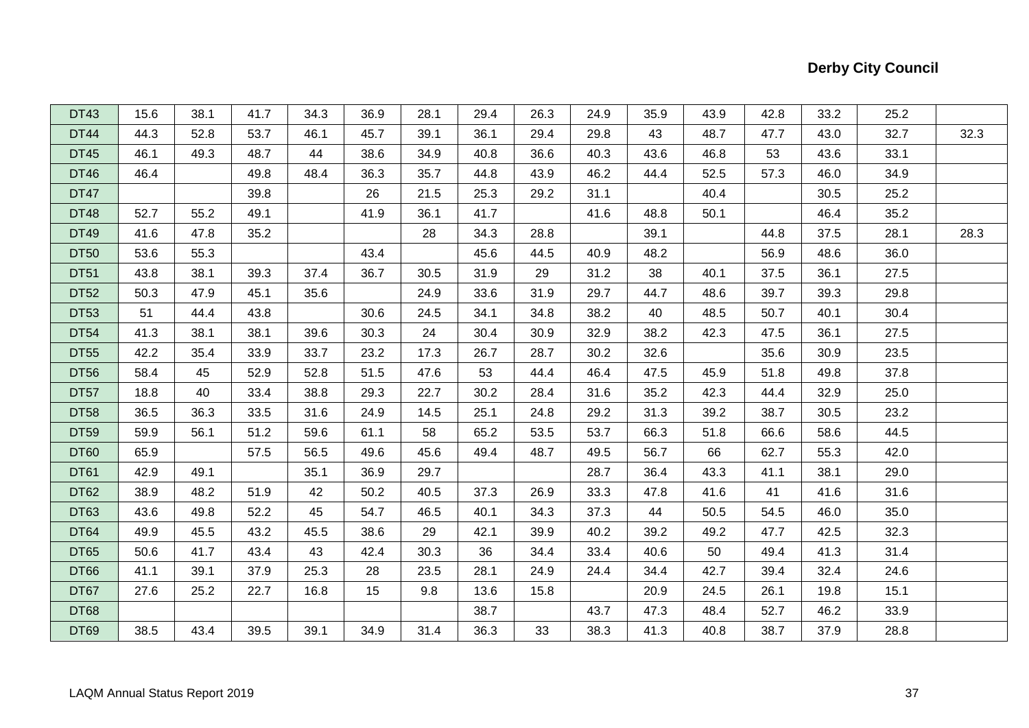| | | | | | | | | | | | | | | |
|---|---|---|---|---|---|---|---|---|---|---|---|---|---|---|---|
| DT43 | 15.6 | 38.1 | 41.7 | 34.3 | 36.9 | 28.1 | 29.4 | 26.3 | 24.9 | 35.9 | 43.9 | 42.8 | 33.2 | 25.2 | |
| DT44 | 44.3 | 52.8 | 53.7 | 46.1 | 45.7 | 39.1 | 36.1 | 29.4 | 29.8 | 43 | 48.7 | 47.7 | 43.0 | 32.7 | 32.3 |
| DT45 | 46.1 | 49.3 | 48.7 | 44 | 38.6 | 34.9 | 40.8 | 36.6 | 40.3 | 43.6 | 46.8 | 53 | 43.6 | 33.1 | |
| DT46 | 46.4 | | 49.8 | 48.4 | 36.3 | 35.7 | 44.8 | 43.9 | 46.2 | 44.4 | 52.5 | 57.3 | 46.0 | 34.9 | |
| DT47 | | | 39.8 | | 26 | 21.5 | 25.3 | 29.2 | 31.1 | | 40.4 | | 30.5 | 25.2 | |
| DT48 | 52.7 | 55.2 | 49.1 | | 41.9 | 36.1 | 41.7 | | 41.6 | 48.8 | 50.1 | | 46.4 | 35.2 | |
| DT49 | 41.6 | 47.8 | 35.2 | | | 28 | 34.3 | 28.8 | | 39.1 | | 44.8 | 37.5 | 28.1 | 28.3 |
| DT50 | 53.6 | 55.3 | | | 43.4 | | 45.6 | 44.5 | 40.9 | 48.2 | | 56.9 | 48.6 | 36.0 | |
| DT51 | 43.8 | 38.1 | 39.3 | 37.4 | 36.7 | 30.5 | 31.9 | 29 | 31.2 | 38 | 40.1 | 37.5 | 36.1 | 27.5 | |
| DT52 | 50.3 | 47.9 | 45.1 | 35.6 | | 24.9 | 33.6 | 31.9 | 29.7 | 44.7 | 48.6 | 39.7 | 39.3 | 29.8 | |
| DT53 | 51 | 44.4 | 43.8 | | 30.6 | 24.5 | 34.1 | 34.8 | 38.2 | 40 | 48.5 | 50.7 | 40.1 | 30.4 | |
| DT54 | 41.3 | 38.1 | 38.1 | 39.6 | 30.3 | 24 | 30.4 | 30.9 | 32.9 | 38.2 | 42.3 | 47.5 | 36.1 | 27.5 | |
| DT55 | 42.2 | 35.4 | 33.9 | 33.7 | 23.2 | 17.3 | 26.7 | 28.7 | 30.2 | 32.6 | | 35.6 | 30.9 | 23.5 | |
| DT56 | 58.4 | 45 | 52.9 | 52.8 | 51.5 | 47.6 | 53 | 44.4 | 46.4 | 47.5 | 45.9 | 51.8 | 49.8 | 37.8 | |
| DT57 | 18.8 | 40 | 33.4 | 38.8 | 29.3 | 22.7 | 30.2 | 28.4 | 31.6 | 35.2 | 42.3 | 44.4 | 32.9 | 25.0 | |
| DT58 | 36.5 | 36.3 | 33.5 | 31.6 | 24.9 | 14.5 | 25.1 | 24.8 | 29.2 | 31.3 | 39.2 | 38.7 | 30.5 | 23.2 | |
| DT59 | 59.9 | 56.1 | 51.2 | 59.6 | 61.1 | 58 | 65.2 | 53.5 | 53.7 | 66.3 | 51.8 | 66.6 | 58.6 | 44.5 | |
| DT60 | 65.9 | | 57.5 | 56.5 | 49.6 | 45.6 | 49.4 | 48.7 | 49.5 | 56.7 | 66 | 62.7 | 55.3 | 42.0 | |
| DT61 | 42.9 | 49.1 | | 35.1 | 36.9 | 29.7 | | | 28.7 | 36.4 | 43.3 | 41.1 | 38.1 | 29.0 | |
| DT62 | 38.9 | 48.2 | 51.9 | 42 | 50.2 | 40.5 | 37.3 | 26.9 | 33.3 | 47.8 | 41.6 | 41 | 41.6 | 31.6 | |
| DT63 | 43.6 | 49.8 | 52.2 | 45 | 54.7 | 46.5 | 40.1 | 34.3 | 37.3 | 44 | 50.5 | 54.5 | 46.0 | 35.0 | |
| DT64 | 49.9 | 45.5 | 43.2 | 45.5 | 38.6 | 29 | 42.1 | 39.9 | 40.2 | 39.2 | 49.2 | 47.7 | 42.5 | 32.3 | |
| DT65 | 50.6 | 41.7 | 43.4 | 43 | 42.4 | 30.3 | 36 | 34.4 | 33.4 | 40.6 | 50 | 49.4 | 41.3 | 31.4 | |
| DT66 | 41.1 | 39.1 | 37.9 | 25.3 | 28 | 23.5 | 28.1 | 24.9 | 24.4 | 34.4 | 42.7 | 39.4 | 32.4 | 24.6 | |
| DT67 | 27.6 | 25.2 | 22.7 | 16.8 | 15 | 9.8 | 13.6 | 15.8 | | 20.9 | 24.5 | 26.1 | 19.8 | 15.1 | |
| DT68 | | | | | | | 38.7 | | 43.7 | 47.3 | 48.4 | 52.7 | 46.2 | 33.9 | |
| DT69 | 38.5 | 43.4 | 39.5 | 39.1 | 34.9 | 31.4 | 36.3 | 33 | 38.3 | 41.3 | 40.8 | 38.7 | 37.9 | 28.8 | |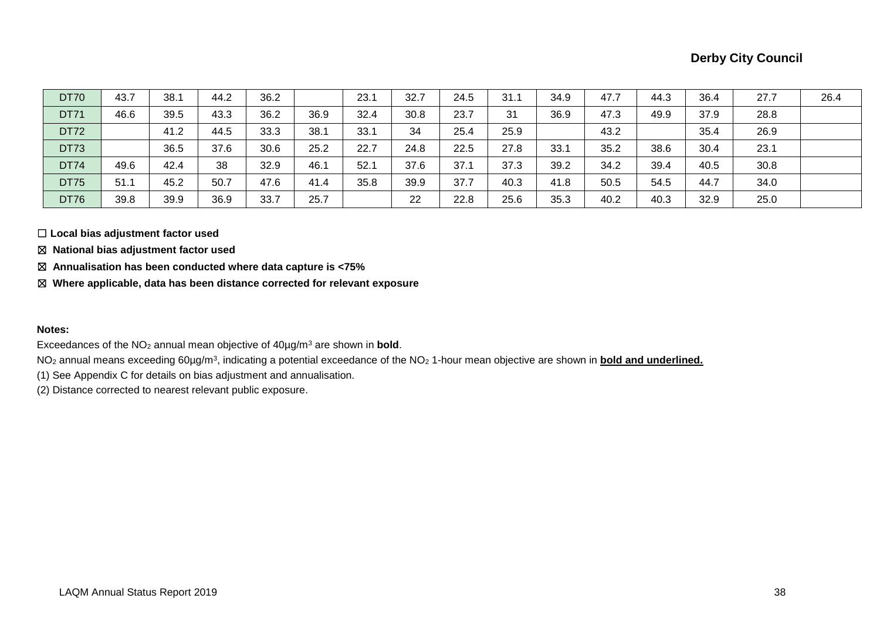| | | | | | | | | | | | | | | |
|---|---|---|---|---|---|---|---|---|---|---|---|---|---|---|
| DT70 | 43.7 | 38.1 | 44.2 | 36.2 | | 23.1 | 32.7 | 24.5 | 31.1 | 34.9 | 47.7 | 44.3 | 36.4 | 27.7 | 26.4 |
| DT71 | 46.6 | 39.5 | 43.3 | 36.2 | 36.9 | 32.4 | 30.8 | 23.7 | 31 | 36.9 | 47.3 | 49.9 | 37.9 | 28.8 | |
| DT72 | | 41.2 | 44.5 | 33.3 | 38.1 | 33.1 | 34 | 25.4 | 25.9 | | 43.2 | | 35.4 | 26.9 | |
| DT73 | | 36.5 | 37.6 | 30.6 | 25.2 | 22.7 | 24.8 | 22.5 | 27.8 | 33.1 | 35.2 | 38.6 | 30.4 | 23.1 | |
| DT74 | 49.6 | 42.4 | 38 | 32.9 | 46.1 | 52.1 | 37.6 | 37.1 | 37.3 | 39.2 | 34.2 | 39.4 | 40.5 | 30.8 | |
| DT75 | 51.1 | 45.2 | 50.7 | 47.6 | 41.4 | 35.8 | 39.9 | 37.7 | 40.3 | 41.8 | 50.5 | 54.5 | 44.7 | 34.0 | |
| DT76 | 39.8 | 39.9 | 36.9 | 33.7 | 25.7 | | 22 | 22.8 | 25.6 | 35.3 | 40.2 | 40.3 | 32.9 | 25.0 | |

☐ **Local bias adjustment factor used**

☒ **National bias adjustment factor used**

☒ **Annualisation has been conducted where data capture is <75%**

☒ **Where applicable, data has been distance corrected for relevant exposure**

**Notes:**

Exceedances of the $NO_2$ annual mean objective of 40µg/m$^3$ are shown in **bold**.

$NO_2$ annual means exceeding 60µg/m$^3$, indicating a potential exceedance of the $NO_2$ 1-hour mean objective are shown in **<u>bold and underlined.</u>**

(1) See Appendix C for details on bias adjustment and annualisation.

(2) Distance corrected to nearest relevant public exposure.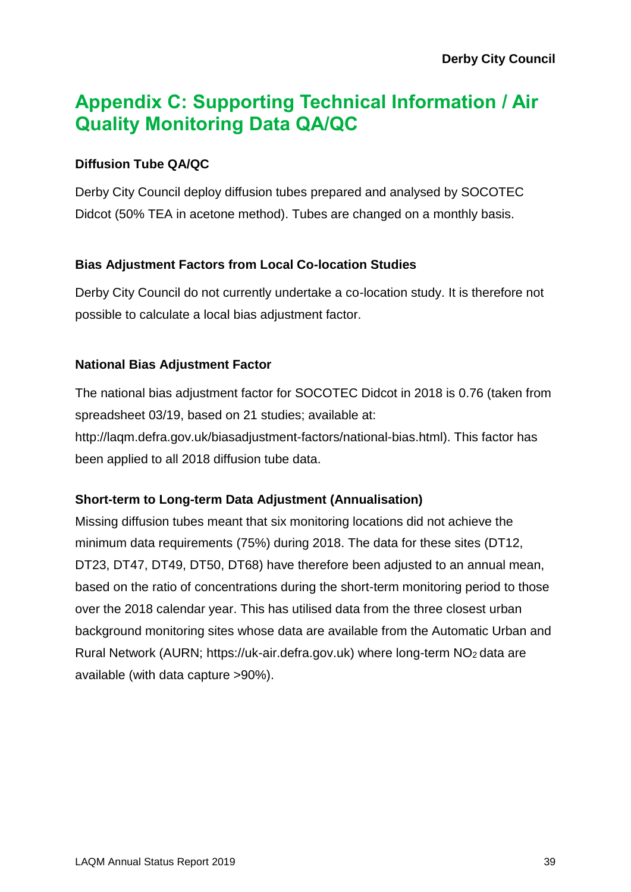# Appendix C: Supporting Technical Information / Air Quality Monitoring Data QA/QC

### Diffusion Tube QA/QC

Derby City Council deploy diffusion tubes prepared and analysed by SOCOTEC Didcot (50% TEA in acetone method). Tubes are changed on a monthly basis.

### Bias Adjustment Factors from Local Co-location Studies

Derby City Council do not currently undertake a co-location study. It is therefore not possible to calculate a local bias adjustment factor.

### National Bias Adjustment Factor

The national bias adjustment factor for SOCOTEC Didcot in 2018 is 0.76 (taken from spreadsheet 03/19, based on 21 studies; available at: http://laqm.defra.gov.uk/biasadjustment-factors/national-bias.html). This factor has been applied to all 2018 diffusion tube data.

### Short-term to Long-term Data Adjustment (Annualisation)

Missing diffusion tubes meant that six monitoring locations did not achieve the minimum data requirements (75%) during 2018. The data for these sites (DT12, DT23, DT47, DT49, DT50, DT68) have therefore been adjusted to an annual mean, based on the ratio of concentrations during the short-term monitoring period to those over the 2018 calendar year. This has utilised data from the three closest urban background monitoring sites whose data are available from the Automatic Urban and Rural Network (AURN; https://uk-air.defra.gov.uk) where long-term $NO_2$ data are available (with data capture >90%).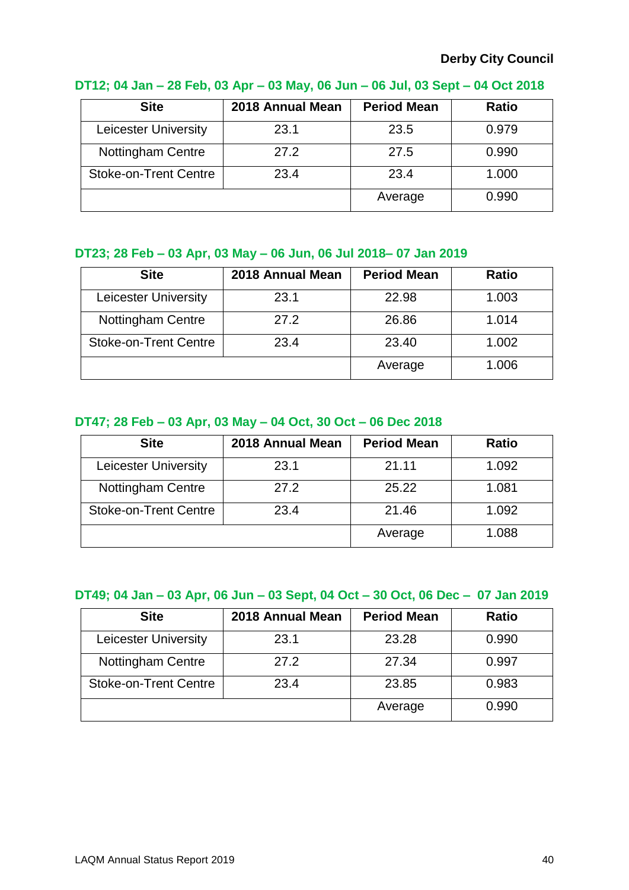### DT12; 04 Jan – 28 Feb, 03 Apr – 03 May, 06 Jun – 06 Jul, 03 Sept – 04 Oct 2018

| Site | 2018 Annual Mean | Period Mean | Ratio |
|---|---|---|---|
| Leicester University | 23.1 | 23.5 | 0.979 |
| Nottingham Centre | 27.2 | 27.5 | 0.990 |
| Stoke-on-Trent Centre | 23.4 | 23.4 | 1.000 |
| | | Average | 0.990 |

### DT23; 28 Feb – 03 Apr, 03 May – 06 Jun, 06 Jul 2018– 07 Jan 2019

| Site | 2018 Annual Mean | Period Mean | Ratio |
|---|---|---|---|
| Leicester University | 23.1 | 22.98 | 1.003 |
| Nottingham Centre | 27.2 | 26.86 | 1.014 |
| Stoke-on-Trent Centre | 23.4 | 23.40 | 1.002 |
| | | Average | 1.006 |

### DT47; 28 Feb – 03 Apr, 03 May – 04 Oct, 30 Oct – 06 Dec 2018

| Site | 2018 Annual Mean | Period Mean | Ratio |
|---|---|---|---|
| Leicester University | 23.1 | 21.11 | 1.092 |
| Nottingham Centre | 27.2 | 25.22 | 1.081 |
| Stoke-on-Trent Centre | 23.4 | 21.46 | 1.092 |
| | | Average | 1.088 |

### DT49; 04 Jan – 03 Apr, 06 Jun – 03 Sept, 04 Oct – 30 Oct, 06 Dec – 07 Jan 2019

| Site | 2018 Annual Mean | Period Mean | Ratio |
|---|---|---|---|
| Leicester University | 23.1 | 23.28 | 0.990 |
| Nottingham Centre | 27.2 | 27.34 | 0.997 |
| Stoke-on-Trent Centre | 23.4 | 23.85 | 0.983 |
| | | Average | 0.990 |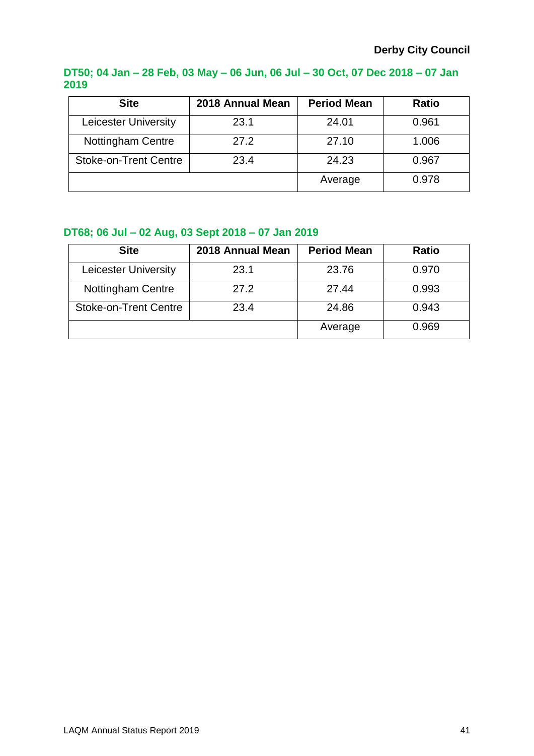### DT50; 04 Jan – 28 Feb, 03 May – 06 Jun, 06 Jul – 30 Oct, 07 Dec 2018 – 07 Jan 2019

| Site | 2018 Annual Mean | Period Mean | Ratio |
|---|---|---|---|
| Leicester University | 23.1 | 24.01 | 0.961 |
| Nottingham Centre | 27.2 | 27.10 | 1.006 |
| Stoke-on-Trent Centre | 23.4 | 24.23 | 0.967 |
| | | Average | 0.978 |

### DT68; 06 Jul – 02 Aug, 03 Sept 2018 – 07 Jan 2019

| Site | 2018 Annual Mean | Period Mean | Ratio |
|---|---|---|---|
| Leicester University | 23.1 | 23.76 | 0.970 |
| Nottingham Centre | 27.2 | 27.44 | 0.993 |
| Stoke-on-Trent Centre | 23.4 | 24.86 | 0.943 |
| | | Average | 0.969 |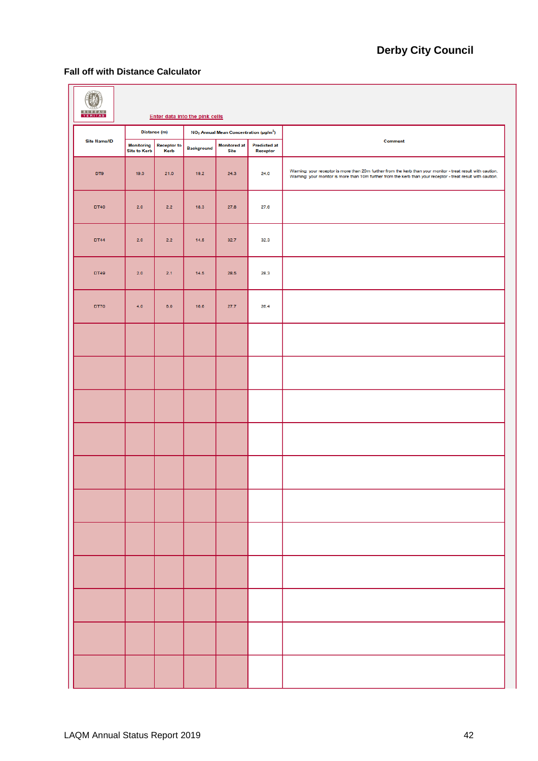## Fall off with Distance Calculator

Enter data into the pink cells

| Site Name/ID | Distance (m) | | $NO_2$ Annual Mean Concentration (µg/m³) | | | Comment |
|---|---|---|---|---|---|---|
| | Monitoring Site to Kerb | Receptor to Kerb | Background | Monitored at Site | Predicted at Receptor | |
| DT9 | 19.0 | 21.0 | 19.2 | 24.3 | 24.0 | Warning: your receptor is more than 20m further from the kerb than your monitor - treat result with caution. Warning: your monitor is more than 10m further from the kerb than your receptor - treat result with caution. |
| DT40 | 2.0 | 2.2 | 18.3 | 27.8 | 27.6 | |
| DT44 | 2.0 | 2.2 | 14.5 | 32.7 | 32.3 | |
| DT49 | 2.0 | 2.1 | 14.5 | 28.5 | 28.3 | |
| DT70 | 4.0 | 6.0 | 16.6 | 27.7 | 26.4 | |
| | | | | | | |
| | | | | | | |
| | | | | | | |
| | | | | | | |
| | | | | | | |
| | | | | | | |
| | | | | | | |
| | | | | | | |
| | | | | | | |
| | | | | | | |
| | | | | | | |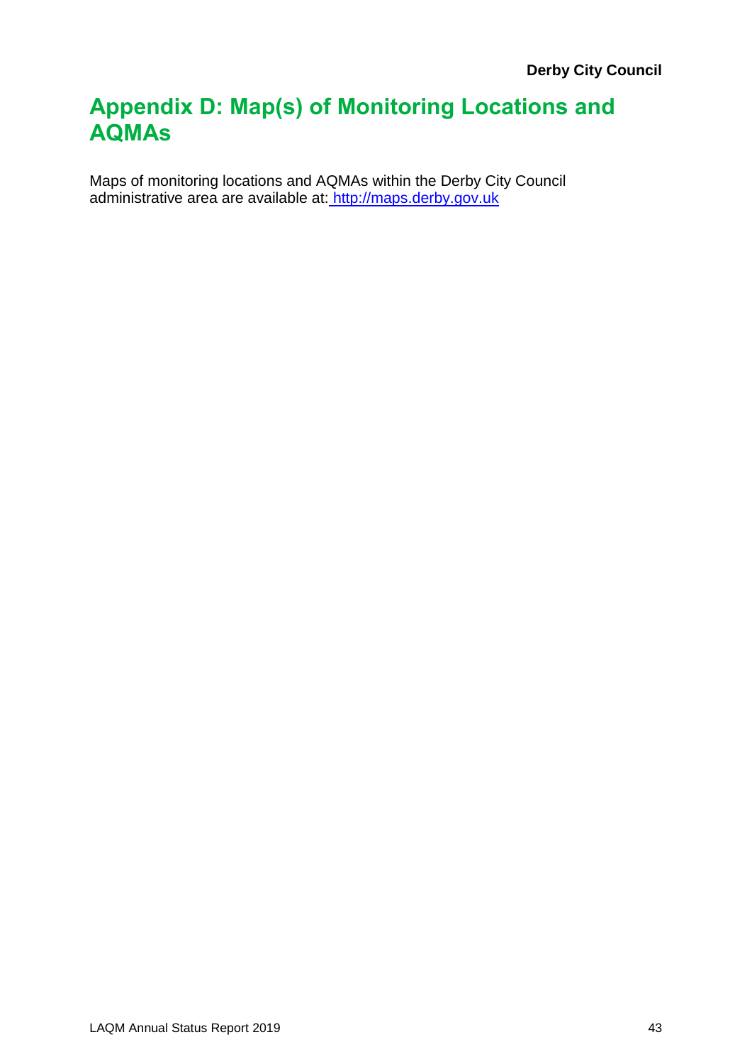# Appendix D: Map(s) of Monitoring Locations and AQMAs

Maps of monitoring locations and AQMAs within the Derby City Council administrative area are available at: http://maps.derby.gov.uk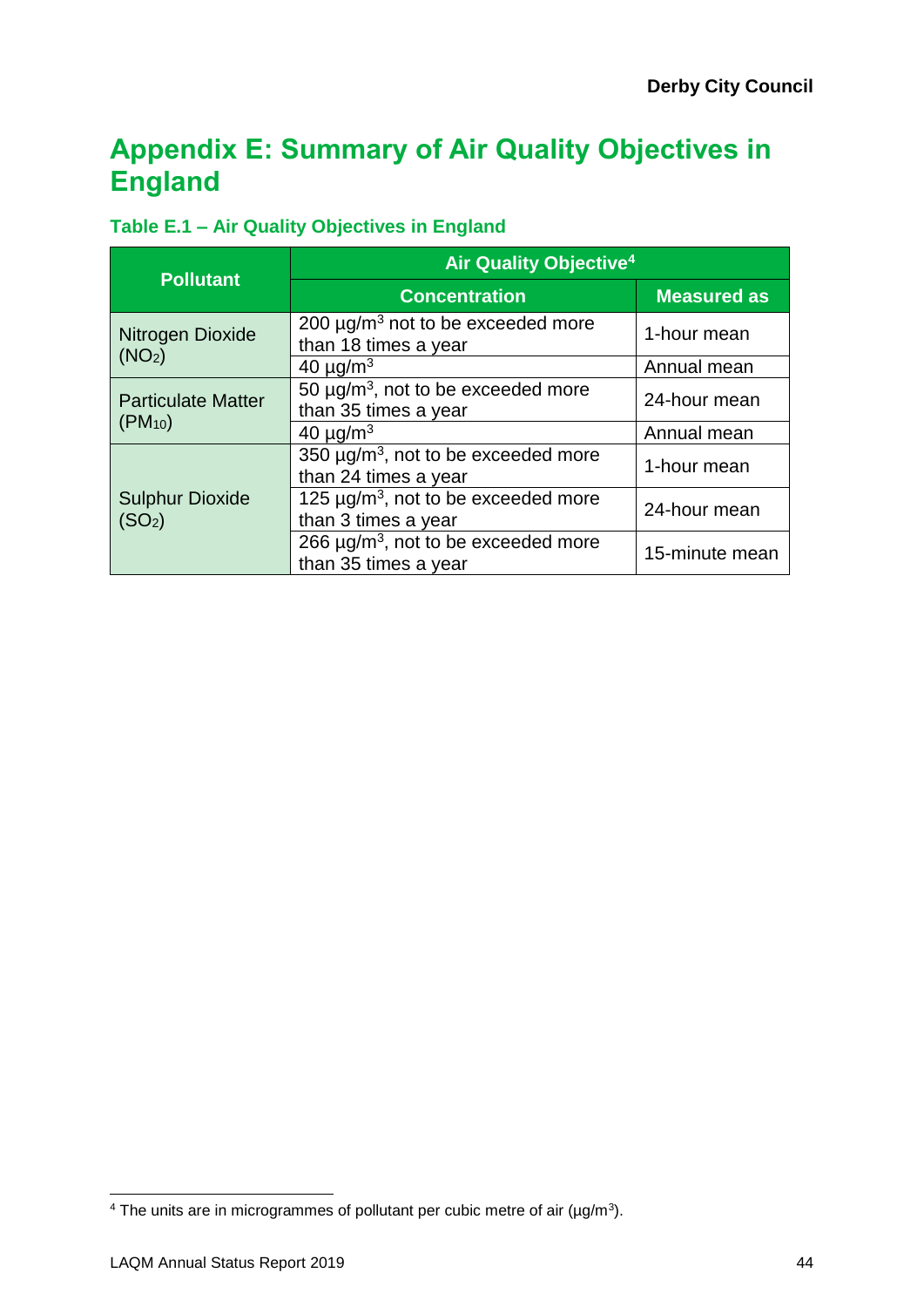# Appendix E: Summary of Air Quality Objectives in England

### Table E.1 – Air Quality Objectives in England

| Pollutant | Air Quality Objective[4] | |
|---|---|---|
| | Concentration | Measured as |
| Nitrogen Dioxide ($NO_2$) | 200 µg/m$^3$ not to be exceeded more than 18 times a year | 1-hour mean |
| | 40 µg/m$^3$ | Annual mean |
| Particulate Matter ($PM_{10}$) | 50 µg/m$^3$, not to be exceeded more than 35 times a year | 24-hour mean |
| | 40 µg/m$^3$ | Annual mean |
| Sulphur Dioxide ($SO_2$) | 350 µg/m$^3$, not to be exceeded more than 24 times a year | 1-hour mean |
| | 125 µg/m$^3$, not to be exceeded more than 3 times a year | 24-hour mean |
| | 266 µg/m$^3$, not to be exceeded more than 35 times a year | 15-minute mean |

[4] The units are in microgrammes of pollutant per cubic metre of air (µg/m$^3$).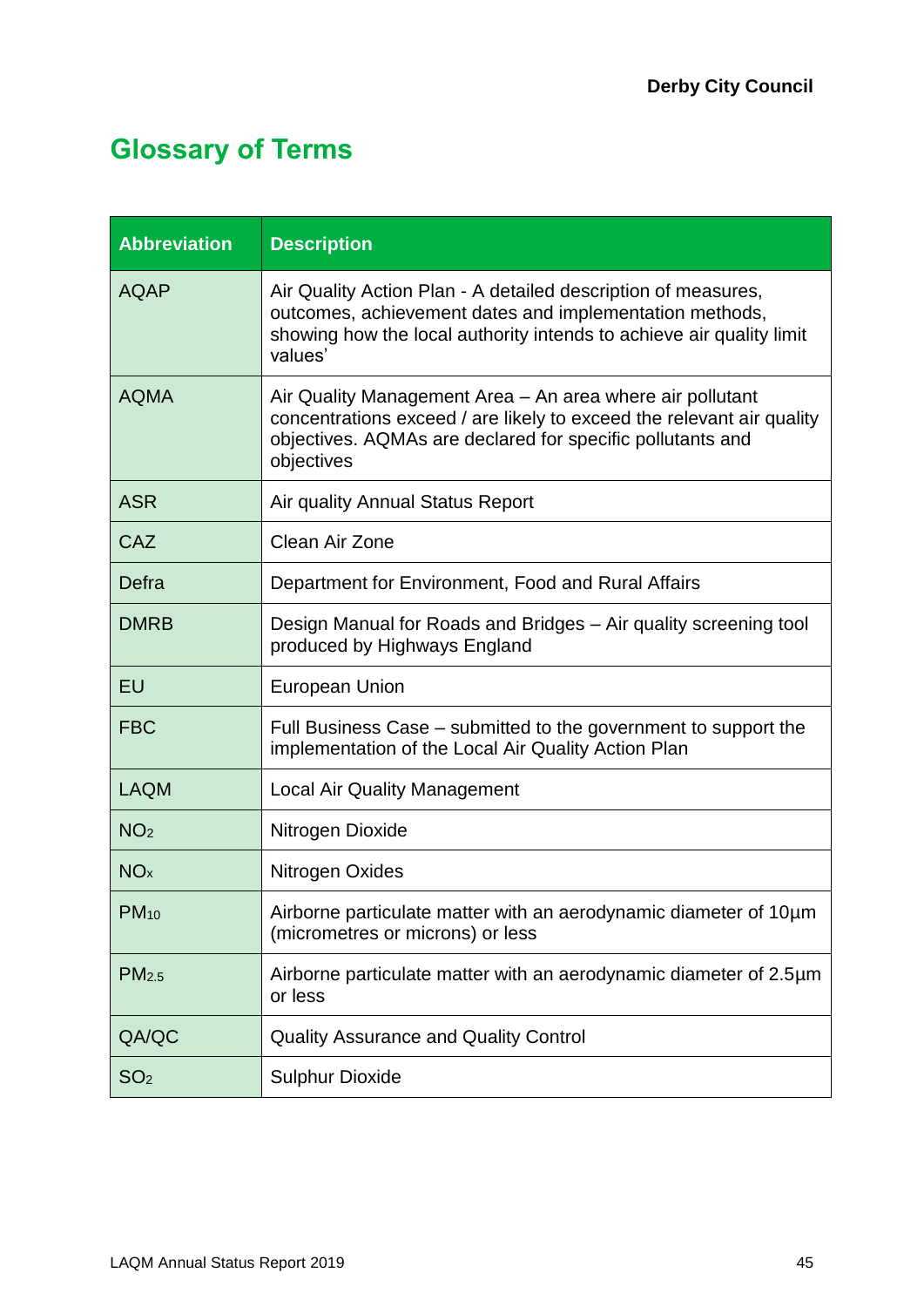# Glossary of Terms

| Abbreviation | Description |
|---|---|
| AQAP | Air Quality Action Plan - A detailed description of measures, outcomes, achievement dates and implementation methods, showing how the local authority intends to achieve air quality limit values' |
| AQMA | Air Quality Management Area – An area where air pollutant concentrations exceed / are likely to exceed the relevant air quality objectives. AQMAs are declared for specific pollutants and objectives |
| ASR | Air quality Annual Status Report |
| CAZ | Clean Air Zone |
| Defra | Department for Environment, Food and Rural Affairs |
| DMRB | Design Manual for Roads and Bridges – Air quality screening tool produced by Highways England |
| EU | European Union |
| FBC | Full Business Case – submitted to the government to support the implementation of the Local Air Quality Action Plan |
| LAQM | Local Air Quality Management |
| $NO_2$ | Nitrogen Dioxide |
| $NO_x$ | Nitrogen Oxides |
| $PM_{10}$ | Airborne particulate matter with an aerodynamic diameter of 10µm (micrometres or microns) or less |
| $PM_{2.5}$ | Airborne particulate matter with an aerodynamic diameter of 2.5µm or less |
| QA/QC | Quality Assurance and Quality Control |
| $SO_2$ | Sulphur Dioxide |